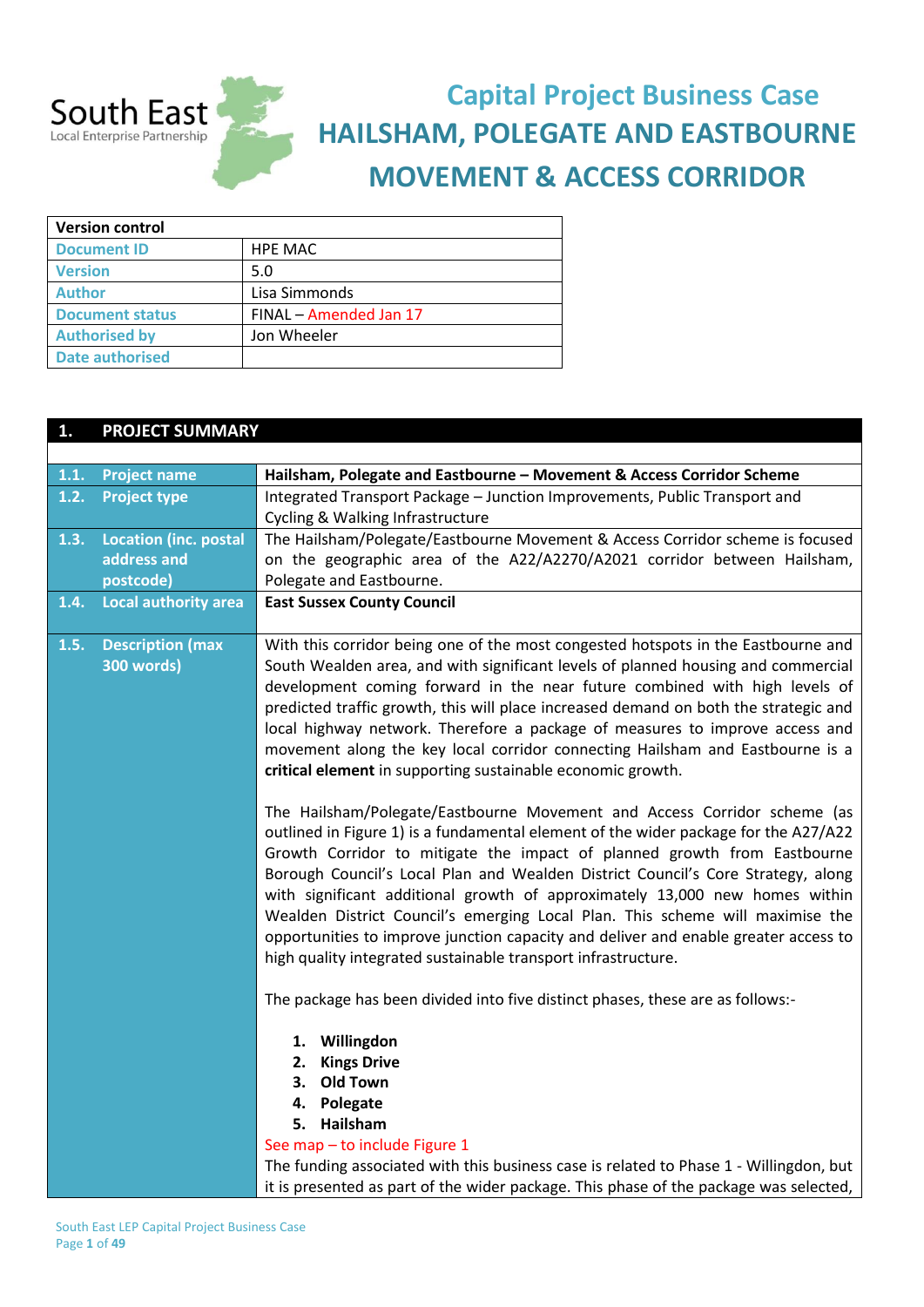South East Local Enterprise Partnership

# Capital Project Business Case
# HAILSHAM, POLEGATE AND EASTBOURNE MOVEMENT & ACCESS CORRIDOR

| Version control | |
|---|---|
| Document ID | HPE MAC |
| Version | 5.0 |
| Author | Lisa Simmonds |
| Document status | FINAL – Amended Jan 17 |
| Authorised by | Jon Wheeler |
| Date authorised | |

## 1. PROJECT SUMMARY

| | |
|---|---|
| 1.1. Project name | **Hailsham, Polegate and Eastbourne – Movement & Access Corridor Scheme** |
| 1.2. Project type | Integrated Transport Package – Junction Improvements, Public Transport and Cycling & Walking Infrastructure |
| 1.3. Location (inc. postal address and postcode) | The Hailsham/Polegate/Eastbourne Movement & Access Corridor scheme is focused on the geographic area of the A22/A2270/A2021 corridor between Hailsham, Polegate and Eastbourne. |
| 1.4. Local authority area | **East Sussex County Council** |
| 1.5. Description (max 300 words) | With this corridor being one of the most congested hotspots in the Eastbourne and South Wealden area, and with significant levels of planned housing and commercial development coming forward in the near future combined with high levels of predicted traffic growth, this will place increased demand on both the strategic and local highway network. Therefore a package of measures to improve access and movement along the key local corridor connecting Hailsham and Eastbourne is a **critical element** in supporting sustainable economic growth.<br><br>The Hailsham/Polegate/Eastbourne Movement and Access Corridor scheme (as outlined in Figure 1) is a fundamental element of the wider package for the A27/A22 Growth Corridor to mitigate the impact of planned growth from Eastbourne Borough Council's Local Plan and Wealden District Council's Core Strategy, along with significant additional growth of approximately 13,000 new homes within Wealden District Council's emerging Local Plan. This scheme will maximise the opportunities to improve junction capacity and deliver and enable greater access to high quality integrated sustainable transport infrastructure.<br><br>The package has been divided into five distinct phases, these are as follows:-<br><br>1. **Willingdon**<br>2. **Kings Drive**<br>3. **Old Town**<br>4. **Polegate**<br>5. **Hailsham**<br><br>See map – to include Figure 1<br>The funding associated with this business case is related to Phase 1 - Willingdon, but it is presented as part of the wider package. This phase of the package was selected, |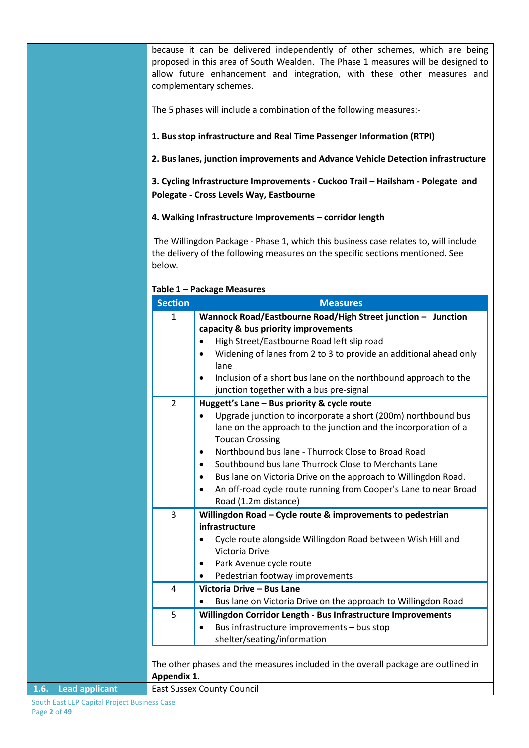because it can be delivered independently of other schemes, which are being proposed in this area of South Wealden. The Phase 1 measures will be designed to allow future enhancement and integration, with these other measures and complementary schemes.

The 5 phases will include a combination of the following measures:-

**1. Bus stop infrastructure and Real Time Passenger Information (RTPI)**

**2. Bus lanes, junction improvements and Advance Vehicle Detection infrastructure**

**3. Cycling Infrastructure Improvements - Cuckoo Trail – Hailsham - Polegate and Polegate - Cross Levels Way, Eastbourne**

**4. Walking Infrastructure Improvements – corridor length**

The Willingdon Package - Phase 1, which this business case relates to, will include the delivery of the following measures on the specific sections mentioned. See below.

**Table 1 – Package Measures**

| Section | Measures |
|---|---|
| 1 | **Wannock Road/Eastbourne Road/High Street junction – Junction capacity & bus priority improvements**<br>• High Street/Eastbourne Road left slip road<br>• Widening of lanes from 2 to 3 to provide an additional ahead only lane<br>• Inclusion of a short bus lane on the northbound approach to the junction together with a bus pre-signal |
| 2 | **Huggett's Lane – Bus priority & cycle route**<br>• Upgrade junction to incorporate a short (200m) northbound bus lane on the approach to the junction and the incorporation of a Toucan Crossing<br>• Northbound bus lane - Thurrock Close to Broad Road<br>• Southbound bus lane Thurrock Close to Merchants Lane<br>• Bus lane on Victoria Drive on the approach to Willingdon Road.<br>• An off-road cycle route running from Cooper's Lane to near Broad Road (1.2m distance) |
| 3 | **Willingdon Road – Cycle route & improvements to pedestrian infrastructure**<br>• Cycle route alongside Willingdon Road between Wish Hill and Victoria Drive<br>• Park Avenue cycle route<br>• Pedestrian footway improvements |
| 4 | **Victoria Drive – Bus Lane**<br>• Bus lane on Victoria Drive on the approach to Willingdon Road |
| 5 | **Willingdon Corridor Length - Bus Infrastructure Improvements**<br>• Bus infrastructure improvements – bus stop shelter/seating/information |

The other phases and the measures included in the overall package are outlined in **Appendix 1.**

| **1.6. Lead applicant** | East Sussex County Council |
|---|---|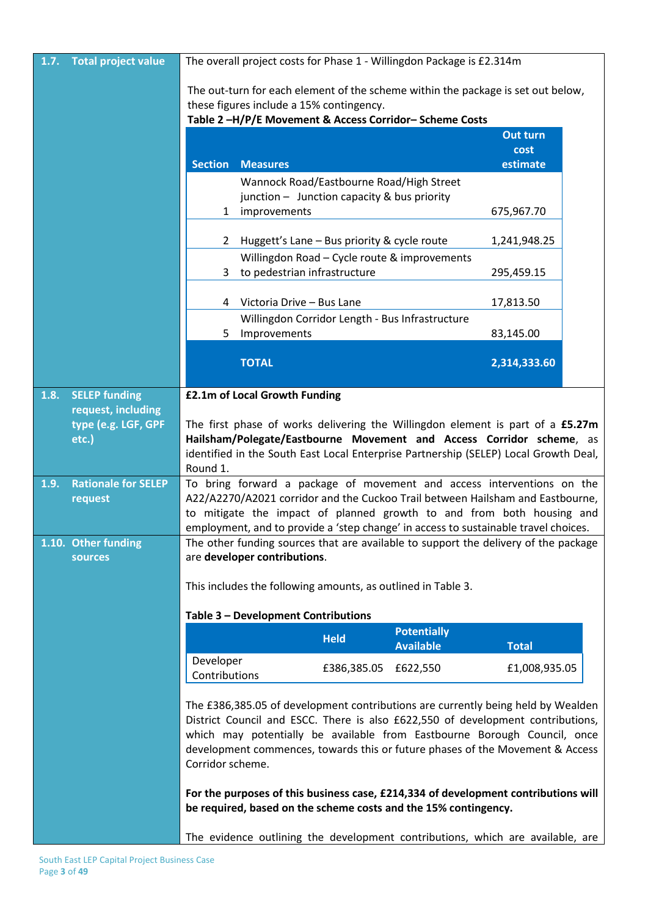**1.7. Total project value**

The overall project costs for Phase 1 - Willingdon Package is £2.314m

The out-turn for each element of the scheme within the package is set out below, these figures include a 15% contingency.

**Table 2 –H/P/E Movement & Access Corridor– Scheme Costs**

| Section | Measures | Out turn cost estimate |
|---|---|---|
| 1 | Wannock Road/Eastbourne Road/High Street junction – Junction capacity & bus priority improvements | 675,967.70 |
| 2 | Huggett's Lane – Bus priority & cycle route | 1,241,948.25 |
| 3 | Willingdon Road – Cycle route & improvements to pedestrian infrastructure | 295,459.15 |
| 4 | Victoria Drive – Bus Lane | 17,813.50 |
| 5 | Willingdon Corridor Length - Bus Infrastructure Improvements | 83,145.00 |
| | **TOTAL** | **2,314,333.60** |

**1.8. SELEP funding request, including type (e.g. LGF, GPF etc.)**

**£2.1m of Local Growth Funding**

The first phase of works delivering the Willingdon element is part of a **£5.27m Hailsham/Polegate/Eastbourne Movement and Access Corridor scheme**, as identified in the South East Local Enterprise Partnership (SELEP) Local Growth Deal, Round 1.

**1.9. Rationale for SELEP request**

To bring forward a package of movement and access interventions on the A22/A2270/A2021 corridor and the Cuckoo Trail between Hailsham and Eastbourne, to mitigate the impact of planned growth to and from both housing and employment, and to provide a 'step change' in access to sustainable travel choices.

**1.10. Other funding sources**

The other funding sources that are available to support the delivery of the package are **developer contributions**.

This includes the following amounts, as outlined in Table 3.

**Table 3 – Development Contributions**

| | Held | Potentially Available | Total |
|---|---|---|---|
| Developer Contributions | £386,385.05 | £622,550 | £1,008,935.05 |

The £386,385.05 of development contributions are currently being held by Wealden District Council and ESCC. There is also £622,550 of development contributions, which may potentially be available from Eastbourne Borough Council, once development commences, towards this or future phases of the Movement & Access Corridor scheme.

**For the purposes of this business case, £214,334 of development contributions will be required, based on the scheme costs and the 15% contingency.**

The evidence outlining the development contributions, which are available, are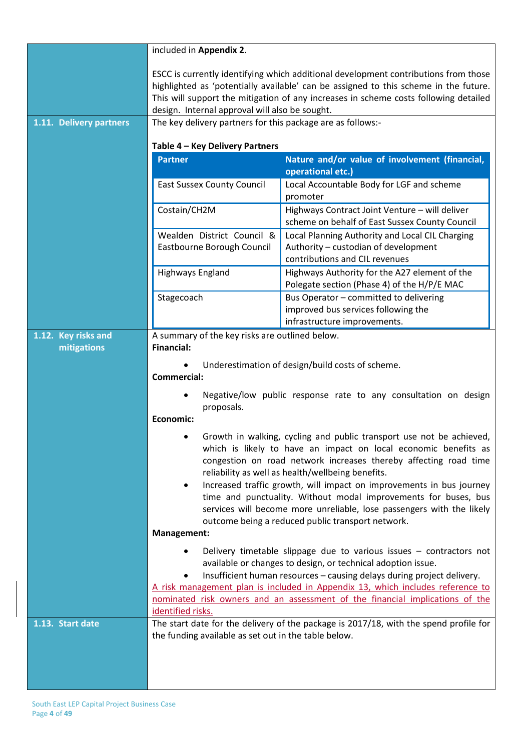included in **Appendix 2**.

ESCC is currently identifying which additional development contributions from those highlighted as 'potentially available' can be assigned to this scheme in the future. This will support the mitigation of any increases in scheme costs following detailed design. Internal approval will also be sought.

## 1.11. Delivery partners

The key delivery partners for this package are as follows:-

**Table 4 – Key Delivery Partners**

| Partner | Nature and/or value of involvement (financial, operational etc.) |
|---|---|
| East Sussex County Council | Local Accountable Body for LGF and scheme promoter |
| Costain/CH2M | Highways Contract Joint Venture – will deliver scheme on behalf of East Sussex County Council |
| Wealden District Council & Eastbourne Borough Council | Local Planning Authority and Local CIL Charging Authority – custodian of development contributions and CIL revenues |
| Highways England | Highways Authority for the A27 element of the Polegate section (Phase 4) of the H/P/E MAC |
| Stagecoach | Bus Operator – committed to delivering improved bus services following the infrastructure improvements. |

## 1.12. Key risks and mitigations

A summary of the key risks are outlined below.

**Financial:**

- Underestimation of design/build costs of scheme.

**Commercial:**

- Negative/low public response rate to any consultation on design proposals.

**Economic:**

- Growth in walking, cycling and public transport use not be achieved, which is likely to have an impact on local economic benefits as congestion on road network increases thereby affecting road time reliability as well as health/wellbeing benefits.
- Increased traffic growth, will impact on improvements in bus journey time and punctuality. Without modal improvements for buses, bus services will become more unreliable, lose passengers with the likely outcome being a reduced public transport network.

**Management:**

- Delivery timetable slippage due to various issues – contractors not available or changes to design, or technical adoption issue.
- Insufficient human resources – causing delays during project delivery.

A risk management plan is included in Appendix 13, which includes reference to nominated risk owners and an assessment of the financial implications of the identified risks.

## 1.13. Start date

The start date for the delivery of the package is 2017/18, with the spend profile for the funding available as set out in the table below.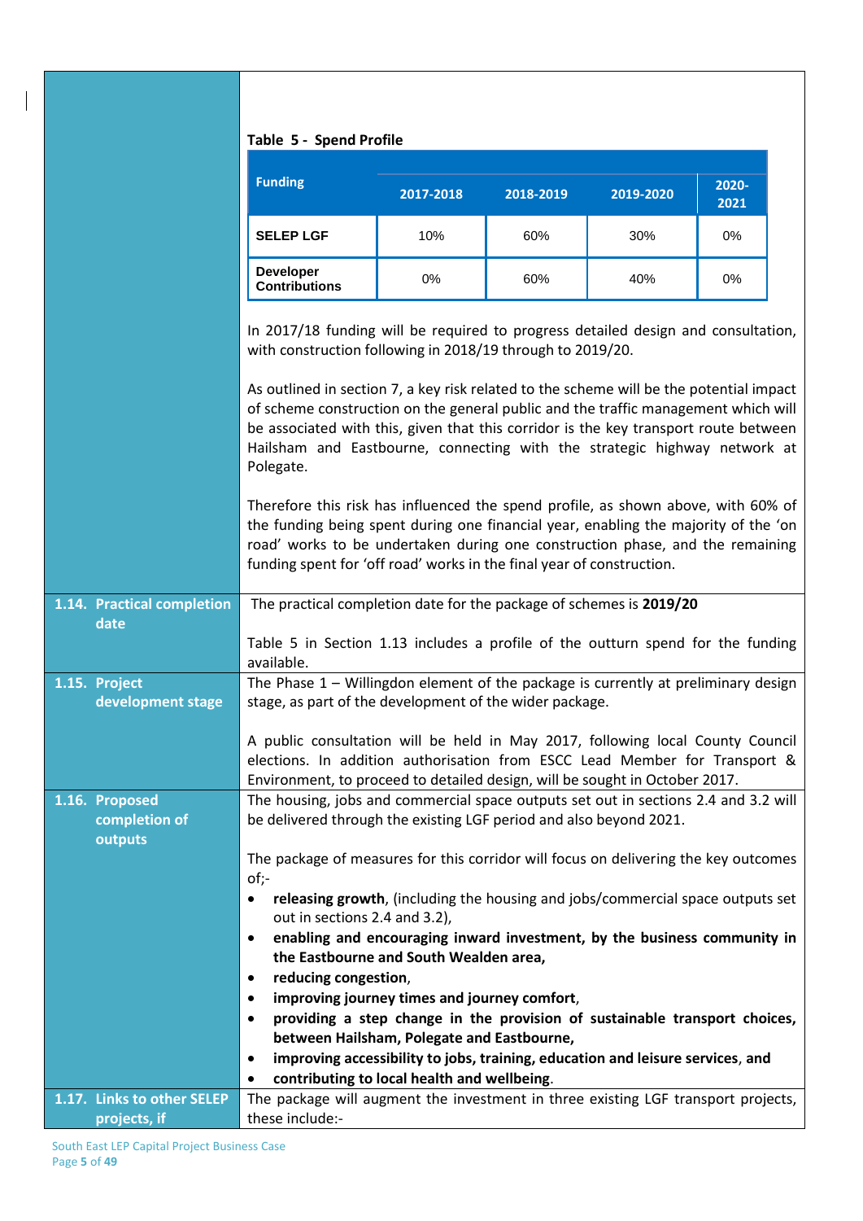**Table 5 - Spend Profile**

| Funding | 2017-2018 | 2018-2019 | 2019-2020 | 2020-2021 |
|---|---|---|---|---|
| **SELEP LGF** | 10% | 60% | 30% | 0% |
| **Developer Contributions** | 0% | 60% | 40% | 0% |

In 2017/18 funding will be required to progress detailed design and consultation, with construction following in 2018/19 through to 2019/20.

As outlined in section 7, a key risk related to the scheme will be the potential impact of scheme construction on the general public and the traffic management which will be associated with this, given that this corridor is the key transport route between Hailsham and Eastbourne, connecting with the strategic highway network at Polegate.

Therefore this risk has influenced the spend profile, as shown above, with 60% of the funding being spent during one financial year, enabling the majority of the 'on road' works to be undertaken during one construction phase, and the remaining funding spent for 'off road' works in the final year of construction.

**1.14. Practical completion date**

The practical completion date for the package of schemes is **2019/20**

Table 5 in Section 1.13 includes a profile of the outturn spend for the funding available.

**1.15. Project development stage**

The Phase 1 – Willingdon element of the package is currently at preliminary design stage, as part of the development of the wider package.

A public consultation will be held in May 2017, following local County Council elections. In addition authorisation from ESCC Lead Member for Transport & Environment, to proceed to detailed design, will be sought in October 2017.

**1.16. Proposed completion of outputs**

The housing, jobs and commercial space outputs set out in sections 2.4 and 3.2 will be delivered through the existing LGF period and also beyond 2021.

The package of measures for this corridor will focus on delivering the key outcomes of;-

- **releasing growth**, (including the housing and jobs/commercial space outputs set out in sections 2.4 and 3.2),
- **enabling and encouraging inward investment, by the business community in the Eastbourne and South Wealden area,**
- **reducing congestion**,
- **improving journey times and journey comfort**,
- **providing a step change in the provision of sustainable transport choices, between Hailsham, Polegate and Eastbourne,**
- **improving accessibility to jobs, training, education and leisure services**, **and**
- **contributing to local health and wellbeing**.

**1.17. Links to other SELEP projects, if**

The package will augment the investment in three existing LGF transport projects, these include:-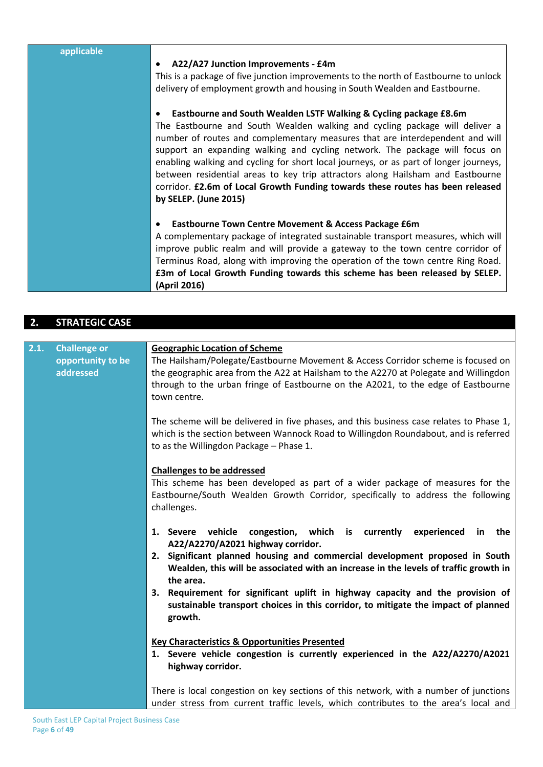| applicable | |
|---|---|
| | • **A22/A27 Junction Improvements - £4m**<br>This is a package of five junction improvements to the north of Eastbourne to unlock delivery of employment growth and housing in South Wealden and Eastbourne.<br><br>• **Eastbourne and South Wealden LSTF Walking & Cycling package £8.6m**<br>The Eastbourne and South Wealden walking and cycling package will deliver a number of routes and complementary measures that are interdependent and will support an expanding walking and cycling network. The package will focus on enabling walking and cycling for short local journeys, or as part of longer journeys, between residential areas to key trip attractors along Hailsham and Eastbourne corridor. **£2.6m of Local Growth Funding towards these routes has been released by SELEP. (June 2015)**<br><br>• **Eastbourne Town Centre Movement & Access Package £6m**<br>A complementary package of integrated sustainable transport measures, which will improve public realm and will provide a gateway to the town centre corridor of Terminus Road, along with improving the operation of the town centre Ring Road. **£3m of Local Growth Funding towards this scheme has been released by SELEP. (April 2016)** |

## 2. STRATEGIC CASE

| 2.1. Challenge or opportunity to be addressed | |
|---|---|
| | <u>**Geographic Location of Scheme**</u><br>The Hailsham/Polegate/Eastbourne Movement & Access Corridor scheme is focused on the geographic area from the A22 at Hailsham to the A2270 at Polegate and Willingdon through to the urban fringe of Eastbourne on the A2021, to the edge of Eastbourne town centre.<br><br>The scheme will be delivered in five phases, and this business case relates to Phase 1, which is the section between Wannock Road to Willingdon Roundabout, and is referred to as the Willingdon Package – Phase 1.<br><br><u>**Challenges to be addressed**</u><br>This scheme has been developed as part of a wider package of measures for the Eastbourne/South Wealden Growth Corridor, specifically to address the following challenges.<br><br>1. **Severe vehicle congestion, which is currently experienced in the A22/A2270/A2021 highway corridor.**<br>2. **Significant planned housing and commercial development proposed in South Wealden, this will be associated with an increase in the levels of traffic growth in the area.**<br>3. **Requirement for significant uplift in highway capacity and the provision of sustainable transport choices in this corridor, to mitigate the impact of planned growth.**<br><br><u>**Key Characteristics & Opportunities Presented**</u><br>1. **Severe vehicle congestion is currently experienced in the A22/A2270/A2021 highway corridor.**<br><br>There is local congestion on key sections of this network, with a number of junctions under stress from current traffic levels, which contributes to the area's local and |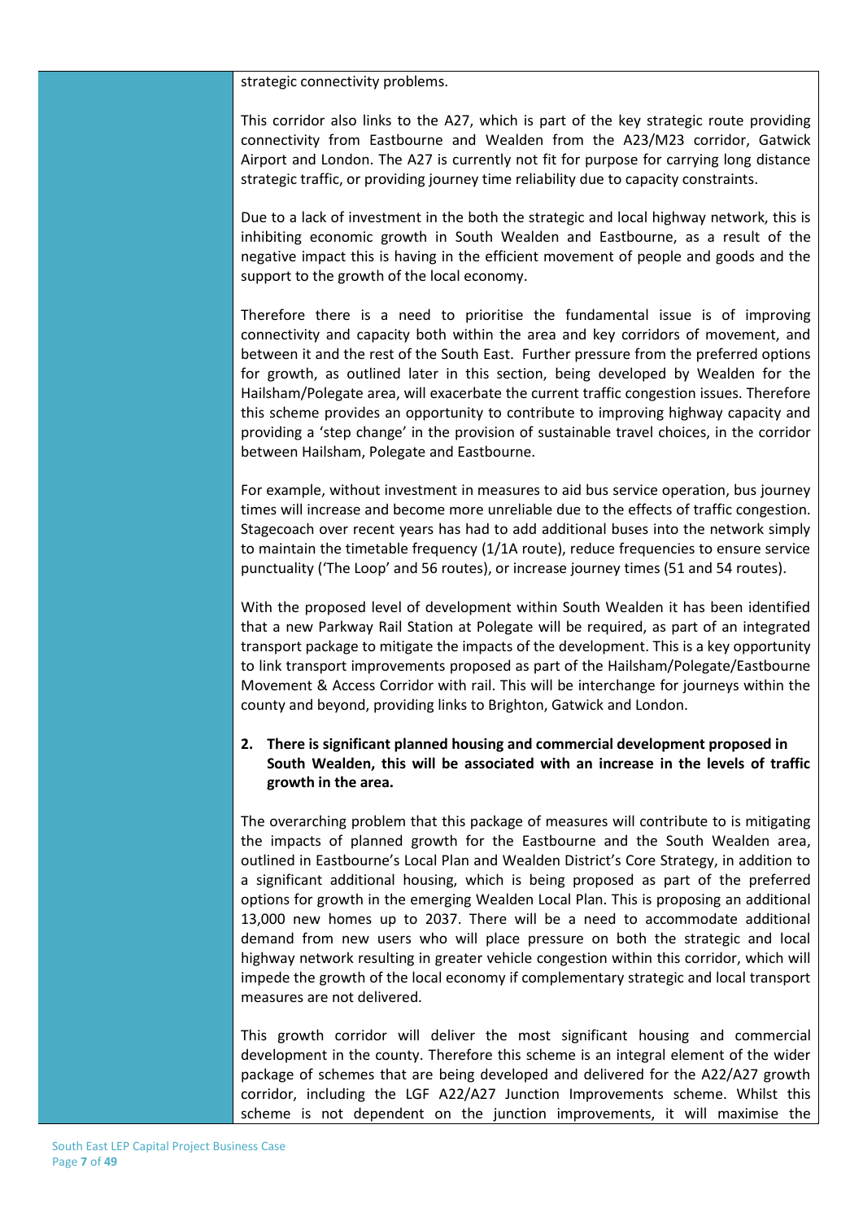strategic connectivity problems.

This corridor also links to the A27, which is part of the key strategic route providing connectivity from Eastbourne and Wealden from the A23/M23 corridor, Gatwick Airport and London. The A27 is currently not fit for purpose for carrying long distance strategic traffic, or providing journey time reliability due to capacity constraints.

Due to a lack of investment in the both the strategic and local highway network, this is inhibiting economic growth in South Wealden and Eastbourne, as a result of the negative impact this is having in the efficient movement of people and goods and the support to the growth of the local economy.

Therefore there is a need to prioritise the fundamental issue is of improving connectivity and capacity both within the area and key corridors of movement, and between it and the rest of the South East. Further pressure from the preferred options for growth, as outlined later in this section, being developed by Wealden for the Hailsham/Polegate area, will exacerbate the current traffic congestion issues. Therefore this scheme provides an opportunity to contribute to improving highway capacity and providing a 'step change' in the provision of sustainable travel choices, in the corridor between Hailsham, Polegate and Eastbourne.

For example, without investment in measures to aid bus service operation, bus journey times will increase and become more unreliable due to the effects of traffic congestion. Stagecoach over recent years has had to add additional buses into the network simply to maintain the timetable frequency (1/1A route), reduce frequencies to ensure service punctuality ('The Loop' and 56 routes), or increase journey times (51 and 54 routes).

With the proposed level of development within South Wealden it has been identified that a new Parkway Rail Station at Polegate will be required, as part of an integrated transport package to mitigate the impacts of the development. This is a key opportunity to link transport improvements proposed as part of the Hailsham/Polegate/Eastbourne Movement & Access Corridor with rail. This will be interchange for journeys within the county and beyond, providing links to Brighton, Gatwick and London.

2. **There is significant planned housing and commercial development proposed in South Wealden, this will be associated with an increase in the levels of traffic growth in the area.**

The overarching problem that this package of measures will contribute to is mitigating the impacts of planned growth for the Eastbourne and the South Wealden area, outlined in Eastbourne's Local Plan and Wealden District's Core Strategy, in addition to a significant additional housing, which is being proposed as part of the preferred options for growth in the emerging Wealden Local Plan. This is proposing an additional 13,000 new homes up to 2037. There will be a need to accommodate additional demand from new users who will place pressure on both the strategic and local highway network resulting in greater vehicle congestion within this corridor, which will impede the growth of the local economy if complementary strategic and local transport measures are not delivered.

This growth corridor will deliver the most significant housing and commercial development in the county. Therefore this scheme is an integral element of the wider package of schemes that are being developed and delivered for the A22/A27 growth corridor, including the LGF A22/A27 Junction Improvements scheme. Whilst this scheme is not dependent on the junction improvements, it will maximise the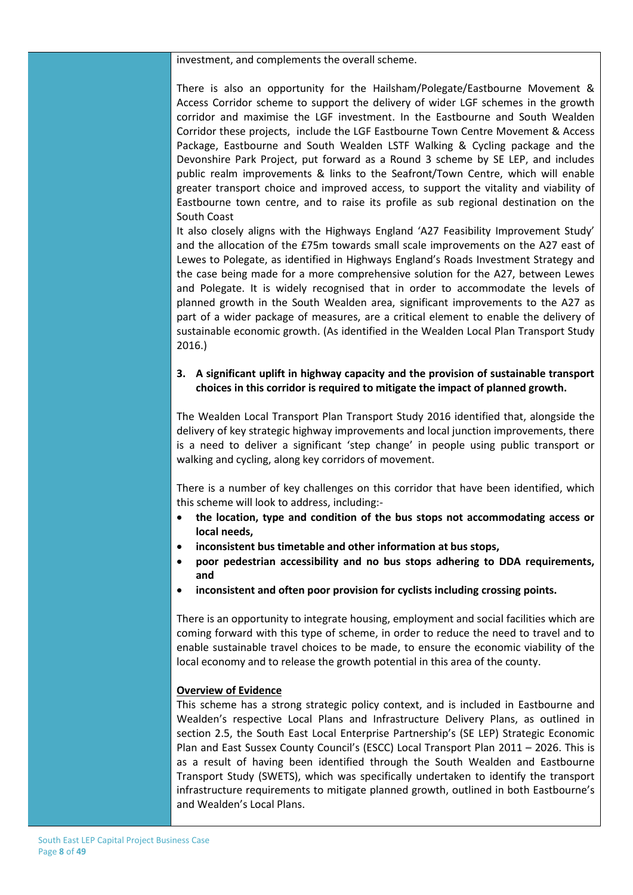investment, and complements the overall scheme.

There is also an opportunity for the Hailsham/Polegate/Eastbourne Movement & Access Corridor scheme to support the delivery of wider LGF schemes in the growth corridor and maximise the LGF investment. In the Eastbourne and South Wealden Corridor these projects, include the LGF Eastbourne Town Centre Movement & Access Package, Eastbourne and South Wealden LSTF Walking & Cycling package and the Devonshire Park Project, put forward as a Round 3 scheme by SE LEP, and includes public realm improvements & links to the Seafront/Town Centre, which will enable greater transport choice and improved access, to support the vitality and viability of Eastbourne town centre, and to raise its profile as sub regional destination on the South Coast

It also closely aligns with the Highways England 'A27 Feasibility Improvement Study' and the allocation of the £75m towards small scale improvements on the A27 east of Lewes to Polegate, as identified in Highways England's Roads Investment Strategy and the case being made for a more comprehensive solution for the A27, between Lewes and Polegate. It is widely recognised that in order to accommodate the levels of planned growth in the South Wealden area, significant improvements to the A27 as part of a wider package of measures, are a critical element to enable the delivery of sustainable economic growth. (As identified in the Wealden Local Plan Transport Study 2016.)

3. **A significant uplift in highway capacity and the provision of sustainable transport choices in this corridor is required to mitigate the impact of planned growth.**

The Wealden Local Transport Plan Transport Study 2016 identified that, alongside the delivery of key strategic highway improvements and local junction improvements, there is a need to deliver a significant 'step change' in people using public transport or walking and cycling, along key corridors of movement.

There is a number of key challenges on this corridor that have been identified, which this scheme will look to address, including:-

- **the location, type and condition of the bus stops not accommodating access or local needs,**
- **inconsistent bus timetable and other information at bus stops,**
- **poor pedestrian accessibility and no bus stops adhering to DDA requirements, and**
- **inconsistent and often poor provision for cyclists including crossing points.**

There is an opportunity to integrate housing, employment and social facilities which are coming forward with this type of scheme, in order to reduce the need to travel and to enable sustainable travel choices to be made, to ensure the economic viability of the local economy and to release the growth potential in this area of the county.

**Overview of Evidence**

This scheme has a strong strategic policy context, and is included in Eastbourne and Wealden's respective Local Plans and Infrastructure Delivery Plans, as outlined in section 2.5, the South East Local Enterprise Partnership's (SE LEP) Strategic Economic Plan and East Sussex County Council's (ESCC) Local Transport Plan 2011 – 2026. This is as a result of having been identified through the South Wealden and Eastbourne Transport Study (SWETS), which was specifically undertaken to identify the transport infrastructure requirements to mitigate planned growth, outlined in both Eastbourne's and Wealden's Local Plans.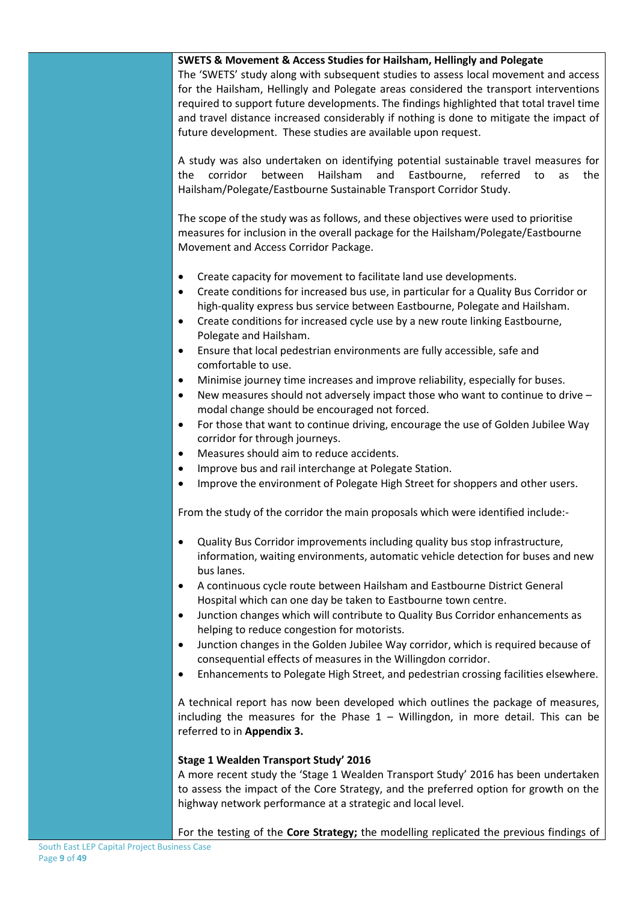**SWETS & Movement & Access Studies for Hailsham, Hellingly and Polegate**

The 'SWETS' study along with subsequent studies to assess local movement and access for the Hailsham, Hellingly and Polegate areas considered the transport interventions required to support future developments. The findings highlighted that total travel time and travel distance increased considerably if nothing is done to mitigate the impact of future development. These studies are available upon request.

A study was also undertaken on identifying potential sustainable travel measures for the corridor between Hailsham and Eastbourne, referred to as the Hailsham/Polegate/Eastbourne Sustainable Transport Corridor Study.

The scope of the study was as follows, and these objectives were used to prioritise measures for inclusion in the overall package for the Hailsham/Polegate/Eastbourne Movement and Access Corridor Package.

- Create capacity for movement to facilitate land use developments.
- Create conditions for increased bus use, in particular for a Quality Bus Corridor or high-quality express bus service between Eastbourne, Polegate and Hailsham.
- Create conditions for increased cycle use by a new route linking Eastbourne, Polegate and Hailsham.
- Ensure that local pedestrian environments are fully accessible, safe and comfortable to use.
- Minimise journey time increases and improve reliability, especially for buses.
- New measures should not adversely impact those who want to continue to drive – modal change should be encouraged not forced.
- For those that want to continue driving, encourage the use of Golden Jubilee Way corridor for through journeys.
- Measures should aim to reduce accidents.
- Improve bus and rail interchange at Polegate Station.
- Improve the environment of Polegate High Street for shoppers and other users.

From the study of the corridor the main proposals which were identified include:-

- Quality Bus Corridor improvements including quality bus stop infrastructure, information, waiting environments, automatic vehicle detection for buses and new bus lanes.
- A continuous cycle route between Hailsham and Eastbourne District General Hospital which can one day be taken to Eastbourne town centre.
- Junction changes which will contribute to Quality Bus Corridor enhancements as helping to reduce congestion for motorists.
- Junction changes in the Golden Jubilee Way corridor, which is required because of consequential effects of measures in the Willingdon corridor.
- Enhancements to Polegate High Street, and pedestrian crossing facilities elsewhere.

A technical report has now been developed which outlines the package of measures, including the measures for the Phase 1 – Willingdon, in more detail. This can be referred to in **Appendix 3.**

**Stage 1 Wealden Transport Study' 2016**

A more recent study the 'Stage 1 Wealden Transport Study' 2016 has been undertaken to assess the impact of the Core Strategy, and the preferred option for growth on the highway network performance at a strategic and local level.

For the testing of the **Core Strategy;** the modelling replicated the previous findings of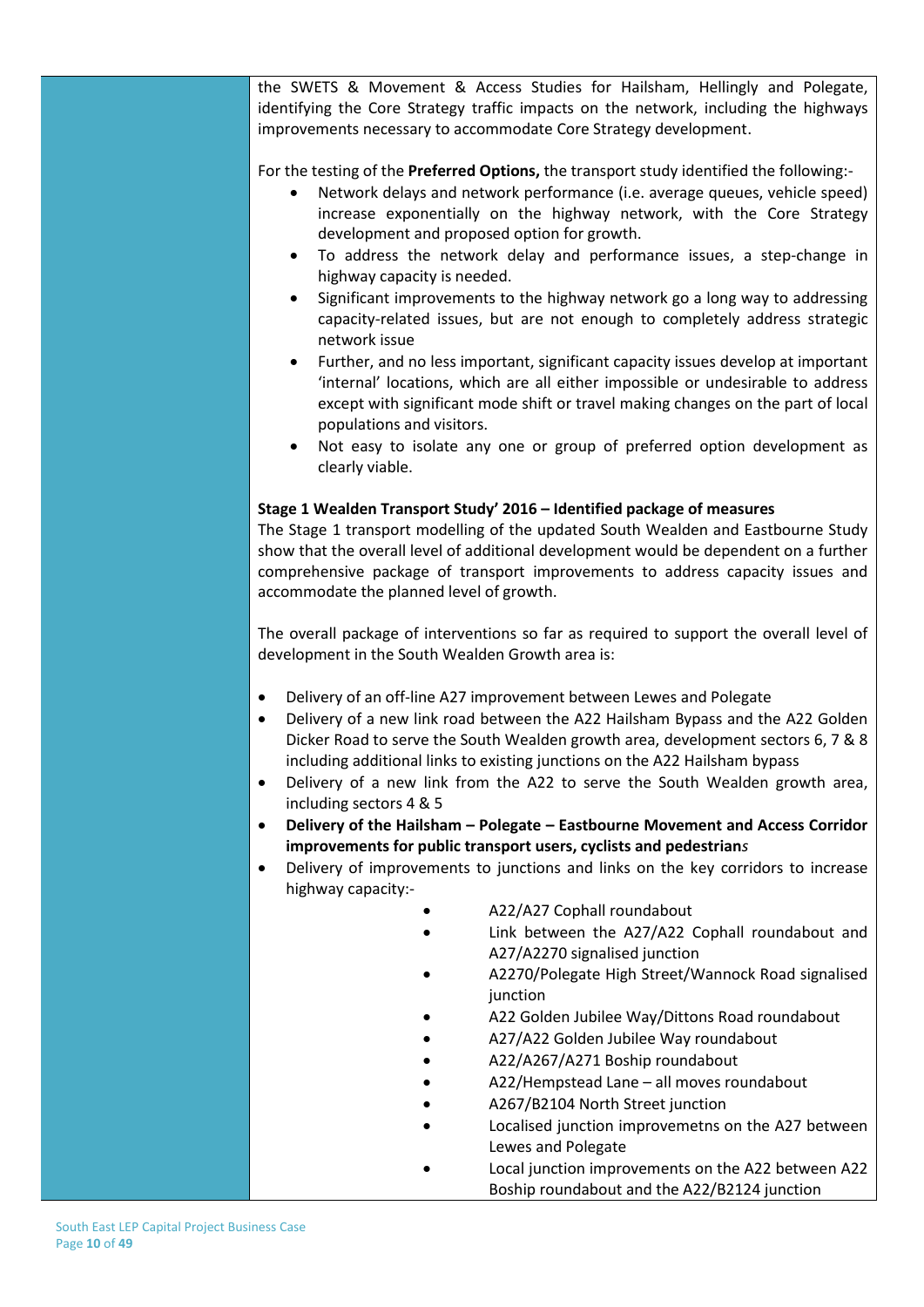the SWETS & Movement & Access Studies for Hailsham, Hellingly and Polegate, identifying the Core Strategy traffic impacts on the network, including the highways improvements necessary to accommodate Core Strategy development.

For the testing of the **Preferred Options,** the transport study identified the following:-

- Network delays and network performance (i.e. average queues, vehicle speed) increase exponentially on the highway network, with the Core Strategy development and proposed option for growth.
- To address the network delay and performance issues, a step-change in highway capacity is needed.
- Significant improvements to the highway network go a long way to addressing capacity-related issues, but are not enough to completely address strategic network issue
- Further, and no less important, significant capacity issues develop at important 'internal' locations, which are all either impossible or undesirable to address except with significant mode shift or travel making changes on the part of local populations and visitors.
- Not easy to isolate any one or group of preferred option development as clearly viable.

**Stage 1 Wealden Transport Study' 2016 – Identified package of measures**

The Stage 1 transport modelling of the updated South Wealden and Eastbourne Study show that the overall level of additional development would be dependent on a further comprehensive package of transport improvements to address capacity issues and accommodate the planned level of growth.

The overall package of interventions so far as required to support the overall level of development in the South Wealden Growth area is:

- Delivery of an off-line A27 improvement between Lewes and Polegate
- Delivery of a new link road between the A22 Hailsham Bypass and the A22 Golden Dicker Road to serve the South Wealden growth area, development sectors 6, 7 & 8 including additional links to existing junctions on the A22 Hailsham bypass
- Delivery of a new link from the A22 to serve the South Wealden growth area, including sectors 4 & 5
- **Delivery of the Hailsham – Polegate – Eastbourne Movement and Access Corridor improvements for public transport users, cyclists and pedestrian***s*
- Delivery of improvements to junctions and links on the key corridors to increase highway capacity:-
  - A22/A27 Cophall roundabout
  - Link between the A27/A22 Cophall roundabout and A27/A2270 signalised junction
  - A2270/Polegate High Street/Wannock Road signalised junction
  - A22 Golden Jubilee Way/Dittons Road roundabout
  - A27/A22 Golden Jubilee Way roundabout
  - A22/A267/A271 Boship roundabout
  - A22/Hempstead Lane – all moves roundabout
  - A267/B2104 North Street junction
  - Localised junction improvemetns on the A27 between Lewes and Polegate
  - Local junction improvements on the A22 between A22 Boship roundabout and the A22/B2124 junction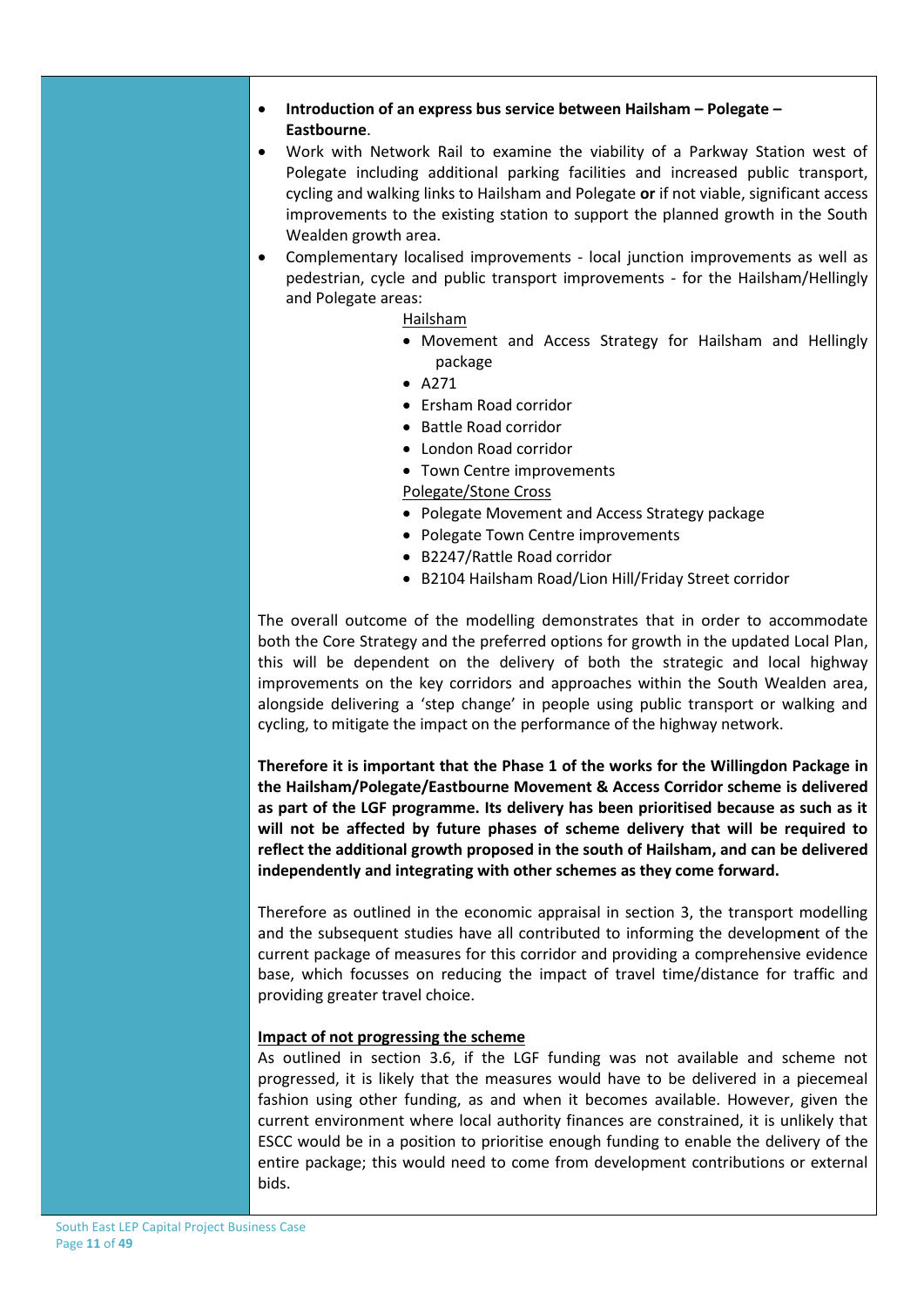- **Introduction of an express bus service between Hailsham – Polegate – Eastbourne**.
- Work with Network Rail to examine the viability of a Parkway Station west of Polegate including additional parking facilities and increased public transport, cycling and walking links to Hailsham and Polegate **or** if not viable, significant access improvements to the existing station to support the planned growth in the South Wealden growth area.
- Complementary localised improvements - local junction improvements as well as pedestrian, cycle and public transport improvements - for the Hailsham/Hellingly and Polegate areas:

  Hailsham
  - Movement and Access Strategy for Hailsham and Hellingly package
  - A271
  - Ersham Road corridor
  - Battle Road corridor
  - London Road corridor
  - Town Centre improvements

  Polegate/Stone Cross
  - Polegate Movement and Access Strategy package
  - Polegate Town Centre improvements
  - B2247/Rattle Road corridor
  - B2104 Hailsham Road/Lion Hill/Friday Street corridor

The overall outcome of the modelling demonstrates that in order to accommodate both the Core Strategy and the preferred options for growth in the updated Local Plan, this will be dependent on the delivery of both the strategic and local highway improvements on the key corridors and approaches within the South Wealden area, alongside delivering a 'step change' in people using public transport or walking and cycling, to mitigate the impact on the performance of the highway network.

**Therefore it is important that the Phase 1 of the works for the Willingdon Package in the Hailsham/Polegate/Eastbourne Movement & Access Corridor scheme is delivered as part of the LGF programme. Its delivery has been prioritised because as such as it will not be affected by future phases of scheme delivery that will be required to reflect the additional growth proposed in the south of Hailsham, and can be delivered independently and integrating with other schemes as they come forward.**

Therefore as outlined in the economic appraisal in section 3, the transport modelling and the subsequent studies have all contributed to informing the development of the current package of measures for this corridor and providing a comprehensive evidence base, which focusses on reducing the impact of travel time/distance for traffic and providing greater travel choice.

**Impact of not progressing the scheme**

As outlined in section 3.6, if the LGF funding was not available and scheme not progressed, it is likely that the measures would have to be delivered in a piecemeal fashion using other funding, as and when it becomes available. However, given the current environment where local authority finances are constrained, it is unlikely that ESCC would be in a position to prioritise enough funding to enable the delivery of the entire package; this would need to come from development contributions or external bids.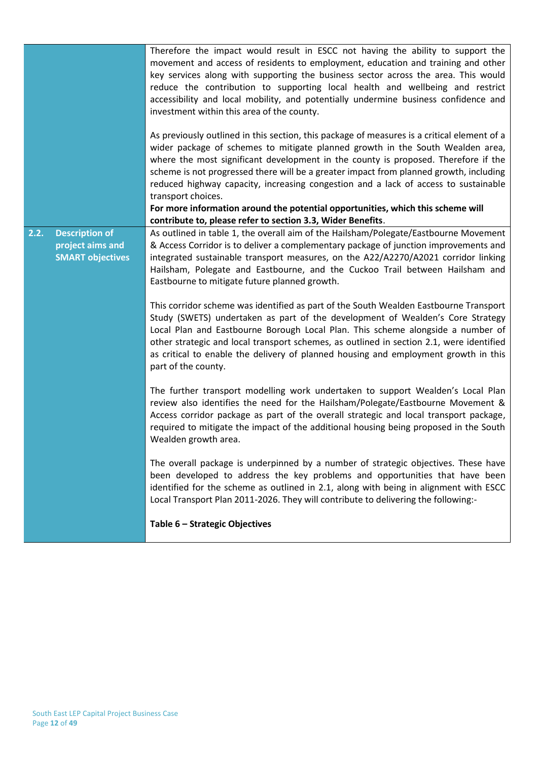| | |
|---|---|
| | Therefore the impact would result in ESCC not having the ability to support the movement and access of residents to employment, education and training and other key services along with supporting the business sector across the area. This would reduce the contribution to supporting local health and wellbeing and restrict accessibility and local mobility, and potentially undermine business confidence and investment within this area of the county.<br><br>As previously outlined in this section, this package of measures is a critical element of a wider package of schemes to mitigate planned growth in the South Wealden area, where the most significant development in the county is proposed. Therefore if the scheme is not progressed there will be a greater impact from planned growth, including reduced highway capacity, increasing congestion and a lack of access to sustainable transport choices.<br>**For more information around the potential opportunities, which this scheme will contribute to, please refer to section 3.3, Wider Benefits**. |
| **2.2. Description of project aims and SMART objectives** | As outlined in table 1, the overall aim of the Hailsham/Polegate/Eastbourne Movement & Access Corridor is to deliver a complementary package of junction improvements and integrated sustainable transport measures, on the A22/A2270/A2021 corridor linking Hailsham, Polegate and Eastbourne, and the Cuckoo Trail between Hailsham and Eastbourne to mitigate future planned growth.<br><br>This corridor scheme was identified as part of the South Wealden Eastbourne Transport Study (SWETS) undertaken as part of the development of Wealden's Core Strategy Local Plan and Eastbourne Borough Local Plan. This scheme alongside a number of other strategic and local transport schemes, as outlined in section 2.1, were identified as critical to enable the delivery of planned housing and employment growth in this part of the county.<br><br>The further transport modelling work undertaken to support Wealden's Local Plan review also identifies the need for the Hailsham/Polegate/Eastbourne Movement & Access corridor package as part of the overall strategic and local transport package, required to mitigate the impact of the additional housing being proposed in the South Wealden growth area.<br><br>The overall package is underpinned by a number of strategic objectives. These have been developed to address the key problems and opportunities that have been identified for the scheme as outlined in 2.1, along with being in alignment with ESCC Local Transport Plan 2011-2026. They will contribute to delivering the following:-<br><br>**Table 6 – Strategic Objectives** |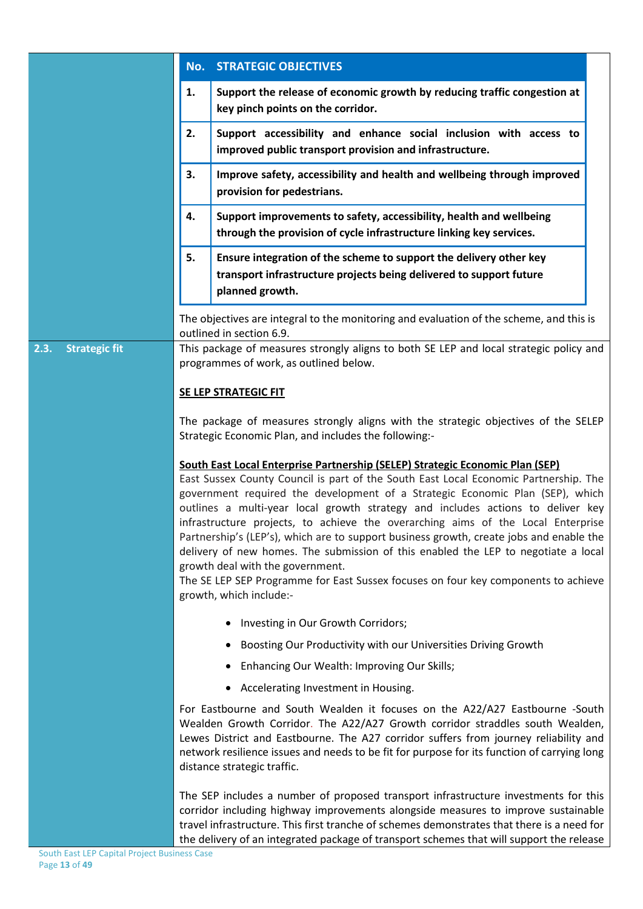| No. | STRATEGIC OBJECTIVES |
|---|---|
| 1. | **Support the release of economic growth by reducing traffic congestion at key pinch points on the corridor.** |
| 2. | **Support accessibility and enhance social inclusion with access to improved public transport provision and infrastructure.** |
| 3. | **Improve safety, accessibility and health and wellbeing through improved provision for pedestrians.** |
| 4. | **Support improvements to safety, accessibility, health and wellbeing through the provision of cycle infrastructure linking key services.** |
| 5. | **Ensure integration of the scheme to support the delivery other key transport infrastructure projects being delivered to support future planned growth.** |

The objectives are integral to the monitoring and evaluation of the scheme, and this is outlined in section 6.9.

## 2.3. Strategic fit

This package of measures strongly aligns to both SE LEP and local strategic policy and programmes of work, as outlined below.

**SE LEP STRATEGIC FIT**

The package of measures strongly aligns with the strategic objectives of the SELEP Strategic Economic Plan, and includes the following:-

**South East Local Enterprise Partnership (SELEP) Strategic Economic Plan (SEP)**

East Sussex County Council is part of the South East Local Enterprise Partnership. The government required the development of a Strategic Economic Plan (SEP), which outlines a multi-year local growth strategy and includes actions to deliver key infrastructure projects, to achieve the overarching aims of the Local Enterprise Partnership's (LEP's), which are to support business growth, create jobs and enable the delivery of new homes. The submission of this enabled the LEP to negotiate a local growth deal with the government.

The SE LEP SEP Programme for East Sussex focuses on four key components to achieve growth, which include:-

- Investing in Our Growth Corridors;
- Boosting Our Productivity with our Universities Driving Growth
- Enhancing Our Wealth: Improving Our Skills;
- Accelerating Investment in Housing.

For Eastbourne and South Wealden it focuses on the A22/A27 Eastbourne -South Wealden Growth Corridor. The A22/A27 Growth corridor straddles south Wealden, Lewes District and Eastbourne. The A27 corridor suffers from journey reliability and network resilience issues and needs to be fit for purpose for its function of carrying long distance strategic traffic.

The SEP includes a number of proposed transport infrastructure investments for this corridor including highway improvements alongside measures to improve sustainable travel infrastructure. This first tranche of schemes demonstrates that there is a need for the delivery of an integrated package of transport schemes that will support the release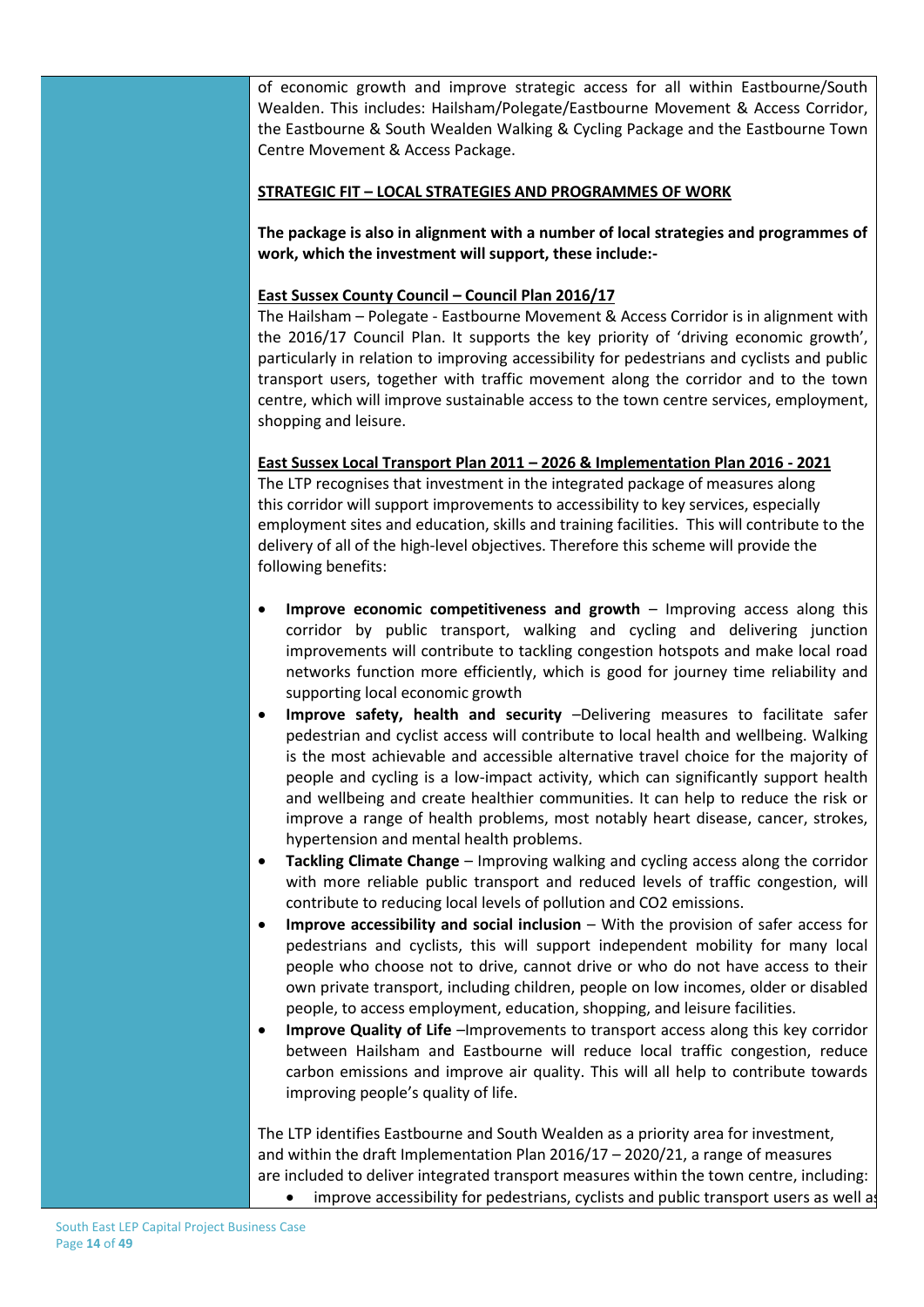of economic growth and improve strategic access for all within Eastbourne/South Wealden. This includes: Hailsham/Polegate/Eastbourne Movement & Access Corridor, the Eastbourne & South Wealden Walking & Cycling Package and the Eastbourne Town Centre Movement & Access Package.

**STRATEGIC FIT – LOCAL STRATEGIES AND PROGRAMMES OF WORK**

**The package is also in alignment with a number of local strategies and programmes of work, which the investment will support, these include:-**

**East Sussex County Council – Council Plan 2016/17**

The Hailsham – Polegate - Eastbourne Movement & Access Corridor is in alignment with the 2016/17 Council Plan. It supports the key priority of 'driving economic growth', particularly in relation to improving accessibility for pedestrians and cyclists and public transport users, together with traffic movement along the corridor and to the town centre, which will improve sustainable access to the town centre services, employment, shopping and leisure.

**East Sussex Local Transport Plan 2011 – 2026 & Implementation Plan 2016 - 2021**

The LTP recognises that investment in the integrated package of measures along this corridor will support improvements to accessibility to key services, especially employment sites and education, skills and training facilities. This will contribute to the delivery of all of the high-level objectives. Therefore this scheme will provide the following benefits:

- **Improve economic competitiveness and growth** – Improving access along this corridor by public transport, walking and cycling and delivering junction improvements will contribute to tackling congestion hotspots and make local road networks function more efficiently, which is good for journey time reliability and supporting local economic growth
- **Improve safety, health and security** –Delivering measures to facilitate safer pedestrian and cyclist access will contribute to local health and wellbeing. Walking is the most achievable and accessible alternative travel choice for the majority of people and cycling is a low-impact activity, which can significantly support health and wellbeing and create healthier communities. It can help to reduce the risk or improve a range of health problems, most notably heart disease, cancer, strokes, hypertension and mental health problems.
- **Tackling Climate Change** – Improving walking and cycling access along the corridor with more reliable public transport and reduced levels of traffic congestion, will contribute to reducing local levels of pollution and CO2 emissions.
- **Improve accessibility and social inclusion** – With the provision of safer access for pedestrians and cyclists, this will support independent mobility for many local people who choose not to drive, cannot drive or who do not have access to their own private transport, including children, people on low incomes, older or disabled people, to access employment, education, shopping, and leisure facilities.
- **Improve Quality of Life** –Improvements to transport access along this key corridor between Hailsham and Eastbourne will reduce local traffic congestion, reduce carbon emissions and improve air quality. This will all help to contribute towards improving people's quality of life.

The LTP identifies Eastbourne and South Wealden as a priority area for investment, and within the draft Implementation Plan 2016/17 – 2020/21, a range of measures are included to deliver integrated transport measures within the town centre, including:

- improve accessibility for pedestrians, cyclists and public transport users as well as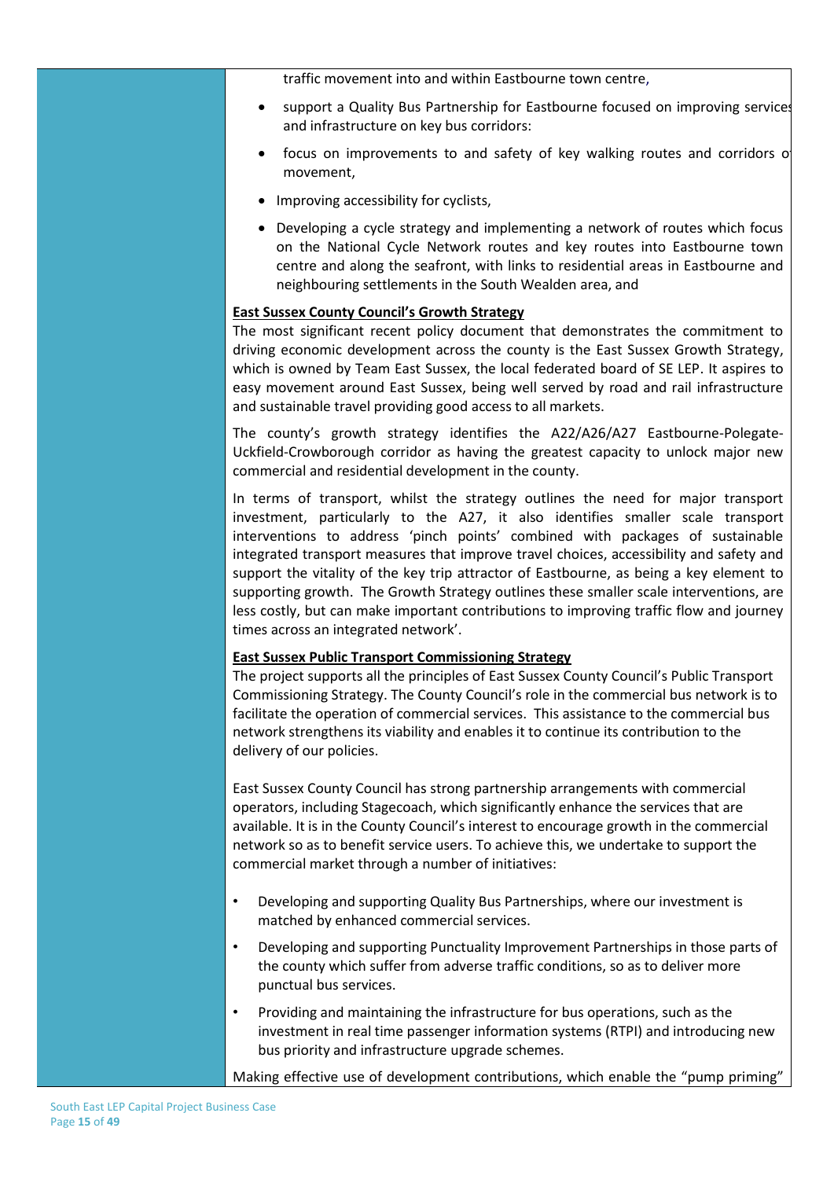traffic movement into and within Eastbourne town centre,

- support a Quality Bus Partnership for Eastbourne focused on improving services and infrastructure on key bus corridors:
- focus on improvements to and safety of key walking routes and corridors of movement,
- Improving accessibility for cyclists,
- Developing a cycle strategy and implementing a network of routes which focus on the National Cycle Network routes and key routes into Eastbourne town centre and along the seafront, with links to residential areas in Eastbourne and neighbouring settlements in the South Wealden area, and

**East Sussex County Council's Growth Strategy**

The most significant recent policy document that demonstrates the commitment to driving economic development across the county is the East Sussex Growth Strategy, which is owned by Team East Sussex, the local federated board of SE LEP. It aspires to easy movement around East Sussex, being well served by road and rail infrastructure and sustainable travel providing good access to all markets.

The county's growth strategy identifies the A22/A26/A27 Eastbourne-Polegate-Uckfield-Crowborough corridor as having the greatest capacity to unlock major new commercial and residential development in the county.

In terms of transport, whilst the strategy outlines the need for major transport investment, particularly to the A27, it also identifies smaller scale transport interventions to address 'pinch points' combined with packages of sustainable integrated transport measures that improve travel choices, accessibility and safety and support the vitality of the key trip attractor of Eastbourne, as being a key element to supporting growth. The Growth Strategy outlines these smaller scale interventions, are less costly, but can make important contributions to improving traffic flow and journey times across an integrated network'.

**East Sussex Public Transport Commissioning Strategy**

The project supports all the principles of East Sussex County Council's Public Transport Commissioning Strategy. The County Council's role in the commercial bus network is to facilitate the operation of commercial services. This assistance to the commercial bus network strengthens its viability and enables it to continue its contribution to the delivery of our policies.

East Sussex County Council has strong partnership arrangements with commercial operators, including Stagecoach, which significantly enhance the services that are available. It is in the County Council's interest to encourage growth in the commercial network so as to benefit service users. To achieve this, we undertake to support the commercial market through a number of initiatives:

- Developing and supporting Quality Bus Partnerships, where our investment is matched by enhanced commercial services.
- Developing and supporting Punctuality Improvement Partnerships in those parts of the county which suffer from adverse traffic conditions, so as to deliver more punctual bus services.
- Providing and maintaining the infrastructure for bus operations, such as the investment in real time passenger information systems (RTPI) and introducing new bus priority and infrastructure upgrade schemes.

Making effective use of development contributions, which enable the "pump priming"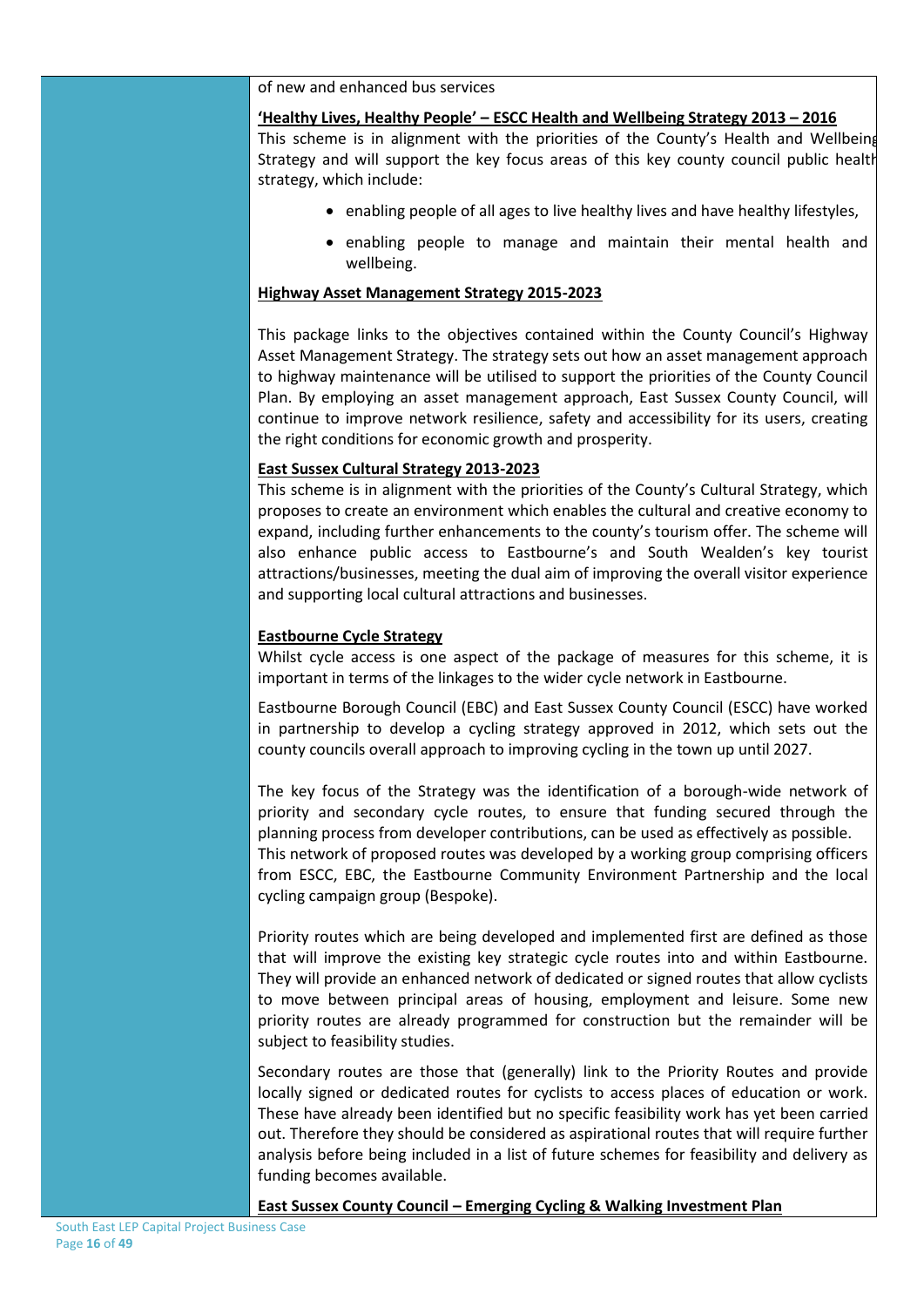of new and enhanced bus services

**'Healthy Lives, Healthy People' – ESCC Health and Wellbeing Strategy 2013 – 2016**

This scheme is in alignment with the priorities of the County's Health and Wellbeing Strategy and will support the key focus areas of this key county council public health strategy, which include:

- enabling people of all ages to live healthy lives and have healthy lifestyles,
- enabling people to manage and maintain their mental health and wellbeing.

**Highway Asset Management Strategy 2015-2023**

This package links to the objectives contained within the County Council's Highway Asset Management Strategy. The strategy sets out how an asset management approach to highway maintenance will be utilised to support the priorities of the County Council Plan. By employing an asset management approach, East Sussex County Council, will continue to improve network resilience, safety and accessibility for its users, creating the right conditions for economic growth and prosperity.

**East Sussex Cultural Strategy 2013-2023**

This scheme is in alignment with the priorities of the County's Cultural Strategy, which proposes to create an environment which enables the cultural and creative economy to expand, including further enhancements to the county's tourism offer. The scheme will also enhance public access to Eastbourne's and South Wealden's key tourist attractions/businesses, meeting the dual aim of improving the overall visitor experience and supporting local cultural attractions and businesses.

**Eastbourne Cycle Strategy**

Whilst cycle access is one aspect of the package of measures for this scheme, it is important in terms of the linkages to the wider cycle network in Eastbourne.

Eastbourne Borough Council (EBC) and East Sussex County Council (ESCC) have worked in partnership to develop a cycling strategy approved in 2012, which sets out the county councils overall approach to improving cycling in the town up until 2027.

The key focus of the Strategy was the identification of a borough-wide network of priority and secondary cycle routes, to ensure that funding secured through the planning process from developer contributions, can be used as effectively as possible. This network of proposed routes was developed by a working group comprising officers from ESCC, EBC, the Eastbourne Community Environment Partnership and the local cycling campaign group (Bespoke).

Priority routes which are being developed and implemented first are defined as those that will improve the existing key strategic cycle routes into and within Eastbourne. They will provide an enhanced network of dedicated or signed routes that allow cyclists to move between principal areas of housing, employment and leisure. Some new priority routes are already programmed for construction but the remainder will be subject to feasibility studies.

Secondary routes are those that (generally) link to the Priority Routes and provide locally signed or dedicated routes for cyclists to access places of education or work. These have already been identified but no specific feasibility work has yet been carried out. Therefore they should be considered as aspirational routes that will require further analysis before being included in a list of future schemes for feasibility and delivery as funding becomes available.

**East Sussex County Council – Emerging Cycling & Walking Investment Plan**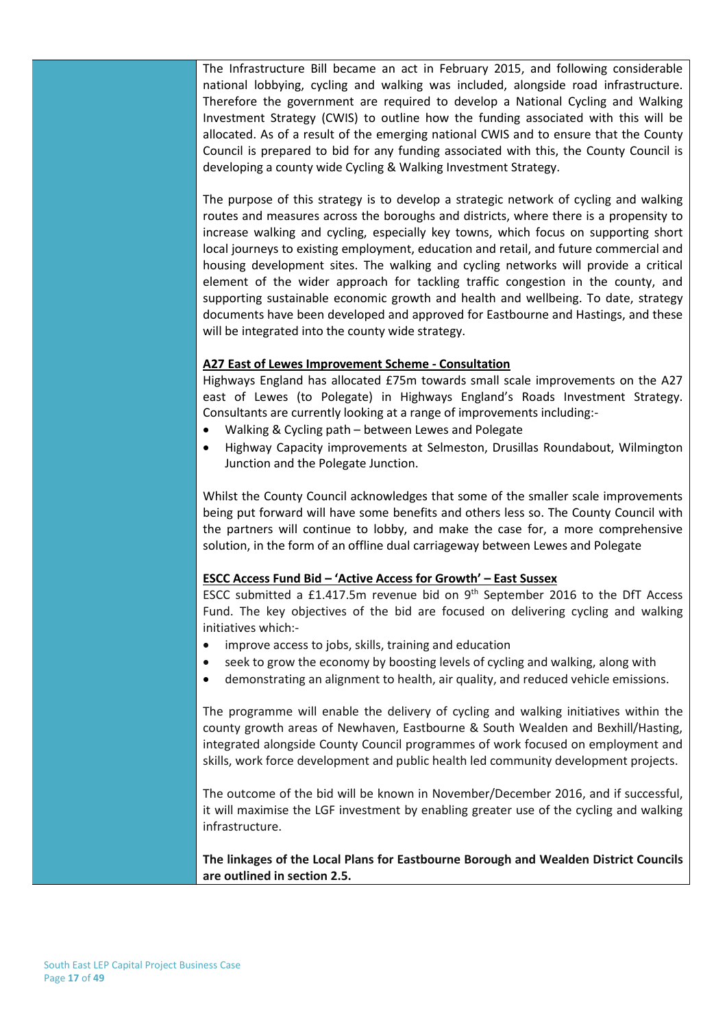The Infrastructure Bill became an act in February 2015, and following considerable national lobbying, cycling and walking was included, alongside road infrastructure. Therefore the government are required to develop a National Cycling and Walking Investment Strategy (CWIS) to outline how the funding associated with this will be allocated. As of a result of the emerging national CWIS and to ensure that the County Council is prepared to bid for any funding associated with this, the County Council is developing a county wide Cycling & Walking Investment Strategy.

The purpose of this strategy is to develop a strategic network of cycling and walking routes and measures across the boroughs and districts, where there is a propensity to increase walking and cycling, especially key towns, which focus on supporting short local journeys to existing employment, education and retail, and future commercial and housing development sites. The walking and cycling networks will provide a critical element of the wider approach for tackling traffic congestion in the county, and supporting sustainable economic growth and health and wellbeing. To date, strategy documents have been developed and approved for Eastbourne and Hastings, and these will be integrated into the county wide strategy.

**A27 East of Lewes Improvement Scheme - Consultation**

Highways England has allocated £75m towards small scale improvements on the A27 east of Lewes (to Polegate) in Highways England's Roads Investment Strategy. Consultants are currently looking at a range of improvements including:-

- Walking & Cycling path – between Lewes and Polegate
- Highway Capacity improvements at Selmeston, Drusillas Roundabout, Wilmington Junction and the Polegate Junction.

Whilst the County Council acknowledges that some of the smaller scale improvements being put forward will have some benefits and others less so. The County Council with the partners will continue to lobby, and make the case for, a more comprehensive solution, in the form of an offline dual carriageway between Lewes and Polegate

**ESCC Access Fund Bid – 'Active Access for Growth' – East Sussex**

ESCC submitted a £1.417.5m revenue bid on 9th September 2016 to the DfT Access Fund. The key objectives of the bid are focused on delivering cycling and walking initiatives which:-

- improve access to jobs, skills, training and education
- seek to grow the economy by boosting levels of cycling and walking, along with
- demonstrating an alignment to health, air quality, and reduced vehicle emissions.

The programme will enable the delivery of cycling and walking initiatives within the county growth areas of Newhaven, Eastbourne & South Wealden and Bexhill/Hasting, integrated alongside County Council programmes of work focused on employment and skills, work force development and public health led community development projects.

The outcome of the bid will be known in November/December 2016, and if successful, it will maximise the LGF investment by enabling greater use of the cycling and walking infrastructure.

**The linkages of the Local Plans for Eastbourne Borough and Wealden District Councils are outlined in section 2.5.**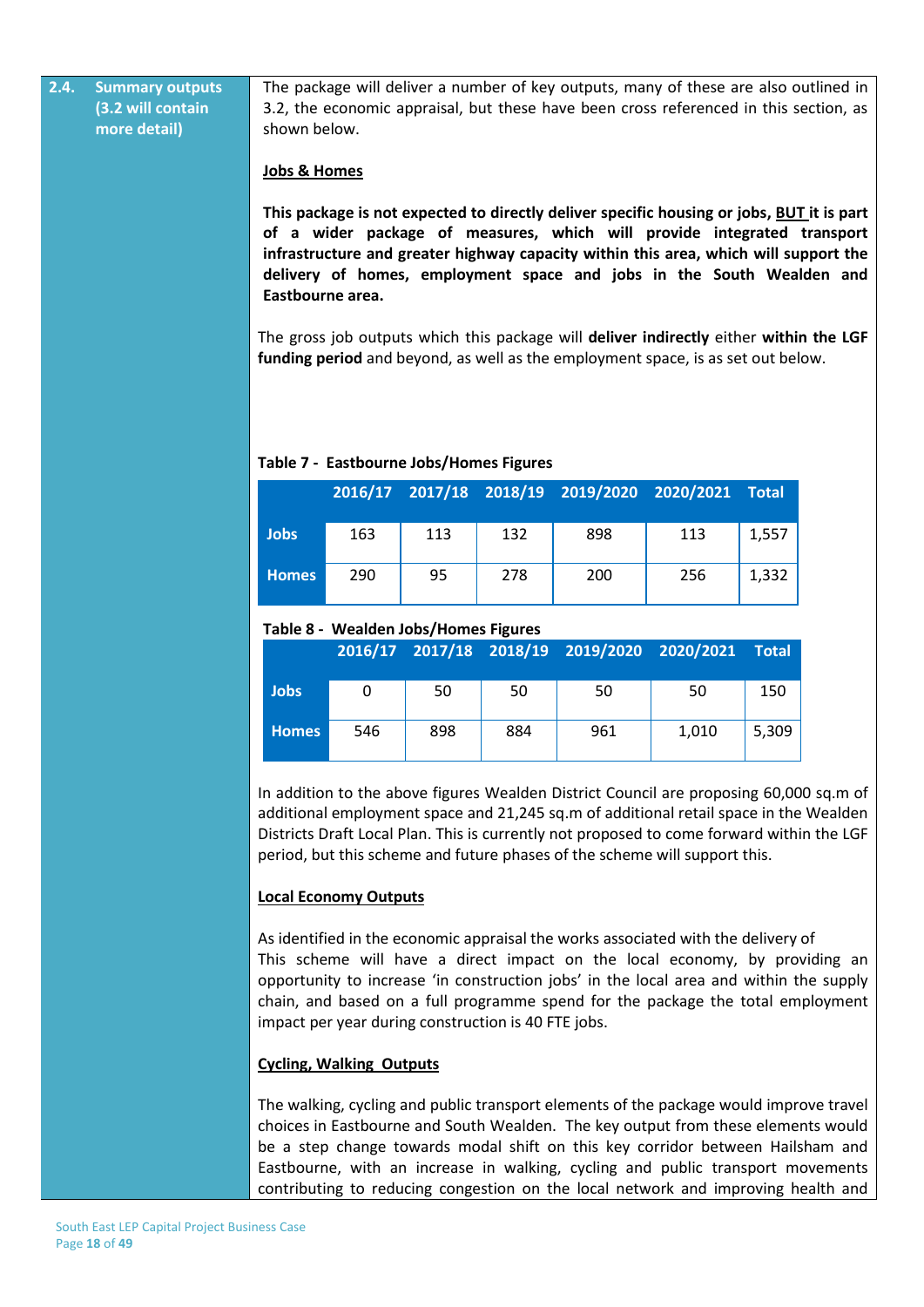## 2.4. Summary outputs (3.2 will contain more detail)

The package will deliver a number of key outputs, many of these are also outlined in 3.2, the economic appraisal, but these have been cross referenced in this section, as shown below.

**Jobs & Homes**

**This package is not expected to directly deliver specific housing or jobs, BUT it is part of a wider package of measures, which will provide integrated transport infrastructure and greater highway capacity within this area, which will support the delivery of homes, employment space and jobs in the South Wealden and Eastbourne area.**

The gross job outputs which this package will **deliver indirectly** either **within the LGF funding period** and beyond, as well as the employment space, is as set out below.

**Table 7 - Eastbourne Jobs/Homes Figures**

| | 2016/17 | 2017/18 | 2018/19 | 2019/2020 | 2020/2021 | Total |
|---|---|---|---|---|---|---|
| **Jobs** | 163 | 113 | 132 | 898 | 113 | 1,557 |
| **Homes** | 290 | 95 | 278 | 200 | 256 | 1,332 |

**Table 8 - Wealden Jobs/Homes Figures**

| | 2016/17 | 2017/18 | 2018/19 | 2019/2020 | 2020/2021 | Total |
|---|---|---|---|---|---|---|
| **Jobs** | 0 | 50 | 50 | 50 | 50 | 150 |
| **Homes** | 546 | 898 | 884 | 961 | 1,010 | 5,309 |

In addition to the above figures Wealden District Council are proposing 60,000 sq.m of additional employment space and 21,245 sq.m of additional retail space in the Wealden Districts Draft Local Plan. This is currently not proposed to come forward within the LGF period, but this scheme and future phases of the scheme will support this.

**Local Economy Outputs**

As identified in the economic appraisal the works associated with the delivery of This scheme will have a direct impact on the local economy, by providing an opportunity to increase 'in construction jobs' in the local area and within the supply chain, and based on a full programme spend for the package the total employment impact per year during construction is 40 FTE jobs.

**Cycling, Walking Outputs**

The walking, cycling and public transport elements of the package would improve travel choices in Eastbourne and South Wealden. The key output from these elements would be a step change towards modal shift on this key corridor between Hailsham and Eastbourne, with an increase in walking, cycling and public transport movements contributing to reducing congestion on the local network and improving health and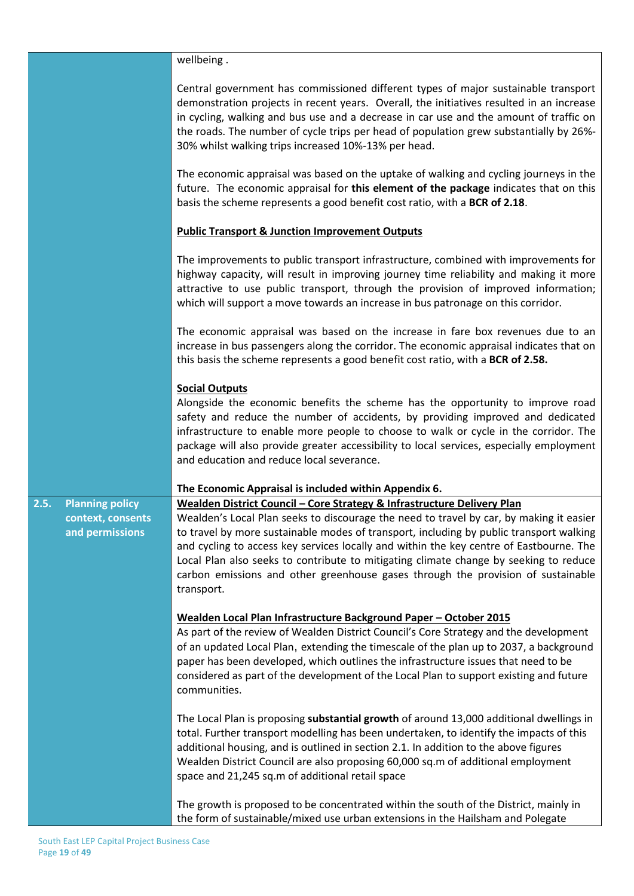wellbeing .

Central government has commissioned different types of major sustainable transport demonstration projects in recent years. Overall, the initiatives resulted in an increase in cycling, walking and bus use and a decrease in car use and the amount of traffic on the roads. The number of cycle trips per head of population grew substantially by 26%-30% whilst walking trips increased 10%-13% per head.

The economic appraisal was based on the uptake of walking and cycling journeys in the future. The economic appraisal for **this element of the package** indicates that on this basis the scheme represents a good benefit cost ratio, with a **BCR of 2.18**.

**Public Transport & Junction Improvement Outputs**

The improvements to public transport infrastructure, combined with improvements for highway capacity, will result in improving journey time reliability and making it more attractive to use public transport, through the provision of improved information; which will support a move towards an increase in bus patronage on this corridor.

The economic appraisal was based on the increase in fare box revenues due to an increase in bus passengers along the corridor. The economic appraisal indicates that on this basis the scheme represents a good benefit cost ratio, with a **BCR of 2.58.**

**Social Outputs**

Alongside the economic benefits the scheme has the opportunity to improve road safety and reduce the number of accidents, by providing improved and dedicated infrastructure to enable more people to choose to walk or cycle in the corridor. The package will also provide greater accessibility to local services, especially employment and education and reduce local severance.

**The Economic Appraisal is included within Appendix 6.**

## 2.5. Planning policy context, consents and permissions

**Wealden District Council – Core Strategy & Infrastructure Delivery Plan**

Wealden's Local Plan seeks to discourage the need to travel by car, by making it easier to travel by more sustainable modes of transport, including by public transport walking and cycling to access key services locally and within the key centre of Eastbourne. The Local Plan also seeks to contribute to mitigating climate change by seeking to reduce carbon emissions and other greenhouse gases through the provision of sustainable transport.

**Wealden Local Plan Infrastructure Background Paper – October 2015**

As part of the review of Wealden District Council's Core Strategy and the development of an updated Local Plan, extending the timescale of the plan up to 2037, a background paper has been developed, which outlines the infrastructure issues that need to be considered as part of the development of the Local Plan to support existing and future communities.

The Local Plan is proposing **substantial growth** of around 13,000 additional dwellings in total. Further transport modelling has been undertaken, to identify the impacts of this additional housing, and is outlined in section 2.1. In addition to the above figures Wealden District Council are also proposing 60,000 sq.m of additional employment space and 21,245 sq.m of additional retail space

The growth is proposed to be concentrated within the south of the District, mainly in the form of sustainable/mixed use urban extensions in the Hailsham and Polegate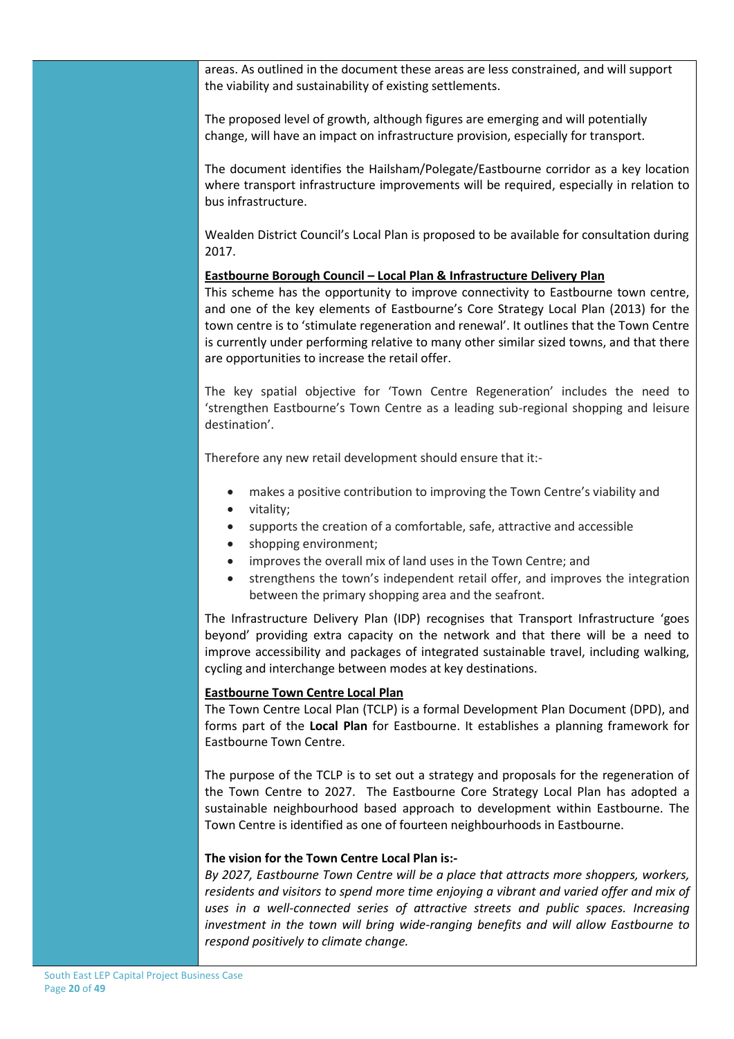areas. As outlined in the document these areas are less constrained, and will support the viability and sustainability of existing settlements.

The proposed level of growth, although figures are emerging and will potentially change, will have an impact on infrastructure provision, especially for transport.

The document identifies the Hailsham/Polegate/Eastbourne corridor as a key location where transport infrastructure improvements will be required, especially in relation to bus infrastructure.

Wealden District Council's Local Plan is proposed to be available for consultation during 2017.

**Eastbourne Borough Council – Local Plan & Infrastructure Delivery Plan**

This scheme has the opportunity to improve connectivity to Eastbourne town centre, and one of the key elements of Eastbourne's Core Strategy Local Plan (2013) for the town centre is to 'stimulate regeneration and renewal'. It outlines that the Town Centre is currently under performing relative to many other similar sized towns, and that there are opportunities to increase the retail offer.

The key spatial objective for 'Town Centre Regeneration' includes the need to 'strengthen Eastbourne's Town Centre as a leading sub-regional shopping and leisure destination'.

Therefore any new retail development should ensure that it:-

- makes a positive contribution to improving the Town Centre's viability and
- vitality;
- supports the creation of a comfortable, safe, attractive and accessible
- shopping environment;
- improves the overall mix of land uses in the Town Centre; and
- strengthens the town's independent retail offer, and improves the integration between the primary shopping area and the seafront.

The Infrastructure Delivery Plan (IDP) recognises that Transport Infrastructure 'goes beyond' providing extra capacity on the network and that there will be a need to improve accessibility and packages of integrated sustainable travel, including walking, cycling and interchange between modes at key destinations.

**Eastbourne Town Centre Local Plan**

The Town Centre Local Plan (TCLP) is a formal Development Plan Document (DPD), and forms part of the **Local Plan** for Eastbourne. It establishes a planning framework for Eastbourne Town Centre.

The purpose of the TCLP is to set out a strategy and proposals for the regeneration of the Town Centre to 2027. The Eastbourne Core Strategy Local Plan has adopted a sustainable neighbourhood based approach to development within Eastbourne. The Town Centre is identified as one of fourteen neighbourhoods in Eastbourne.

**The vision for the Town Centre Local Plan is:-**

*By 2027, Eastbourne Town Centre will be a place that attracts more shoppers, workers, residents and visitors to spend more time enjoying a vibrant and varied offer and mix of uses in a well-connected series of attractive streets and public spaces. Increasing investment in the town will bring wide-ranging benefits and will allow Eastbourne to respond positively to climate change.*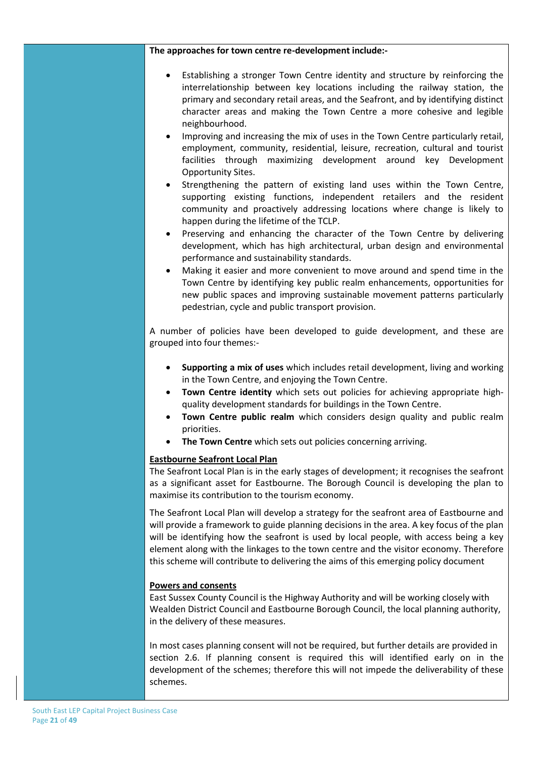**The approaches for town centre re-development include:-**

- Establishing a stronger Town Centre identity and structure by reinforcing the interrelationship between key locations including the railway station, the primary and secondary retail areas, and the Seafront, and by identifying distinct character areas and making the Town Centre a more cohesive and legible neighbourhood.
- Improving and increasing the mix of uses in the Town Centre particularly retail, employment, community, residential, leisure, recreation, cultural and tourist facilities through maximizing development around key Development Opportunity Sites.
- Strengthening the pattern of existing land uses within the Town Centre, supporting existing functions, independent retailers and the resident community and proactively addressing locations where change is likely to happen during the lifetime of the TCLP.
- Preserving and enhancing the character of the Town Centre by delivering development, which has high architectural, urban design and environmental performance and sustainability standards.
- Making it easier and more convenient to move around and spend time in the Town Centre by identifying key public realm enhancements, opportunities for new public spaces and improving sustainable movement patterns particularly pedestrian, cycle and public transport provision.

A number of policies have been developed to guide development, and these are grouped into four themes:-

- **Supporting a mix of uses** which includes retail development, living and working in the Town Centre, and enjoying the Town Centre.
- **Town Centre identity** which sets out policies for achieving appropriate high-quality development standards for buildings in the Town Centre.
- **Town Centre public realm** which considers design quality and public realm priorities.
- **The Town Centre** which sets out policies concerning arriving.

**Eastbourne Seafront Local Plan**

The Seafront Local Plan is in the early stages of development; it recognises the seafront as a significant asset for Eastbourne. The Borough Council is developing the plan to maximise its contribution to the tourism economy.

The Seafront Local Plan will develop a strategy for the seafront area of Eastbourne and will provide a framework to guide planning decisions in the area. A key focus of the plan will be identifying how the seafront is used by local people, with access being a key element along with the linkages to the town centre and the visitor economy. Therefore this scheme will contribute to delivering the aims of this emerging policy document

**Powers and consents**

East Sussex County Council is the Highway Authority and will be working closely with Wealden District Council and Eastbourne Borough Council, the local planning authority, in the delivery of these measures.

In most cases planning consent will not be required, but further details are provided in section 2.6. If planning consent is required this will identified early on in the development of the schemes; therefore this will not impede the deliverability of these schemes.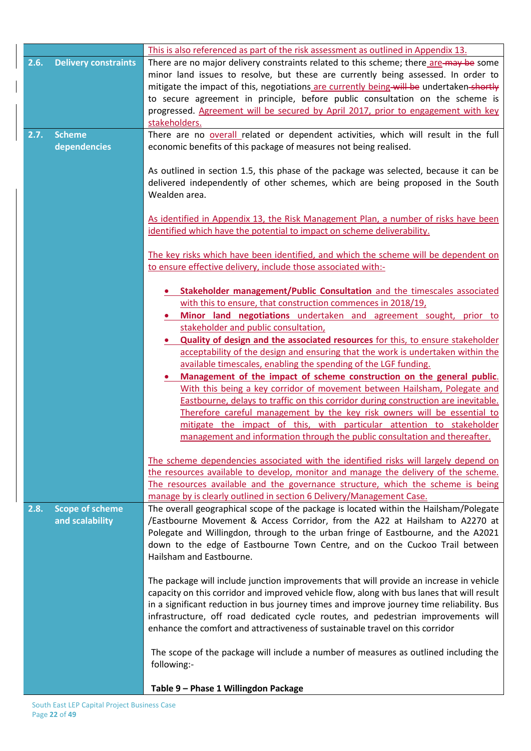| | | |
|---|---|---|
| | | This is also referenced as part of the risk assessment as outlined in Appendix 13. |
| **2.6.** | **Delivery constraints** | There are no major delivery constraints related to this scheme; there are ~~may be~~ some minor land issues to resolve, but these are currently being assessed. In order to mitigate the impact of this, negotiations are currently being ~~will be~~ undertaken ~~shortly~~ to secure agreement in principle, before public consultation on the scheme is progressed. Agreement will be secured by April 2017, prior to engagement with key stakeholders. |
| **2.7.** | **Scheme dependencies** | There are no overall related or dependent activities, which will result in the full economic benefits of this package of measures not being realised.<br><br>As outlined in section 1.5, this phase of the package was selected, because it can be delivered independently of other schemes, which are being proposed in the South Wealden area.<br><br>As identified in Appendix 13, the Risk Management Plan, a number of risks have been identified which have the potential to impact on scheme deliverability.<br><br>The key risks which have been identified, and which the scheme will be dependent on to ensure effective delivery, include those associated with:-<br><br>• **Stakeholder management/Public Consultation** and the timescales associated with this to ensure, that construction commences in 2018/19,<br>• **Minor land negotiations** undertaken and agreement sought, prior to stakeholder and public consultation,<br>• **Quality of design and the associated resources** for this, to ensure stakeholder acceptability of the design and ensuring that the work is undertaken within the available timescales, enabling the spending of the LGF funding.<br>• **Management of the impact of scheme construction on the general public**. With this being a key corridor of movement between Hailsham, Polegate and Eastbourne, delays to traffic on this corridor during construction are inevitable. Therefore careful management by the key risk owners will be essential to mitigate the impact of this, with particular attention to stakeholder management and information through the public consultation and thereafter.<br><br>The scheme dependencies associated with the identified risks will largely depend on the resources available to develop, monitor and manage the delivery of the scheme. The resources available and the governance structure, which the scheme is being manage by is clearly outlined in section 6 Delivery/Management Case. |
| **2.8.** | **Scope of scheme and scalability** | The overall geographical scope of the package is located within the Hailsham/Polegate /Eastbourne Movement & Access Corridor, from the A22 at Hailsham to A2270 at Polegate and Willingdon, through to the urban fringe of Eastbourne, and the A2021 down to the edge of Eastbourne Town Centre, and on the Cuckoo Trail between Hailsham and Eastbourne.<br><br>The package will include junction improvements that will provide an increase in vehicle capacity on this corridor and improved vehicle flow, along with bus lanes that will result in a significant reduction in bus journey times and improve journey time reliability. Bus infrastructure, off road dedicated cycle routes, and pedestrian improvements will enhance the comfort and attractiveness of sustainable travel on this corridor<br><br>The scope of the package will include a number of measures as outlined including the following:-<br><br>**Table 9 – Phase 1 Willingdon Package** |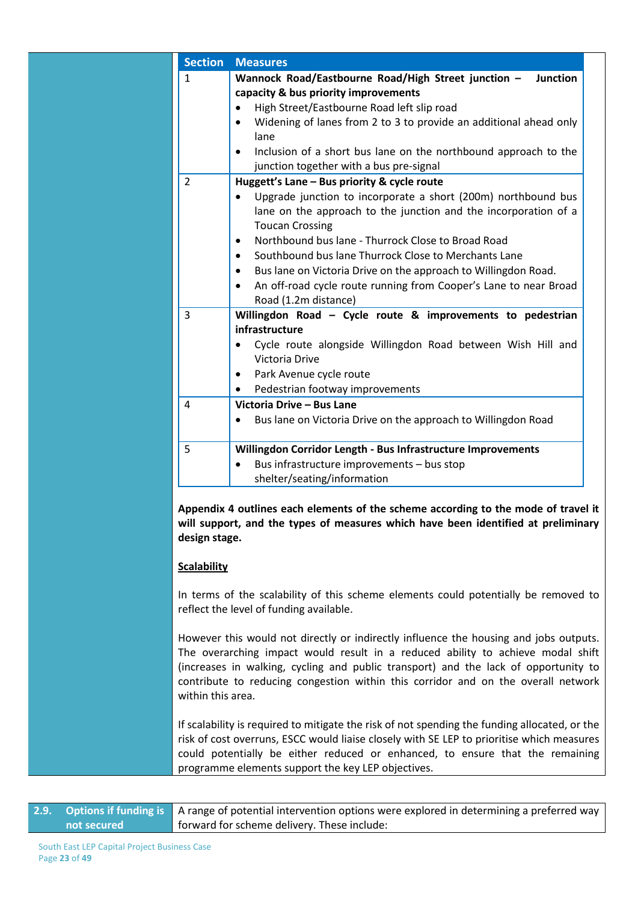| Section | Measures |
|---|---|
| 1 | **Wannock Road/Eastbourne Road/High Street junction – Junction capacity & bus priority improvements**<br>• High Street/Eastbourne Road left slip road<br>• Widening of lanes from 2 to 3 to provide an additional ahead only lane<br>• Inclusion of a short bus lane on the northbound approach to the junction together with a bus pre-signal |
| 2 | **Huggett's Lane – Bus priority & cycle route**<br>• Upgrade junction to incorporate a short (200m) northbound bus lane on the approach to the junction and the incorporation of a Toucan Crossing<br>• Northbound bus lane - Thurrock Close to Broad Road<br>• Southbound bus lane Thurrock Close to Merchants Lane<br>• Bus lane on Victoria Drive on the approach to Willingdon Road.<br>• An off-road cycle route running from Cooper's Lane to near Broad Road (1.2m distance) |
| 3 | **Willingdon Road – Cycle route & improvements to pedestrian infrastructure**<br>• Cycle route alongside Willingdon Road between Wish Hill and Victoria Drive<br>• Park Avenue cycle route<br>• Pedestrian footway improvements |
| 4 | **Victoria Drive – Bus Lane**<br>• Bus lane on Victoria Drive on the approach to Willingdon Road |
| 5 | **Willingdon Corridor Length - Bus Infrastructure Improvements**<br>• Bus infrastructure improvements – bus stop shelter/seating/information |

**Appendix 4 outlines each elements of the scheme according to the mode of travel it will support, and the types of measures which have been identified at preliminary design stage.**

**Scalability**

In terms of the scalability of this scheme elements could potentially be removed to reflect the level of funding available.

However this would not directly or indirectly influence the housing and jobs outputs. The overarching impact would result in a reduced ability to achieve modal shift (increases in walking, cycling and public transport) and the lack of opportunity to contribute to reducing congestion within this corridor and on the overall network within this area.

If scalability is required to mitigate the risk of not spending the funding allocated, or the risk of cost overruns, ESCC would liaise closely with SE LEP to prioritise which measures could potentially be either reduced or enhanced, to ensure that the remaining programme elements support the key LEP objectives.

## 2.9. Options if funding is not secured

A range of potential intervention options were explored in determining a preferred way forward for scheme delivery. These include: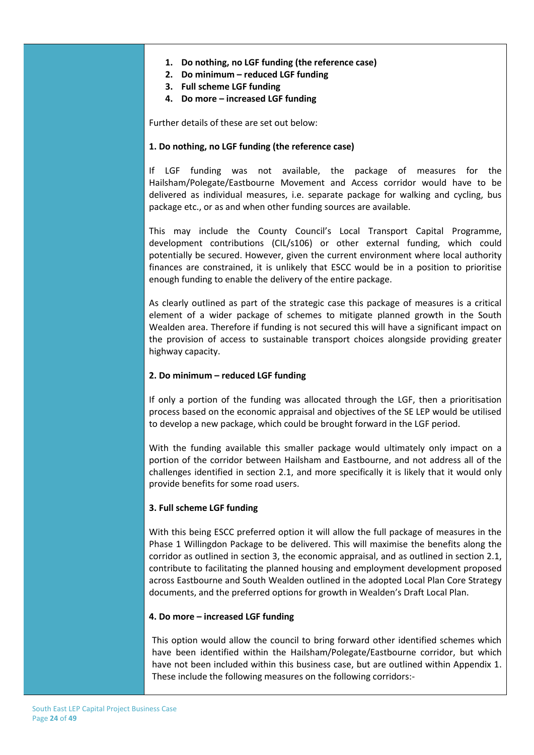1. **Do nothing, no LGF funding (the reference case)**
2. **Do minimum – reduced LGF funding**
3. **Full scheme LGF funding**
4. **Do more – increased LGF funding**

Further details of these are set out below:

**1. Do nothing, no LGF funding (the reference case)**

If LGF funding was not available, the package of measures for the Hailsham/Polegate/Eastbourne Movement and Access corridor would have to be delivered as individual measures, i.e. separate package for walking and cycling, bus package etc., or as and when other funding sources are available.

This may include the County Council's Local Transport Capital Programme, development contributions (CIL/s106) or other external funding, which could potentially be secured. However, given the current environment where local authority finances are constrained, it is unlikely that ESCC would be in a position to prioritise enough funding to enable the delivery of the entire package.

As clearly outlined as part of the strategic case this package of measures is a critical element of a wider package of schemes to mitigate planned growth in the South Wealden area. Therefore if funding is not secured this will have a significant impact on the provision of access to sustainable transport choices alongside providing greater highway capacity.

**2. Do minimum – reduced LGF funding**

If only a portion of the funding was allocated through the LGF, then a prioritisation process based on the economic appraisal and objectives of the SE LEP would be utilised to develop a new package, which could be brought forward in the LGF period.

With the funding available this smaller package would ultimately only impact on a portion of the corridor between Hailsham and Eastbourne, and not address all of the challenges identified in section 2.1, and more specifically it is likely that it would only provide benefits for some road users.

**3. Full scheme LGF funding**

With this being ESCC preferred option it will allow the full package of measures in the Phase 1 Willingdon Package to be delivered. This will maximise the benefits along the corridor as outlined in section 3, the economic appraisal, and as outlined in section 2.1, contribute to facilitating the planned housing and employment development proposed across Eastbourne and South Wealden outlined in the adopted Local Plan Core Strategy documents, and the preferred options for growth in Wealden's Draft Local Plan.

**4. Do more – increased LGF funding**

This option would allow the council to bring forward other identified schemes which have been identified within the Hailsham/Polegate/Eastbourne corridor, but which have not been included within this business case, but are outlined within Appendix 1. These include the following measures on the following corridors:-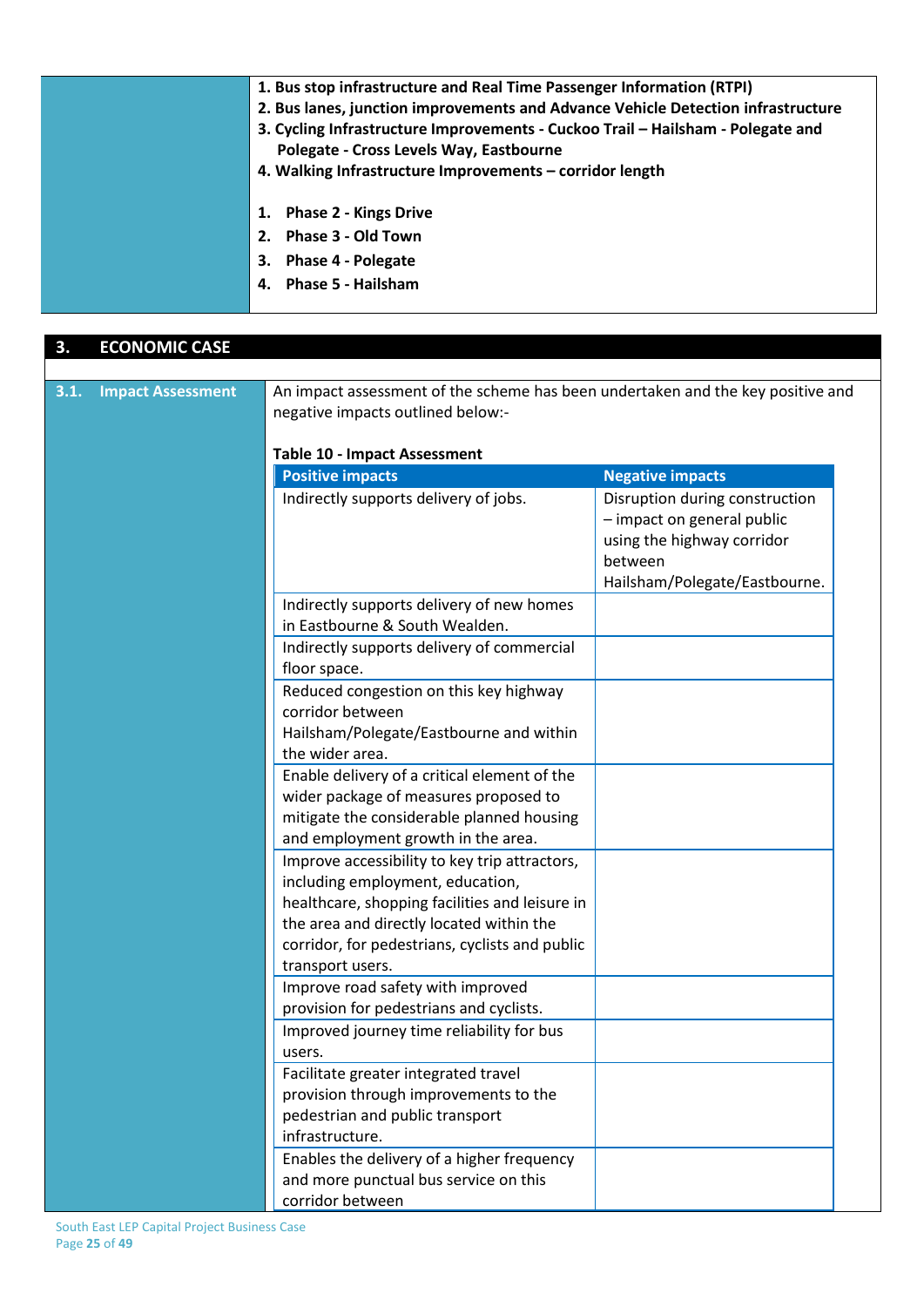**1. Bus stop infrastructure and Real Time Passenger Information (RTPI)**
**2. Bus lanes, junction improvements and Advance Vehicle Detection infrastructure**
**3. Cycling Infrastructure Improvements - Cuckoo Trail – Hailsham - Polegate and Polegate - Cross Levels Way, Eastbourne**
**4. Walking Infrastructure Improvements – corridor length**

1. **Phase 2 - Kings Drive**
2. **Phase 3 - Old Town**
3. **Phase 4 - Polegate**
4. **Phase 5 - Hailsham**

## 3. ECONOMIC CASE

### 3.1. Impact Assessment

An impact assessment of the scheme has been undertaken and the key positive and negative impacts outlined below:-

**Table 10 - Impact Assessment**

| Positive impacts | Negative impacts |
|---|---|
| Indirectly supports delivery of jobs. | Disruption during construction – impact on general public using the highway corridor between Hailsham/Polegate/Eastbourne. |
| Indirectly supports delivery of new homes in Eastbourne & South Wealden. | |
| Indirectly supports delivery of commercial floor space. | |
| Reduced congestion on this key highway corridor between Hailsham/Polegate/Eastbourne and within the wider area. | |
| Enable delivery of a critical element of the wider package of measures proposed to mitigate the considerable planned housing and employment growth in the area. | |
| Improve accessibility to key trip attractors, including employment, education, healthcare, shopping facilities and leisure in the area and directly located within the corridor, for pedestrians, cyclists and public transport users. | |
| Improve road safety with improved provision for pedestrians and cyclists. | |
| Improved journey time reliability for bus users. | |
| Facilitate greater integrated travel provision through improvements to the pedestrian and public transport infrastructure. | |
| Enables the delivery of a higher frequency and more punctual bus service on this corridor between | |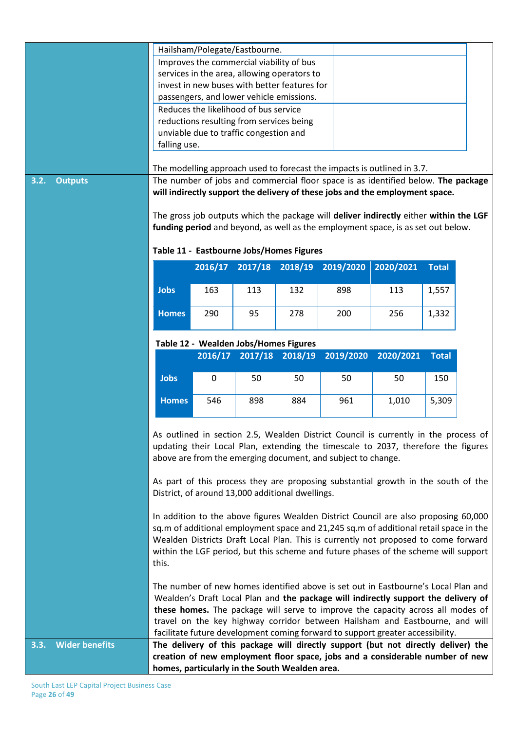| | |
|---|---|
| Hailsham/Polegate/Eastbourne. | |
| Improves the commercial viability of bus services in the area, allowing operators to invest in new buses with better features for passengers, and lower vehicle emissions. | |
| Reduces the likelihood of bus service reductions resulting from services being unviable due to traffic congestion and falling use. | |

The modelling approach used to forecast the impacts is outlined in 3.7.

## 3.2. Outputs

The number of jobs and commercial floor space is as identified below. **The package will indirectly support the delivery of these jobs and the employment space.**

The gross job outputs which the package will **deliver indirectly** either **within the LGF funding period** and beyond, as well as the employment space, is as set out below.

**Table 11 - Eastbourne Jobs/Homes Figures**

| | 2016/17 | 2017/18 | 2018/19 | 2019/2020 | 2020/2021 | Total |
|---|---|---|---|---|---|---|
| **Jobs** | 163 | 113 | 132 | 898 | 113 | 1,557 |
| **Homes** | 290 | 95 | 278 | 200 | 256 | 1,332 |

**Table 12 - Wealden Jobs/Homes Figures**

| | 2016/17 | 2017/18 | 2018/19 | 2019/2020 | 2020/2021 | Total |
|---|---|---|---|---|---|---|
| **Jobs** | 0 | 50 | 50 | 50 | 50 | 150 |
| **Homes** | 546 | 898 | 884 | 961 | 1,010 | 5,309 |

As outlined in section 2.5, Wealden District Council is currently in the process of updating their Local Plan, extending the timescale to 2037, therefore the figures above are from the emerging document, and subject to change.

As part of this process they are proposing substantial growth in the south of the District, of around 13,000 additional dwellings.

In addition to the above figures Wealden District Council are also proposing 60,000 sq.m of additional employment space and 21,245 sq.m of additional retail space in the Wealden Districts Draft Local Plan. This is currently not proposed to come forward within the LGF period, but this scheme and future phases of the scheme will support this.

The number of new homes identified above is set out in Eastbourne's Local Plan and Wealden's Draft Local Plan and **the package will indirectly support the delivery of these homes.** The package will serve to improve the capacity across all modes of travel on the key highway corridor between Hailsham and Eastbourne, and will facilitate future development coming forward to support greater accessibility.

## 3.3. Wider benefits

**The delivery of this package will directly support (but not directly deliver) the creation of new employment floor space, jobs and a considerable number of new homes, particularly in the South Wealden area.**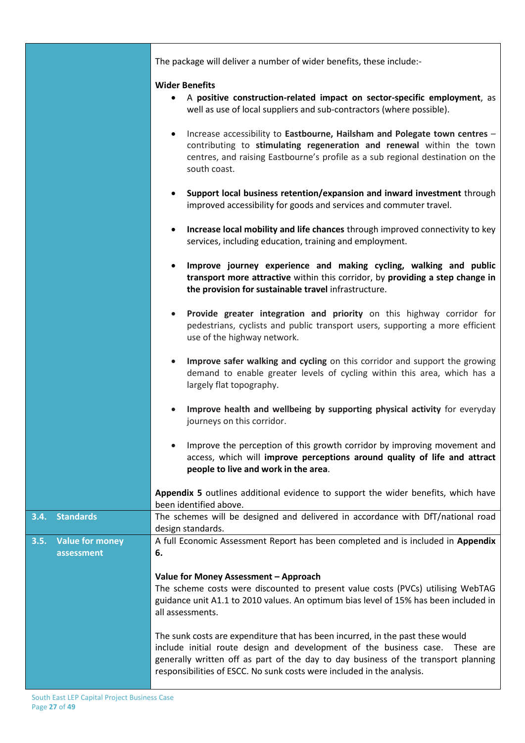| | |
|---|---|
| | The package will deliver a number of wider benefits, these include:-<br><br>**Wider Benefits**<br>• A **positive construction-related impact on sector-specific employment**, as well as use of local suppliers and sub-contractors (where possible).<br>• Increase accessibility to **Eastbourne, Hailsham and Polegate town centres** – contributing to **stimulating regeneration and renewal** within the town centres, and raising Eastbourne's profile as a sub regional destination on the south coast.<br>• **Support local business retention/expansion and inward investment** through improved accessibility for goods and services and commuter travel.<br>• **Increase local mobility and life chances** through improved connectivity to key services, including education, training and employment.<br>• **Improve journey experience and making cycling, walking and public transport more attractive** within this corridor, by **providing a step change in the provision for sustainable travel** infrastructure.<br>• **Provide greater integration and priority** on this highway corridor for pedestrians, cyclists and public transport users, supporting a more efficient use of the highway network.<br>• **Improve safer walking and cycling** on this corridor and support the growing demand to enable greater levels of cycling within this area, which has a largely flat topography.<br>• **Improve health and wellbeing by supporting physical activity** for everyday journeys on this corridor.<br>• Improve the perception of this growth corridor by improving movement and access, which will **improve perceptions around quality of life and attract people to live and work in the area**.<br><br>**Appendix 5** outlines additional evidence to support the wider benefits, which have been identified above. |
| **3.4. Standards** | The schemes will be designed and delivered in accordance with DfT/national road design standards. |
| **3.5. Value for money assessment** | A full Economic Assessment Report has been completed and is included in **Appendix 6.**<br><br>**Value for Money Assessment – Approach**<br>The scheme costs were discounted to present value costs (PVCs) utilising WebTAG guidance unit A1.1 to 2010 values. An optimum bias level of 15% has been included in all assessments.<br><br>The sunk costs are expenditure that has been incurred, in the past these would include initial route design and development of the business case. These are generally written off as part of the day to day business of the transport planning responsibilities of ESCC. No sunk costs were included in the analysis. |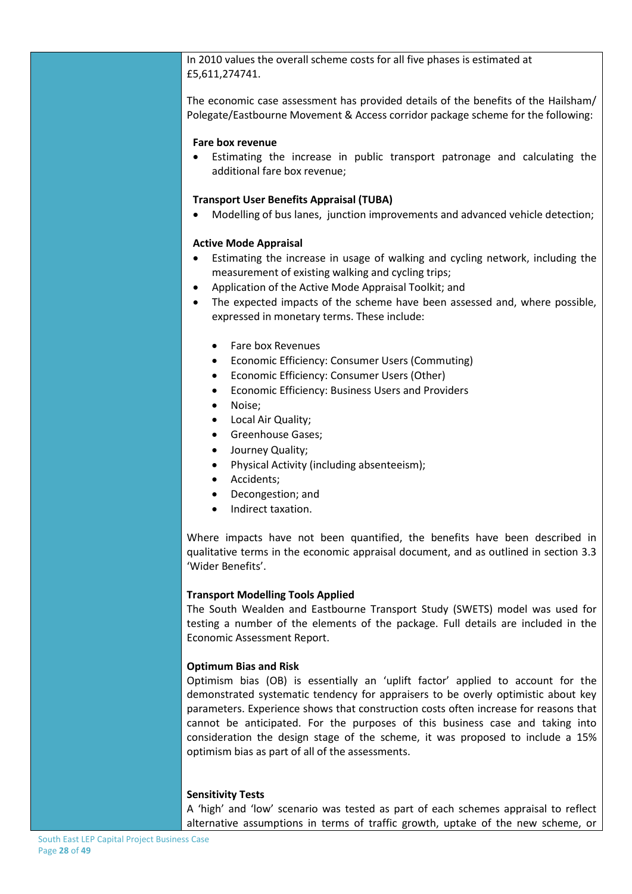In 2010 values the overall scheme costs for all five phases is estimated at £5,611,274741.

The economic case assessment has provided details of the benefits of the Hailsham/ Polegate/Eastbourne Movement & Access corridor package scheme for the following:

**Fare box revenue**

- Estimating the increase in public transport patronage and calculating the additional fare box revenue;

**Transport User Benefits Appraisal (TUBA)**

- Modelling of bus lanes, junction improvements and advanced vehicle detection;

**Active Mode Appraisal**

- Estimating the increase in usage of walking and cycling network, including the measurement of existing walking and cycling trips;
- Application of the Active Mode Appraisal Toolkit; and
- The expected impacts of the scheme have been assessed and, where possible, expressed in monetary terms. These include:
    - Fare box Revenues
    - Economic Efficiency: Consumer Users (Commuting)
    - Economic Efficiency: Consumer Users (Other)
    - Economic Efficiency: Business Users and Providers
    - Noise;
    - Local Air Quality;
    - Greenhouse Gases;
    - Journey Quality;
    - Physical Activity (including absenteeism);
    - Accidents;
    - Decongestion; and
    - Indirect taxation.

Where impacts have not been quantified, the benefits have been described in qualitative terms in the economic appraisal document, and as outlined in section 3.3 'Wider Benefits'.

**Transport Modelling Tools Applied**

The South Wealden and Eastbourne Transport Study (SWETS) model was used for testing a number of the elements of the package. Full details are included in the Economic Assessment Report.

**Optimum Bias and Risk**

Optimism bias (OB) is essentially an 'uplift factor' applied to account for the demonstrated systematic tendency for appraisers to be overly optimistic about key parameters. Experience shows that construction costs often increase for reasons that cannot be anticipated. For the purposes of this business case and taking into consideration the design stage of the scheme, it was proposed to include a 15% optimism bias as part of all of the assessments.

**Sensitivity Tests**

A 'high' and 'low' scenario was tested as part of each schemes appraisal to reflect alternative assumptions in terms of traffic growth, uptake of the new scheme, or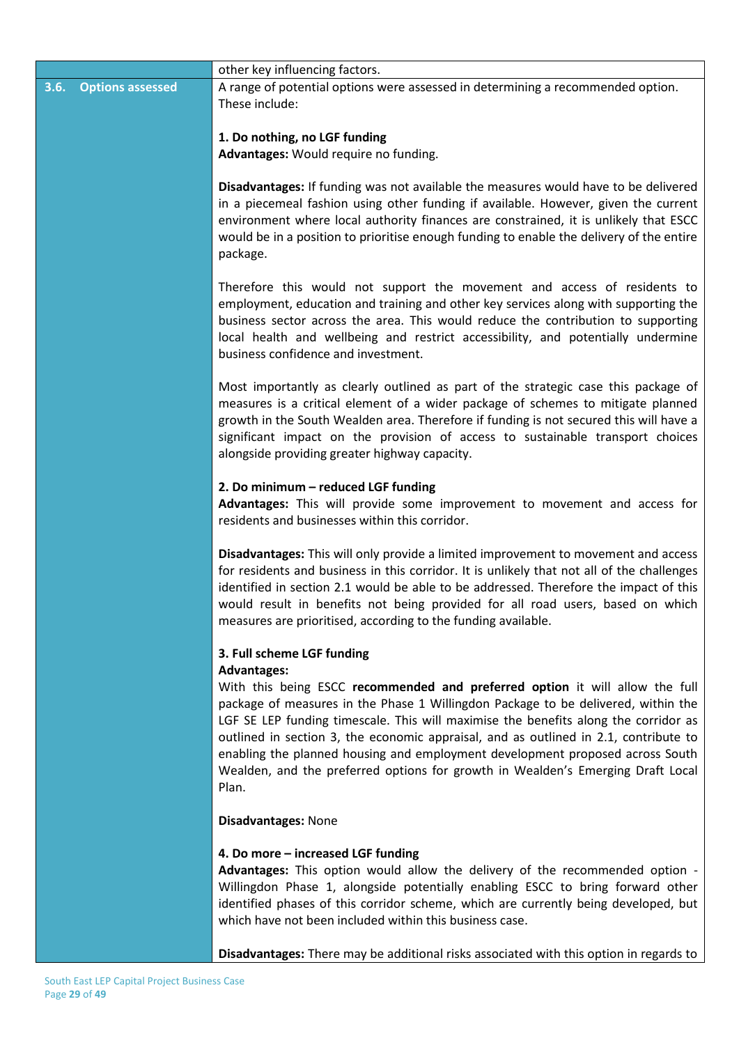| | |
|---|---|
| | other key influencing factors. |
| **3.6. Options assessed** | A range of potential options were assessed in determining a recommended option. These include:<br><br>**1. Do nothing, no LGF funding**<br>**Advantages:** Would require no funding.<br><br>**Disadvantages:** If funding was not available the measures would have to be delivered in a piecemeal fashion using other funding if available. However, given the current environment where local authority finances are constrained, it is unlikely that ESCC would be in a position to prioritise enough funding to enable the delivery of the entire package.<br><br>Therefore this would not support the movement and access of residents to employment, education and training and other key services along with supporting the business sector across the area. This would reduce the contribution to supporting local health and wellbeing and restrict accessibility, and potentially undermine business confidence and investment.<br><br>Most importantly as clearly outlined as part of the strategic case this package of measures is a critical element of a wider package of schemes to mitigate planned growth in the South Wealden area. Therefore if funding is not secured this will have a significant impact on the provision of access to sustainable transport choices alongside providing greater highway capacity.<br><br>**2. Do minimum – reduced LGF funding**<br>**Advantages:** This will provide some improvement to movement and access for residents and businesses within this corridor.<br><br>**Disadvantages:** This will only provide a limited improvement to movement and access for residents and business in this corridor. It is unlikely that not all of the challenges identified in section 2.1 would be able to be addressed. Therefore the impact of this would result in benefits not being provided for all road users, based on which measures are prioritised, according to the funding available.<br><br>**3. Full scheme LGF funding**<br>**Advantages:**<br>With this being ESCC **recommended and preferred option** it will allow the full package of measures in the Phase 1 Willingdon Package to be delivered, within the LGF SE LEP funding timescale. This will maximise the benefits along the corridor as outlined in section 3, the economic appraisal, and as outlined in 2.1, contribute to enabling the planned housing and employment development proposed across South Wealden, and the preferred options for growth in Wealden's Emerging Draft Local Plan.<br><br>**Disadvantages:** None<br><br>**4. Do more – increased LGF funding**<br>**Advantages:** This option would allow the delivery of the recommended option - Willingdon Phase 1, alongside potentially enabling ESCC to bring forward other identified phases of this corridor scheme, which are currently being developed, but which have not been included within this business case.<br><br>**Disadvantages:** There may be additional risks associated with this option in regards to |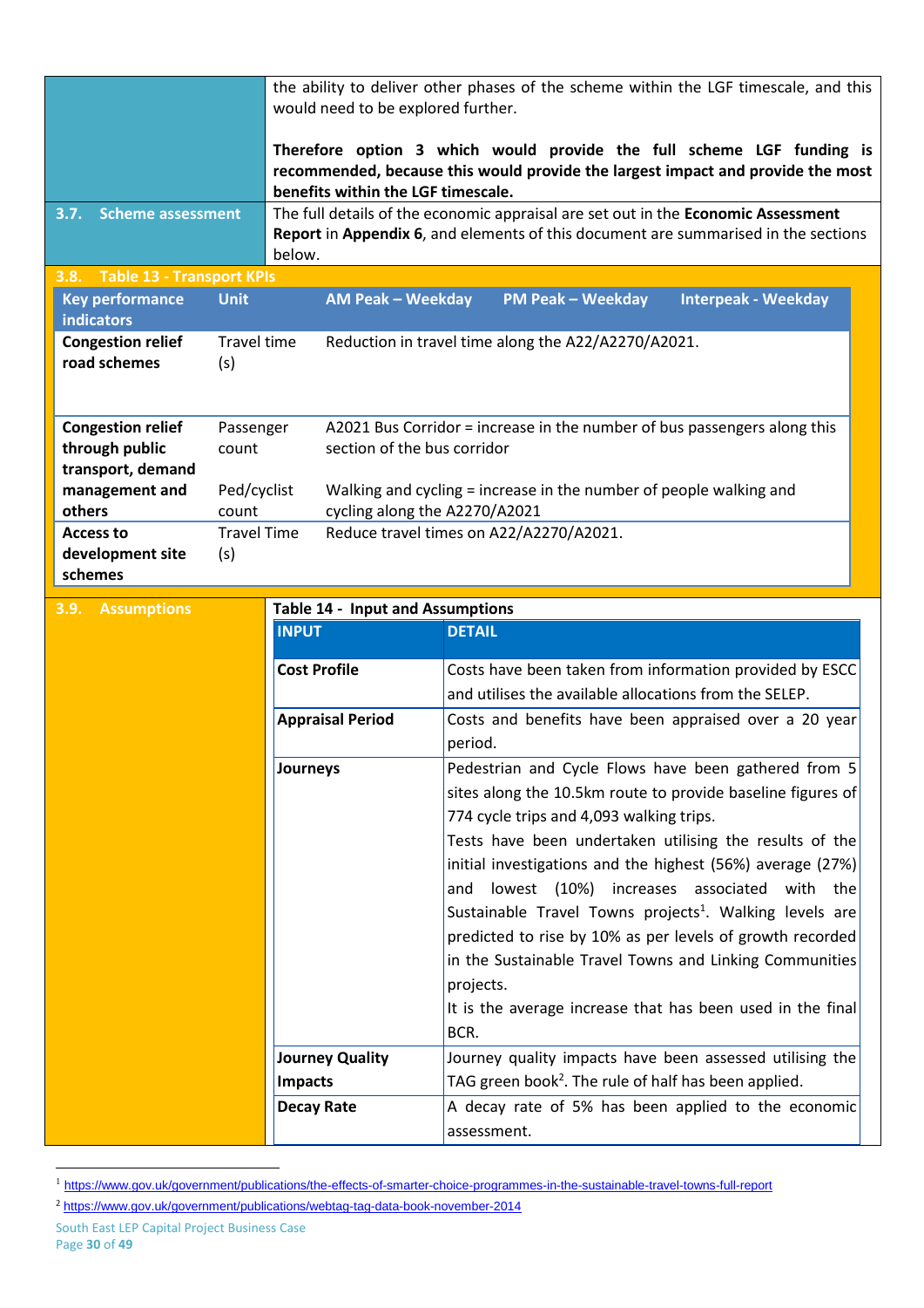| | |
|---|---|
| | the ability to deliver other phases of the scheme within the LGF timescale, and this would need to be explored further.<br><br>**Therefore option 3 which would provide the full scheme LGF funding is recommended, because this would provide the largest impact and provide the most benefits within the LGF timescale.** |
| **3.7. Scheme assessment** | The full details of the economic appraisal are set out in the **Economic Assessment Report** in **Appendix 6**, and elements of this document are summarised in the sections below. |

**3.8. Table 13 - Transport KPIs**

| Key performance indicators | Unit | AM Peak – Weekday | PM Peak – Weekday | Interpeak - Weekday |
|---|---|---|---|---|
| **Congestion relief road schemes** | Travel time (s) | Reduction in travel time along the A22/A2270/A2021. | | |
| **Congestion relief through public transport, demand management and others** | Passenger count | A2021 Bus Corridor = increase in the number of bus passengers along this section of the bus corridor | | |
| | Ped/cyclist count | Walking and cycling = increase in the number of people walking and cycling along the A2270/A2021 | | |
| **Access to development site schemes** | Travel Time (s) | Reduce travel times on A22/A2270/A2021. | | |

**3.9. Assumptions**

**Table 14 - Input and Assumptions**

| INPUT | DETAIL |
|---|---|
| **Cost Profile** | Costs have been taken from information provided by ESCC and utilises the available allocations from the SELEP. |
| **Appraisal Period** | Costs and benefits have been appraised over a 20 year period. |
| **Journeys** | Pedestrian and Cycle Flows have been gathered from 5 sites along the 10.5km route to provide baseline figures of 774 cycle trips and 4,093 walking trips.<br>Tests have been undertaken utilising the results of the initial investigations and the highest (56%) average (27%) and lowest (10%) increases associated with the Sustainable Travel Towns projects[1]. Walking levels are predicted to rise by 10% as per levels of growth recorded in the Sustainable Travel Towns and Linking Communities projects.<br>It is the average increase that has been used in the final BCR. |
| **Journey Quality Impacts** | Journey quality impacts have been assessed utilising the TAG green book[2]. The rule of half has been applied. |
| **Decay Rate** | A decay rate of 5% has been applied to the economic assessment. |

[1] https://www.gov.uk/government/publications/the-effects-of-smarter-choice-programmes-in-the-sustainable-travel-towns-full-report

[2] https://www.gov.uk/government/publications/webtag-tag-data-book-november-2014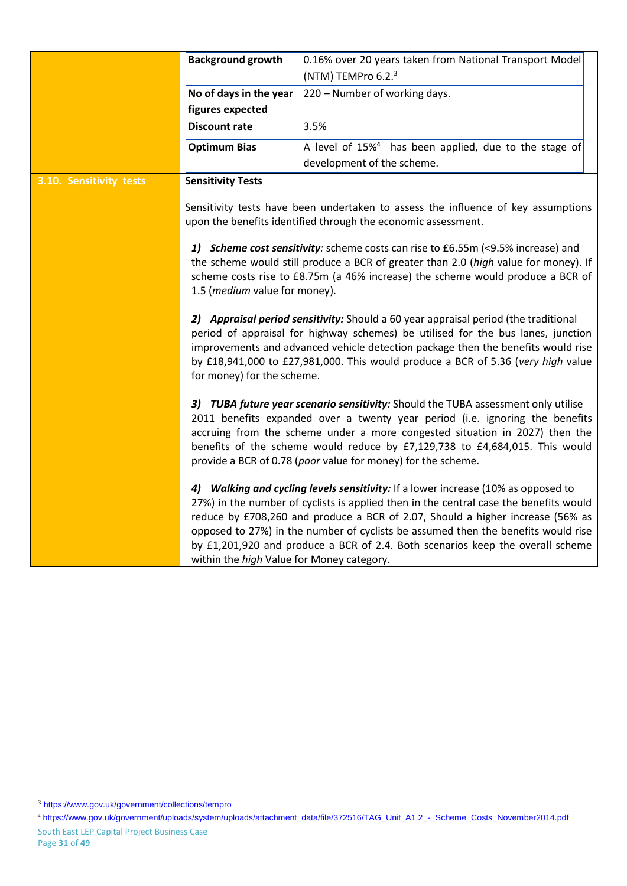| | | |
|---|---|---|
| | **Background growth** | 0.16% over 20 years taken from National Transport Model (NTM) TEMPro 6.2.[3] |
| | **No of days in the year figures expected** | 220 – Number of working days. |
| | **Discount rate** | 3.5% |
| | **Optimum Bias** | A level of 15%[4] has been applied, due to the stage of development of the scheme. |

**3.10. Sensitivity tests**

**Sensitivity Tests**

Sensitivity tests have been undertaken to assess the influence of key assumptions upon the benefits identified through the economic assessment.

1) ***Scheme cost sensitivity****:* scheme costs can rise to £6.55m (<9.5% increase) and the scheme would still produce a BCR of greater than 2.0 (*high* value for money). If scheme costs rise to £8.75m (a 46% increase) the scheme would produce a BCR of 1.5 (*medium* value for money).

2) ***Appraisal period sensitivity:*** Should a 60 year appraisal period (the traditional period of appraisal for highway schemes) be utilised for the bus lanes, junction improvements and advanced vehicle detection package then the benefits would rise by £18,941,000 to £27,981,000. This would produce a BCR of 5.36 (*very high* value for money) for the scheme.

3) ***TUBA future year scenario sensitivity:*** Should the TUBA assessment only utilise 2011 benefits expanded over a twenty year period (i.e. ignoring the benefits accruing from the scheme under a more congested situation in 2027) then the benefits of the scheme would reduce by £7,129,738 to £4,684,015. This would provide a BCR of 0.78 (*poor* value for money) for the scheme.

4) ***Walking and cycling levels sensitivity:*** If a lower increase (10% as opposed to 27%) in the number of cyclists is applied then in the central case the benefits would reduce by £708,260 and produce a BCR of 2.07, Should a higher increase (56% as opposed to 27%) in the number of cyclists be assumed then the benefits would rise by £1,201,920 and produce a BCR of 2.4. Both scenarios keep the overall scheme within the *high* Value for Money category.

---

[3] https://www.gov.uk/government/collections/tempro

[4] https://www.gov.uk/government/uploads/system/uploads/attachment_data/file/372516/TAG_Unit_A1.2_-_Scheme_Costs_November2014.pdf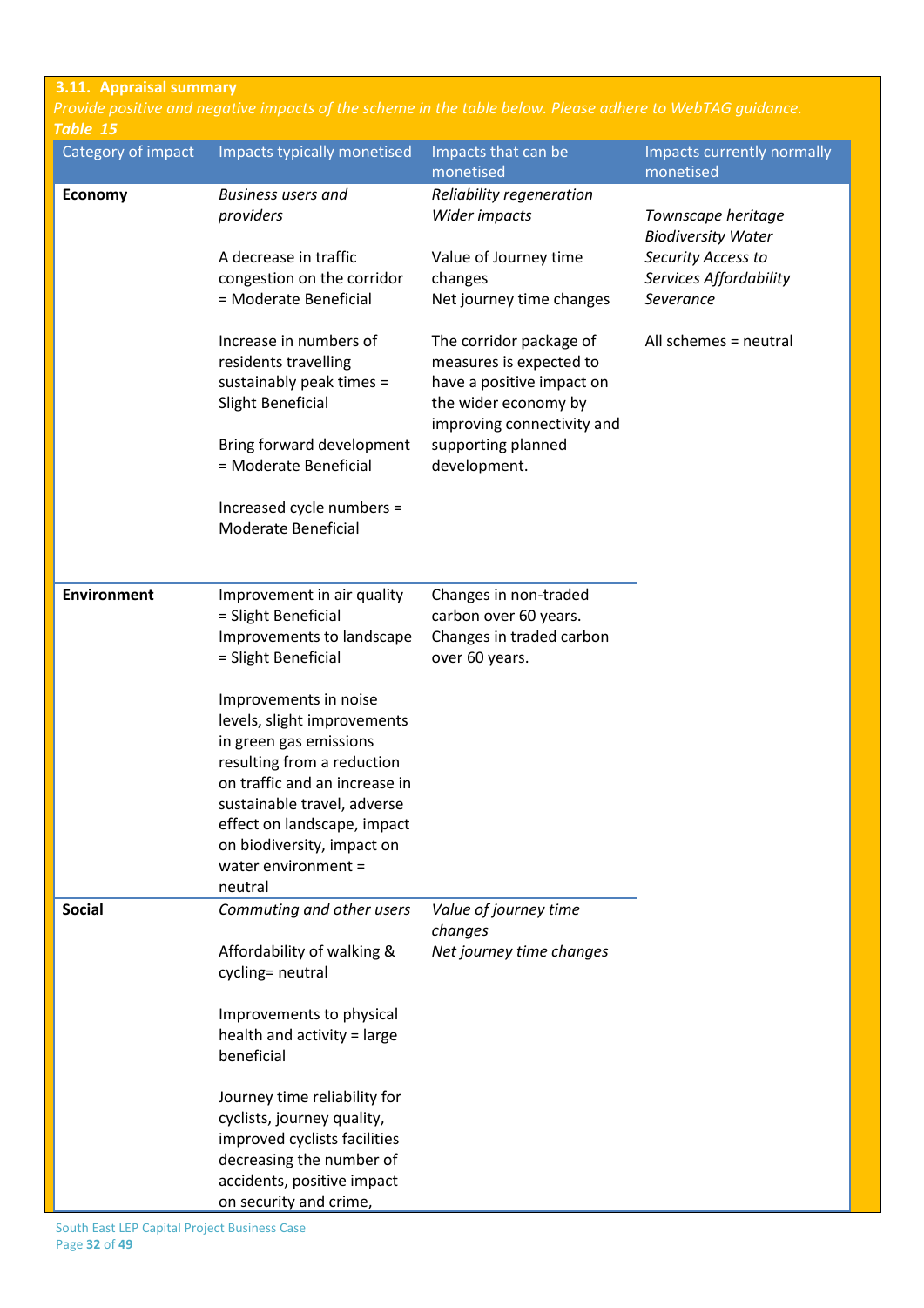### 3.11. Appraisal summary

*Provide positive and negative impacts of the scheme in the table below. Please adhere to WebTAG guidance.*

***Table 15***

| Category of impact | Impacts typically monetised | Impacts that can be monetised | Impacts currently normally monetised |
|---|---|---|---|
| **Economy** | *Business users and providers*<br><br>A decrease in traffic congestion on the corridor = Moderate Beneficial<br><br>Increase in numbers of residents travelling sustainably peak times = Slight Beneficial<br><br>Bring forward development = Moderate Beneficial<br><br>Increased cycle numbers = Moderate Beneficial | *Reliability regeneration*<br>*Wider impacts*<br><br>Value of Journey time changes<br>Net journey time changes<br><br>The corridor package of measures is expected to have a positive impact on the wider economy by improving connectivity and supporting planned development. | *Townscape heritage Biodiversity Water Security Access to Services Affordability Severance*<br><br>All schemes = neutral |
| **Environment** | Improvement in air quality = Slight Beneficial<br>Improvements to landscape = Slight Beneficial<br><br>Improvements in noise levels, slight improvements in green gas emissions resulting from a reduction on traffic and an increase in sustainable travel, adverse effect on landscape, impact on biodiversity, impact on water environment = neutral | Changes in non-traded carbon over 60 years.<br>Changes in traded carbon over 60 years. | |
| **Social** | *Commuting and other users*<br><br>Affordability of walking & cycling= neutral<br><br>Improvements to physical health and activity = large beneficial<br><br>Journey time reliability for cyclists, journey quality, improved cyclists facilities decreasing the number of accidents, positive impact on security and crime, | *Value of journey time changes*<br>*Net journey time changes* | |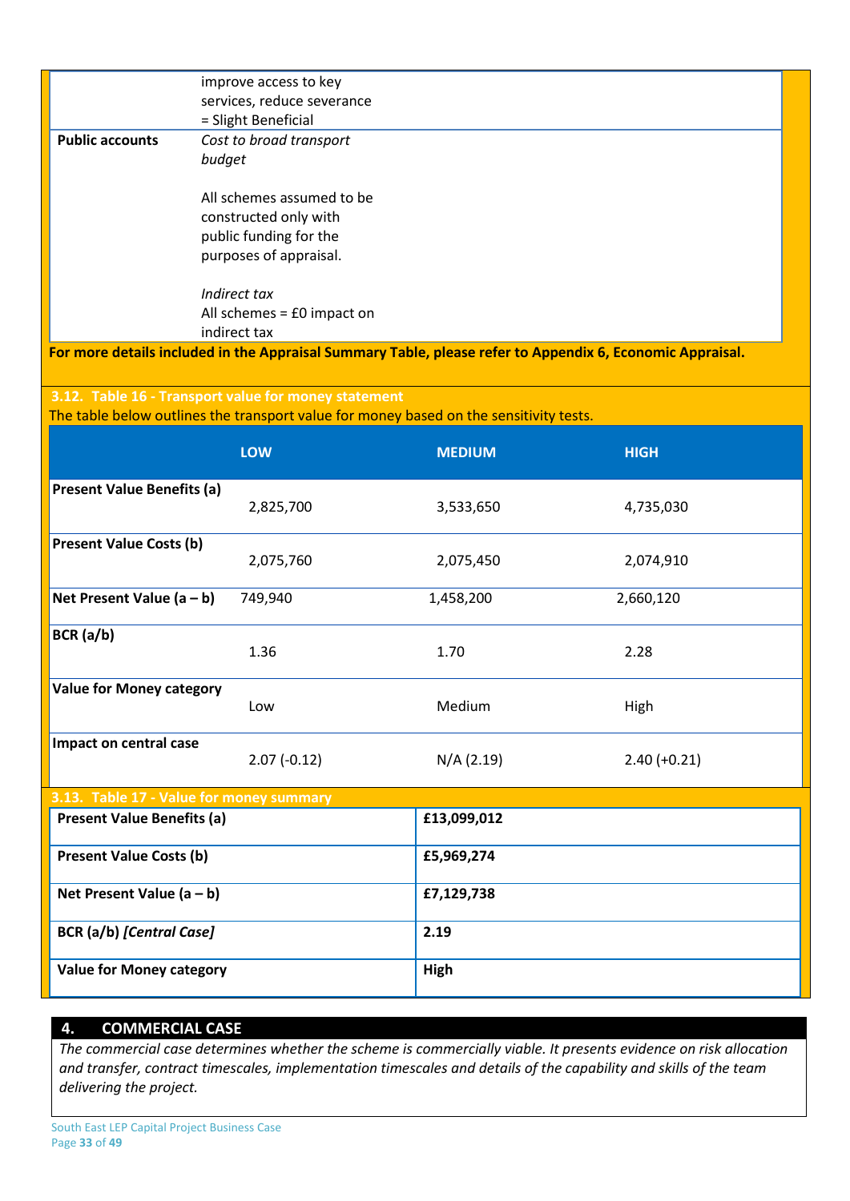| | |
|---|---|
| | improve access to key services, reduce severance = Slight Beneficial |
| **Public accounts** | *Cost to broad transport budget*<br><br>All schemes assumed to be constructed only with public funding for the purposes of appraisal.<br><br>*Indirect tax*<br>All schemes = £0 impact on indirect tax |

**For more details included in the Appraisal Summary Table, please refer to Appendix 6, Economic Appraisal.**

### 3.12. Table 16 - Transport value for money statement

The table below outlines the transport value for money based on the sensitivity tests.

| | LOW | MEDIUM | HIGH |
|---|---|---|---|
| **Present Value Benefits (a)** | 2,825,700 | 3,533,650 | 4,735,030 |
| **Present Value Costs (b)** | 2,075,760 | 2,075,450 | 2,074,910 |
| **Net Present Value (a – b)** | 749,940 | 1,458,200 | 2,660,120 |
| **BCR (a/b)** | 1.36 | 1.70 | 2.28 |
| **Value for Money category** | Low | Medium | High |
| **Impact on central case** | 2.07 (-0.12) | N/A (2.19) | 2.40 (+0.21) |

### 3.13. Table 17 - Value for money summary

| | |
|---|---|
| **Present Value Benefits (a)** | **£13,099,012** |
| **Present Value Costs (b)** | **£5,969,274** |
| **Net Present Value (a – b)** | **£7,129,738** |
| **BCR (a/b)** ***[Central Case]*** | **2.19** |
| **Value for Money category** | **High** |

## 4. COMMERCIAL CASE

*The commercial case determines whether the scheme is commercially viable. It presents evidence on risk allocation and transfer, contract timescales, implementation timescales and details of the capability and skills of the team delivering the project.*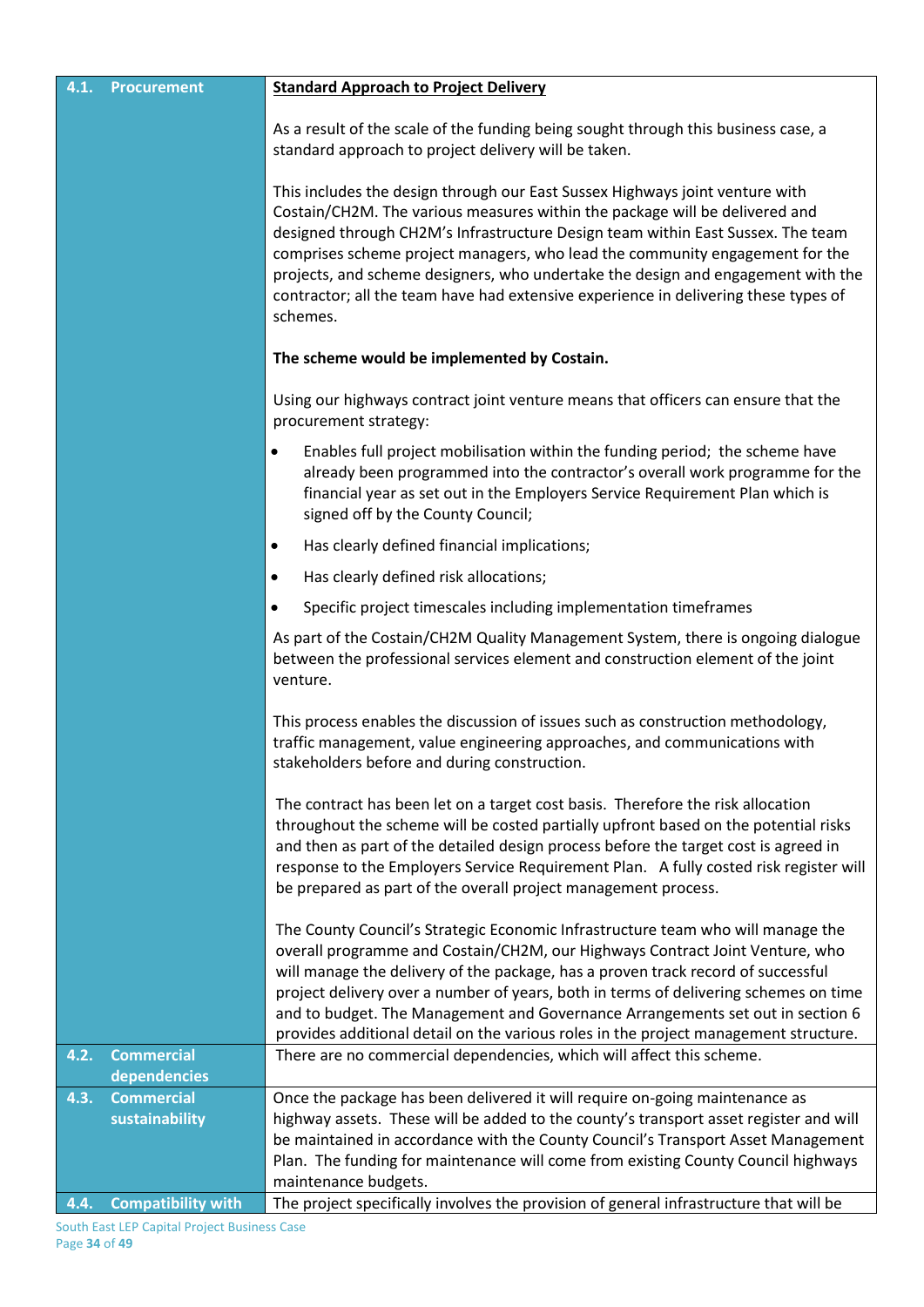| | |
|---|---|
| **4.1. Procurement** | **Standard Approach to Project Delivery**<br><br>As a result of the scale of the funding being sought through this business case, a standard approach to project delivery will be taken.<br><br>This includes the design through our East Sussex Highways joint venture with Costain/CH2M. The various measures within the package will be delivered and designed through CH2M's Infrastructure Design team within East Sussex. The team comprises scheme project managers, who lead the community engagement for the projects, and scheme designers, who undertake the design and engagement with the contractor; all the team have had extensive experience in delivering these types of schemes.<br><br>**The scheme would be implemented by Costain.**<br><br>Using our highways contract joint venture means that officers can ensure that the procurement strategy:<br><br>• Enables full project mobilisation within the funding period; the scheme have already been programmed into the contractor's overall work programme for the financial year as set out in the Employers Service Requirement Plan which is signed off by the County Council;<br>• Has clearly defined financial implications;<br>• Has clearly defined risk allocations;<br>• Specific project timescales including implementation timeframes<br><br>As part of the Costain/CH2M Quality Management System, there is ongoing dialogue between the professional services element and construction element of the joint venture.<br><br>This process enables the discussion of issues such as construction methodology, traffic management, value engineering approaches, and communications with stakeholders before and during construction.<br><br>The contract has been let on a target cost basis. Therefore the risk allocation throughout the scheme will be costed partially upfront based on the potential risks and then as part of the detailed design process before the target cost is agreed in response to the Employers Service Requirement Plan. A fully costed risk register will be prepared as part of the overall project management process.<br><br>The County Council's Strategic Economic Infrastructure team who will manage the overall programme and Costain/CH2M, our Highways Contract Joint Venture, who will manage the delivery of the package, has a proven track record of successful project delivery over a number of years, both in terms of delivering schemes on time and to budget. The Management and Governance Arrangements set out in section 6 provides additional detail on the various roles in the project management structure. |
| **4.2. Commercial dependencies** | There are no commercial dependencies, which will affect this scheme. |
| **4.3. Commercial sustainability** | Once the package has been delivered it will require on-going maintenance as highway assets. These will be added to the county's transport asset register and will be maintained in accordance with the County Council's Transport Asset Management Plan. The funding for maintenance will come from existing County Council highways maintenance budgets. |
| **4.4. Compatibility with** | The project specifically involves the provision of general infrastructure that will be |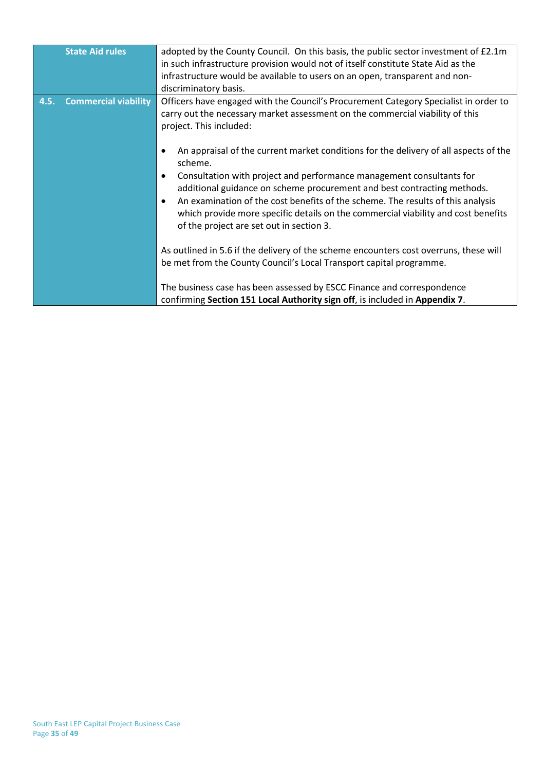| State Aid rules | adopted by the County Council. On this basis, the public sector investment of £2.1m in such infrastructure provision would not of itself constitute State Aid as the infrastructure would be available to users on an open, transparent and non-discriminatory basis. |
|---|---|
| **4.5. Commercial viability** | Officers have engaged with the Council's Procurement Category Specialist in order to carry out the necessary market assessment on the commercial viability of this project. This included:<br><br>• An appraisal of the current market conditions for the delivery of all aspects of the scheme.<br>• Consultation with project and performance management consultants for additional guidance on scheme procurement and best contracting methods.<br>• An examination of the cost benefits of the scheme. The results of this analysis which provide more specific details on the commercial viability and cost benefits of the project are set out in section 3.<br><br>As outlined in 5.6 if the delivery of the scheme encounters cost overruns, these will be met from the County Council's Local Transport capital programme.<br><br>The business case has been assessed by ESCC Finance and correspondence confirming **Section 151 Local Authority sign off**, is included in **Appendix 7**. |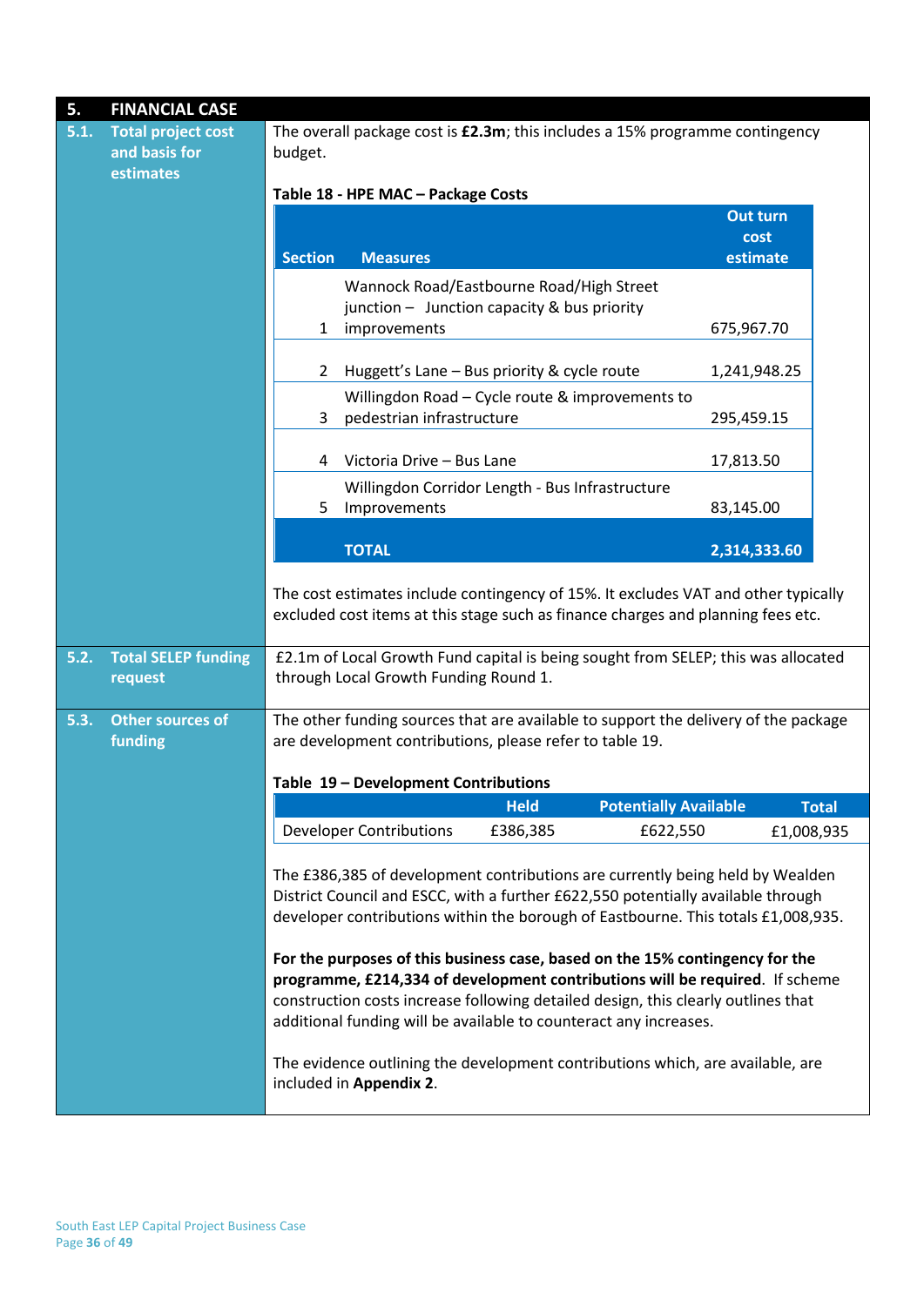## 5. FINANCIAL CASE

### 5.1. Total project cost and basis for estimates

The overall package cost is **£2.3m**; this includes a 15% programme contingency budget.

**Table 18 - HPE MAC – Package Costs**

| Section | Measures | Out turn cost estimate |
|---|---|---|
| 1 | Wannock Road/Eastbourne Road/High Street junction – Junction capacity & bus priority improvements | 675,967.70 |
| 2 | Huggett's Lane – Bus priority & cycle route | 1,241,948.25 |
| 3 | Willingdon Road – Cycle route & improvements to pedestrian infrastructure | 295,459.15 |
| 4 | Victoria Drive – Bus Lane | 17,813.50 |
| 5 | Willingdon Corridor Length - Bus Infrastructure Improvements | 83,145.00 |
| | **TOTAL** | **2,314,333.60** |

The cost estimates include contingency of 15%. It excludes VAT and other typically excluded cost items at this stage such as finance charges and planning fees etc.

### 5.2. Total SELEP funding request

£2.1m of Local Growth Fund capital is being sought from SELEP; this was allocated through Local Growth Funding Round 1.

### 5.3. Other sources of funding

The other funding sources that are available to support the delivery of the package are development contributions, please refer to table 19.

**Table 19 – Development Contributions**

| | Held | Potentially Available | Total |
|---|---|---|---|
| Developer Contributions | £386,385 | £622,550 | £1,008,935 |

The £386,385 of development contributions are currently being held by Wealden District Council and ESCC, with a further £622,550 potentially available through developer contributions within the borough of Eastbourne. This totals £1,008,935.

**For the purposes of this business case, based on the 15% contingency for the programme, £214,334 of development contributions will be required**. If scheme construction costs increase following detailed design, this clearly outlines that additional funding will be available to counteract any increases.

The evidence outlining the development contributions which, are available, are included in **Appendix 2**.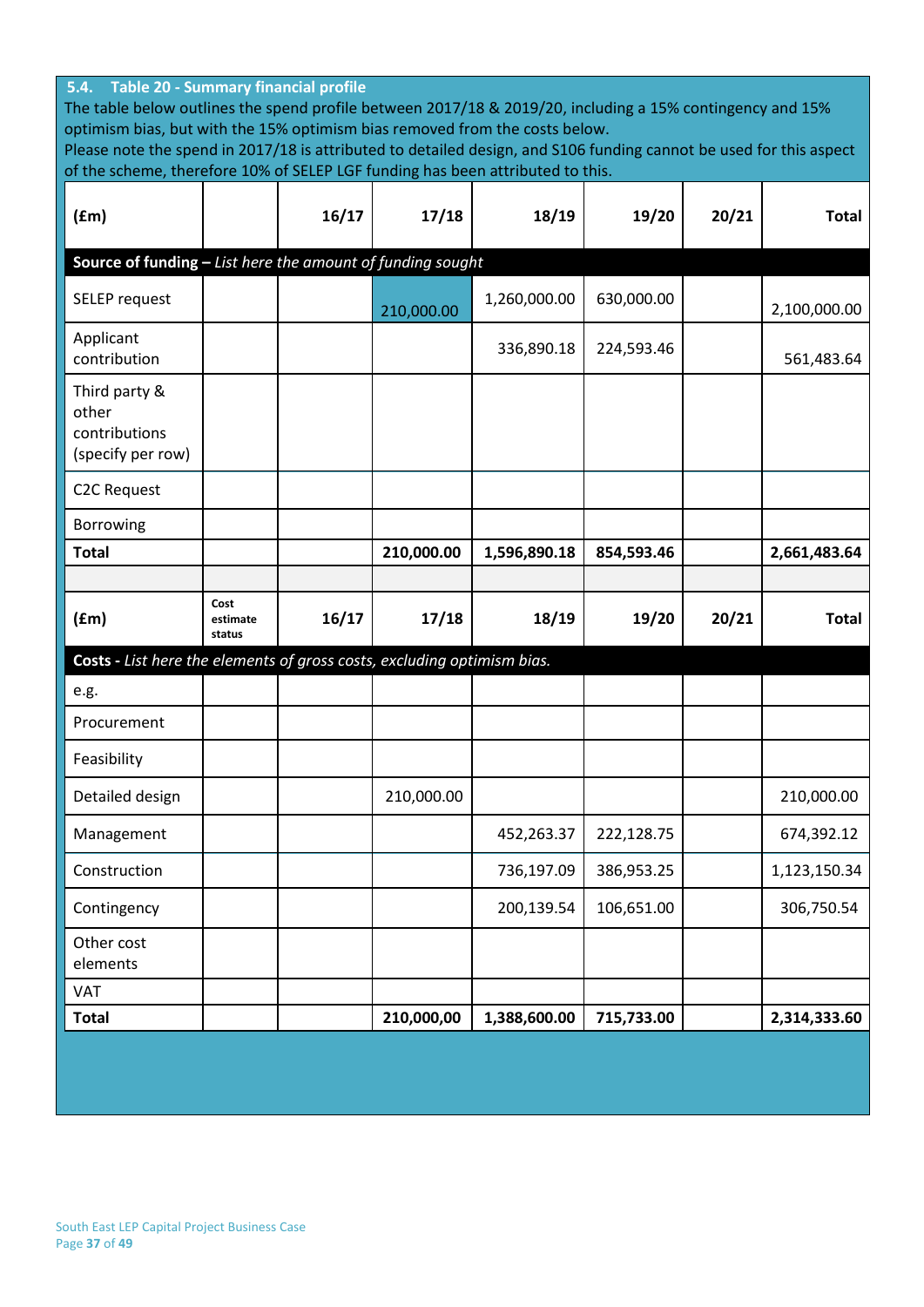**5.4. Table 20 - Summary financial profile**

The table below outlines the spend profile between 2017/18 & 2019/20, including a 15% contingency and 15% optimism bias, but with the 15% optimism bias removed from the costs below.

Please note the spend in 2017/18 is attributed to detailed design, and S106 funding cannot be used for this aspect of the scheme, therefore 10% of SELEP LGF funding has been attributed to this.

| **(£m)** | | **16/17** | **17/18** | **18/19** | **19/20** | **20/21** | **Total** |
|---|---|---|---|---|---|---|---|
| **Source of funding –** *List here the amount of funding sought* | | | | | | | |
| SELEP request | | | 210,000.00 | 1,260,000.00 | 630,000.00 | | 2,100,000.00 |
| Applicant contribution | | | | 336,890.18 | 224,593.46 | | 561,483.64 |
| Third party & other contributions (specify per row) | | | | | | | |
| C2C Request | | | | | | | |
| Borrowing | | | | | | | |
| **Total** | | | **210,000.00** | **1,596,890.18** | **854,593.46** | | **2,661,483.64** |

| **(£m)** | **Cost estimate status** | **16/17** | **17/18** | **18/19** | **19/20** | **20/21** | **Total** |
|---|---|---|---|---|---|---|---|
| **Costs -** *List here the elements of gross costs, excluding optimism bias.* | | | | | | | |
| e.g. | | | | | | | |
| Procurement | | | | | | | |
| Feasibility | | | | | | | |
| Detailed design | | | 210,000.00 | | | | 210,000.00 |
| Management | | | | 452,263.37 | 222,128.75 | | 674,392.12 |
| Construction | | | | 736,197.09 | 386,953.25 | | 1,123,150.34 |
| Contingency | | | | 200,139.54 | 106,651.00 | | 306,750.54 |
| Other cost elements | | | | | | | |
| VAT | | | | | | | |
| **Total** | | | **210,000,00** | **1,388,600.00** | **715,733.00** | | **2,314,333.60** |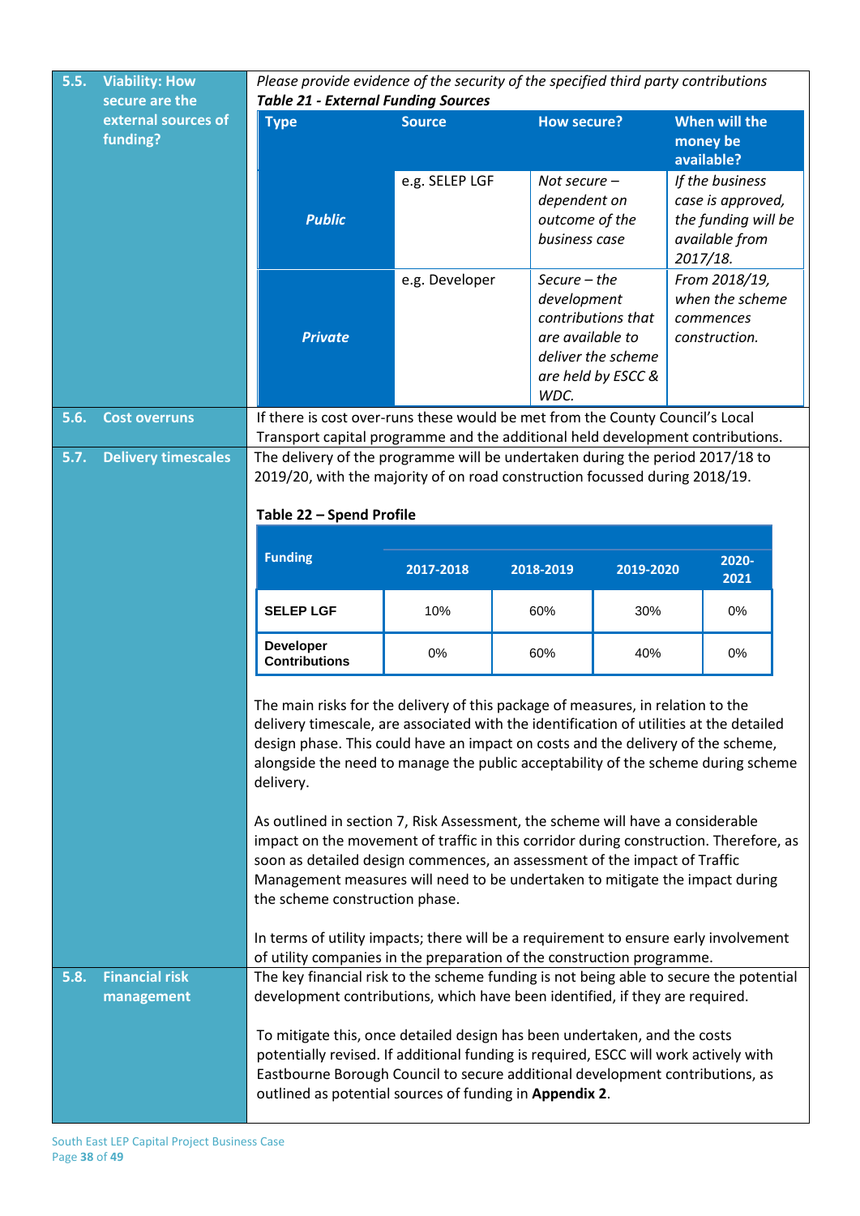## 5.5. Viability: How secure are the external sources of funding?

*Please provide evidence of the security of the specified third party contributions*

***Table 21 - External Funding Sources***

| Type | Source | How secure? | When will the money be available? |
|---|---|---|---|
| ***Public*** | e.g. SELEP LGF | *Not secure – dependent on outcome of the business case* | *If the business case is approved, the funding will be available from 2017/18.* |
| ***Private*** | e.g. Developer | *Secure – the development contributions that are available to deliver the scheme are held by ESCC & WDC.* | *From 2018/19, when the scheme commences construction.* |

## 5.6. Cost overruns

If there is cost over-runs these would be met from the County Council's Local Transport capital programme and the additional held development contributions.

## 5.7. Delivery timescales

The delivery of the programme will be undertaken during the period 2017/18 to 2019/20, with the majority of on road construction focussed during 2018/19.

**Table 22 – Spend Profile**

| Funding | 2017-2018 | 2018-2019 | 2019-2020 | 2020-2021 |
|---|---|---|---|---|
| **SELEP LGF** | 10% | 60% | 30% | 0% |
| **Developer Contributions** | 0% | 60% | 40% | 0% |

The main risks for the delivery of this package of measures, in relation to the delivery timescale, are associated with the identification of utilities at the detailed design phase. This could have an impact on costs and the delivery of the scheme, alongside the need to manage the public acceptability of the scheme during scheme delivery.

As outlined in section 7, Risk Assessment, the scheme will have a considerable impact on the movement of traffic in this corridor during construction. Therefore, as soon as detailed design commences, an assessment of the impact of Traffic Management measures will need to be undertaken to mitigate the impact during the scheme construction phase.

In terms of utility impacts; there will be a requirement to ensure early involvement of utility companies in the preparation of the construction programme.

## 5.8. Financial risk management

The key financial risk to the scheme funding is not being able to secure the potential development contributions, which have been identified, if they are required.

To mitigate this, once detailed design has been undertaken, and the costs potentially revised. If additional funding is required, ESCC will work actively with Eastbourne Borough Council to secure additional development contributions, as outlined as potential sources of funding in **Appendix 2**.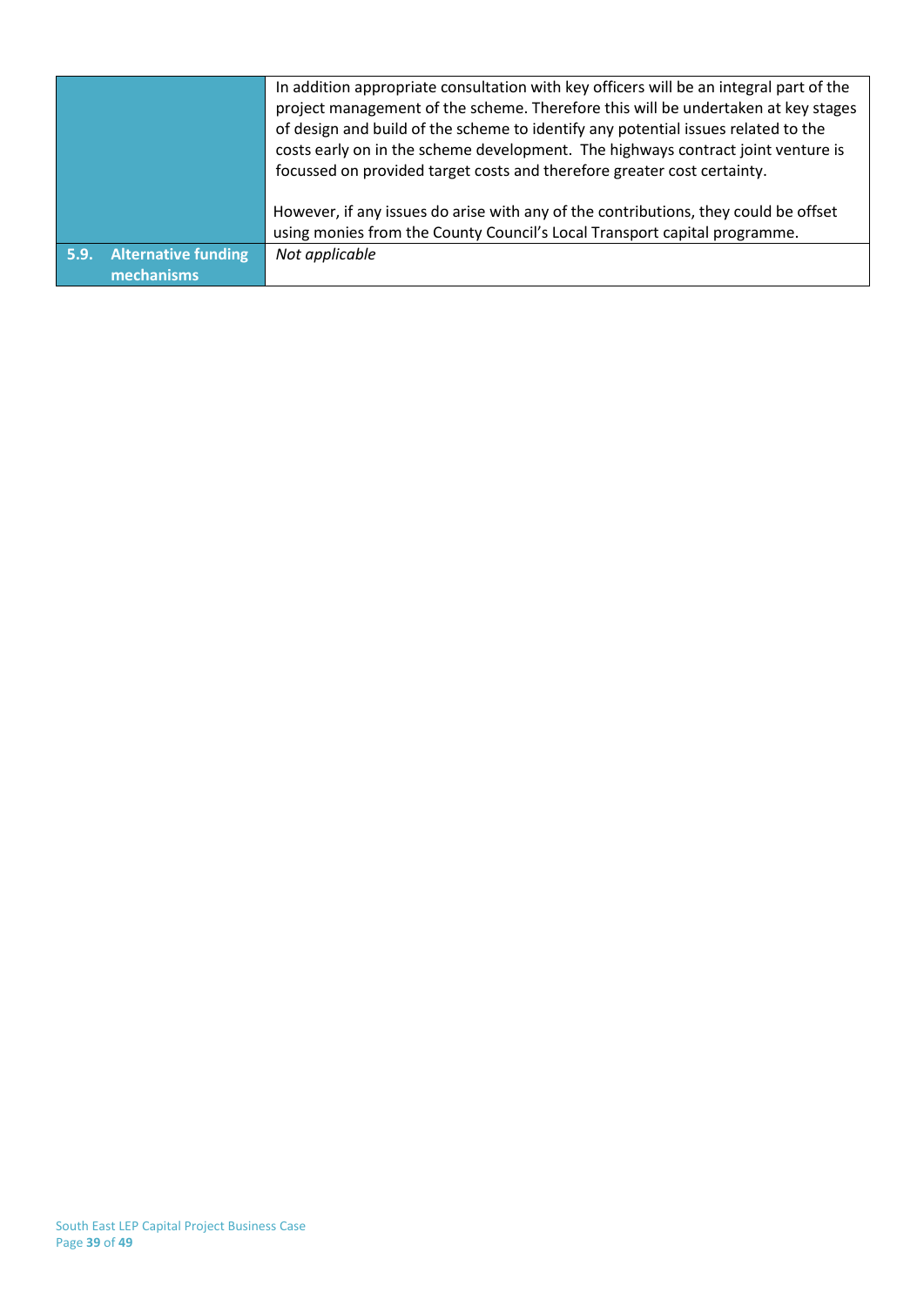| | |
|---|---|
| | In addition appropriate consultation with key officers will be an integral part of the project management of the scheme. Therefore this will be undertaken at key stages of design and build of the scheme to identify any potential issues related to the costs early on in the scheme development. The highways contract joint venture is focussed on provided target costs and therefore greater cost certainty.<br><br>However, if any issues do arise with any of the contributions, they could be offset using monies from the County Council's Local Transport capital programme. |
| **5.9. Alternative funding mechanisms** | *Not applicable* |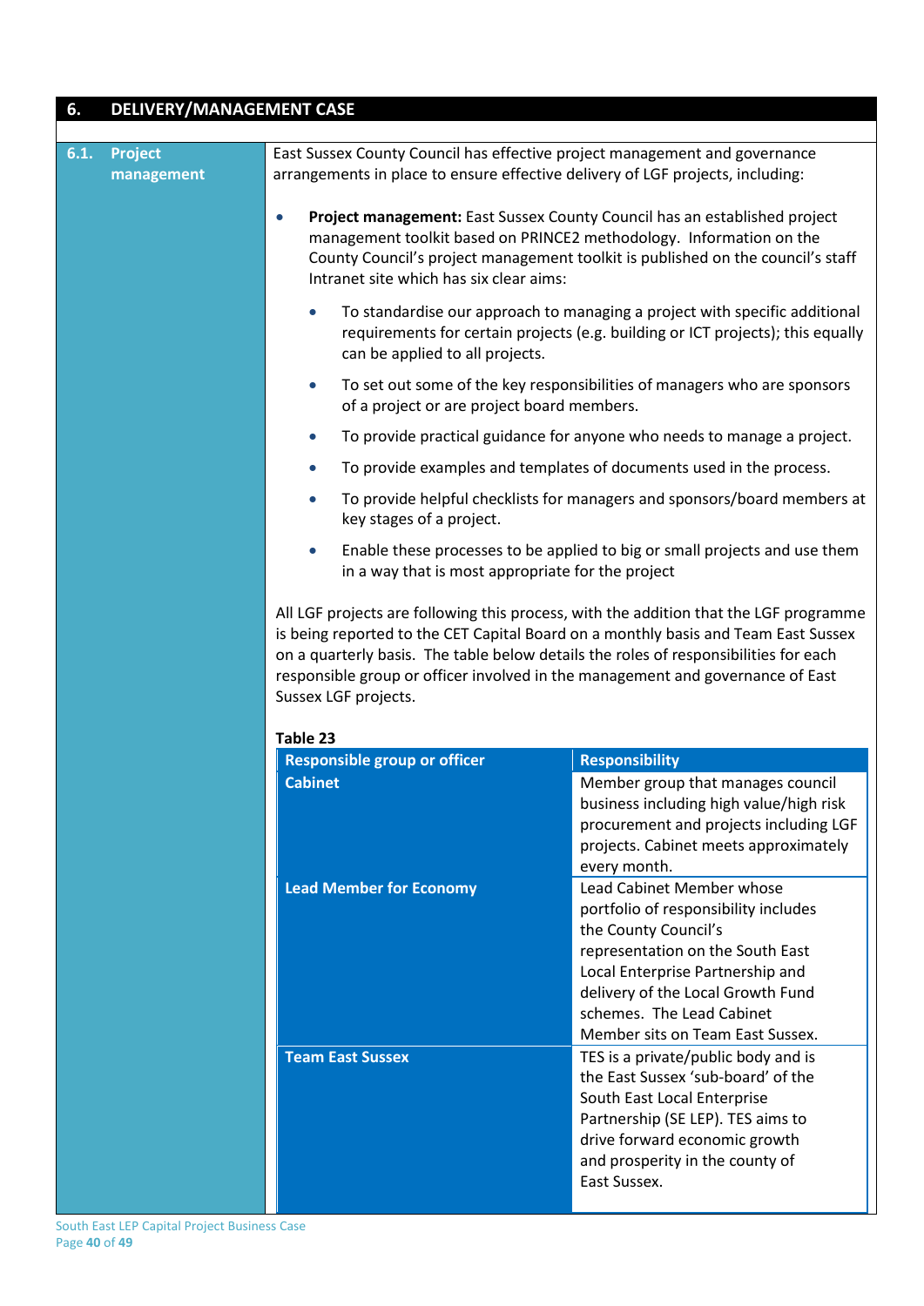## 6. DELIVERY/MANAGEMENT CASE

### 6.1. Project management

East Sussex County Council has effective project management and governance arrangements in place to ensure effective delivery of LGF projects, including:

- **Project management:** East Sussex County Council has an established project management toolkit based on PRINCE2 methodology. Information on the County Council's project management toolkit is published on the council's staff Intranet site which has six clear aims:
  - To standardise our approach to managing a project with specific additional requirements for certain projects (e.g. building or ICT projects); this equally can be applied to all projects.
  - To set out some of the key responsibilities of managers who are sponsors of a project or are project board members.
  - To provide practical guidance for anyone who needs to manage a project.
  - To provide examples and templates of documents used in the process.
  - To provide helpful checklists for managers and sponsors/board members at key stages of a project.
  - Enable these processes to be applied to big or small projects and use them in a way that is most appropriate for the project

All LGF projects are following this process, with the addition that the LGF programme is being reported to the CET Capital Board on a monthly basis and Team East Sussex on a quarterly basis. The table below details the roles of responsibilities for each responsible group or officer involved in the management and governance of East Sussex LGF projects.

**Table 23**

| Responsible group or officer | Responsibility |
|---|---|
| **Cabinet** | Member group that manages council business including high value/high risk procurement and projects including LGF projects. Cabinet meets approximately every month. |
| **Lead Member for Economy** | Lead Cabinet Member whose portfolio of responsibility includes the County Council's representation on the South East Local Enterprise Partnership and delivery of the Local Growth Fund schemes. The Lead Cabinet Member sits on Team East Sussex. |
| **Team East Sussex** | TES is a private/public body and is the East Sussex 'sub-board' of the South East Local Enterprise Partnership (SE LEP). TES aims to drive forward economic growth and prosperity in the county of East Sussex. |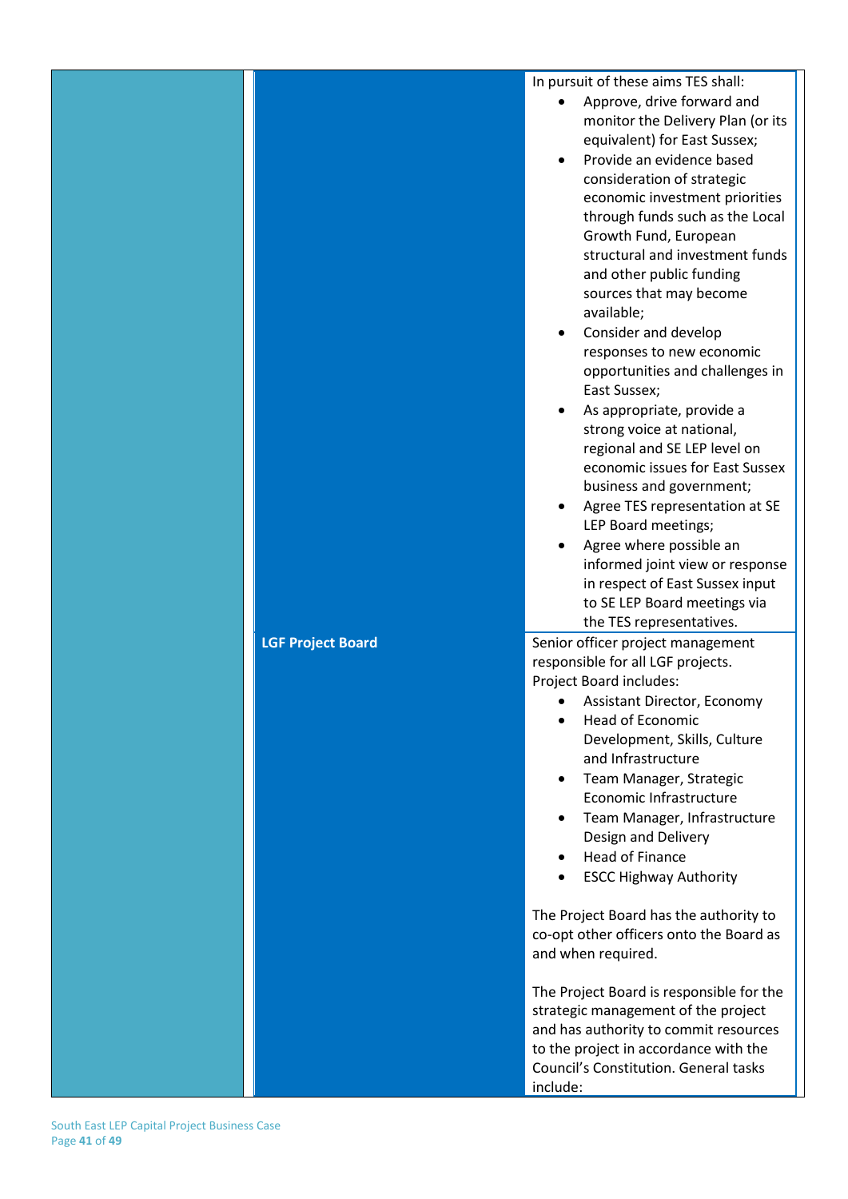| | | |
|---|---|---|
| | | In pursuit of these aims TES shall:<br>• Approve, drive forward and monitor the Delivery Plan (or its equivalent) for East Sussex;<br>• Provide an evidence based consideration of strategic economic investment priorities through funds such as the Local Growth Fund, European structural and investment funds and other public funding sources that may become available;<br>• Consider and develop responses to new economic opportunities and challenges in East Sussex;<br>• As appropriate, provide a strong voice at national, regional and SE LEP level on economic issues for East Sussex business and government;<br>• Agree TES representation at SE LEP Board meetings;<br>• Agree where possible an informed joint view or response in respect of East Sussex input to SE LEP Board meetings via the TES representatives. |
| | **LGF Project Board** | Senior officer project management responsible for all LGF projects.<br>Project Board includes:<br>• Assistant Director, Economy<br>• Head of Economic Development, Skills, Culture and Infrastructure<br>• Team Manager, Strategic Economic Infrastructure<br>• Team Manager, Infrastructure Design and Delivery<br>• Head of Finance<br>• ESCC Highway Authority<br><br>The Project Board has the authority to co-opt other officers onto the Board as and when required.<br><br>The Project Board is responsible for the strategic management of the project and has authority to commit resources to the project in accordance with the Council's Constitution. General tasks include: |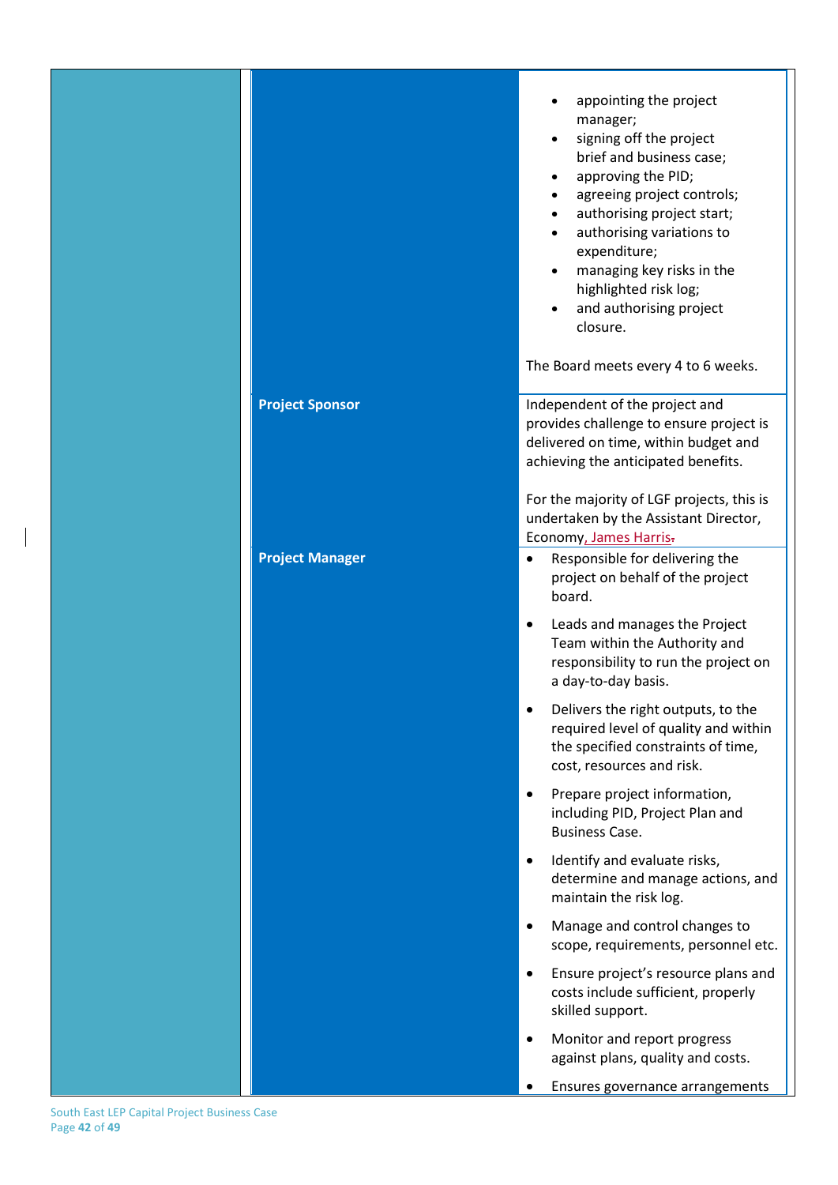| | | |
|---|---|---|
| | | <ul><li>appointing the project manager;</li><li>signing off the project brief and business case;</li><li>approving the PID;</li><li>agreeing project controls;</li><li>authorising project start;</li><li>authorising variations to expenditure;</li><li>managing key risks in the highlighted risk log;</li><li>and authorising project closure.</li></ul>The Board meets every 4 to 6 weeks. |
| | **Project Sponsor** | Independent of the project and provides challenge to ensure project is delivered on time, within budget and achieving the anticipated benefits.<br><br>For the majority of LGF projects, this is undertaken by the Assistant Director, Economy, James Harris. |
| | **Project Manager** | <ul><li>Responsible for delivering the project on behalf of the project board.</li><li>Leads and manages the Project Team within the Authority and responsibility to run the project on a day-to-day basis.</li><li>Delivers the right outputs, to the required level of quality and within the specified constraints of time, cost, resources and risk.</li><li>Prepare project information, including PID, Project Plan and Business Case.</li><li>Identify and evaluate risks, determine and manage actions, and maintain the risk log.</li><li>Manage and control changes to scope, requirements, personnel etc.</li><li>Ensure project's resource plans and costs include sufficient, properly skilled support.</li><li>Monitor and report progress against plans, quality and costs.</li><li>Ensures governance arrangements</li></ul> |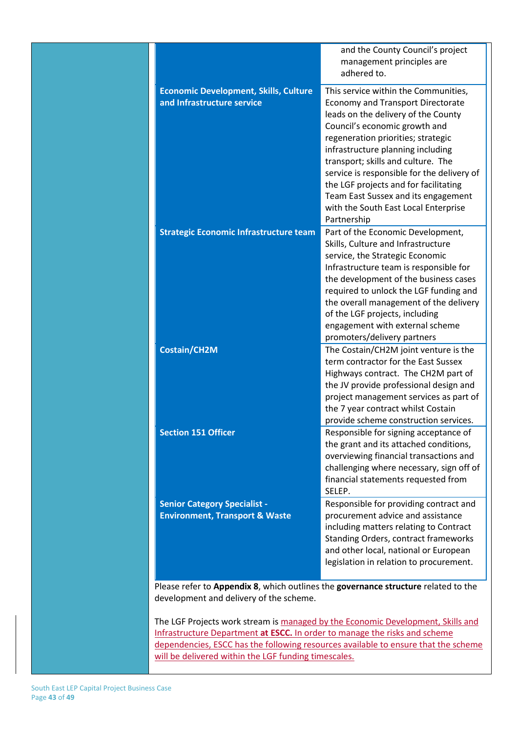| | |
|---|---|
| | and the County Council's project management principles are adhered to. |
| **Economic Development, Skills, Culture and Infrastructure service** | This service within the Communities, Economy and Transport Directorate leads on the delivery of the County Council's economic growth and regeneration priorities; strategic infrastructure planning including transport; skills and culture. The service is responsible for the delivery of the LGF projects and for facilitating Team East Sussex and its engagement with the South East Local Enterprise Partnership |
| **Strategic Economic Infrastructure team** | Part of the Economic Development, Skills, Culture and Infrastructure service, the Strategic Economic Infrastructure team is responsible for the development of the business cases required to unlock the LGF funding and the overall management of the delivery of the LGF projects, including engagement with external scheme promoters/delivery partners |
| **Costain/CH2M** | The Costain/CH2M joint venture is the term contractor for the East Sussex Highways contract. The CH2M part of the JV provide professional design and project management services as part of the 7 year contract whilst Costain provide scheme construction services. |
| **Section 151 Officer** | Responsible for signing acceptance of the grant and its attached conditions, overviewing financial transactions and challenging where necessary, sign off of financial statements requested from SELEP. |
| **Senior Category Specialist - Environment, Transport & Waste** | Responsible for providing contract and procurement advice and assistance including matters relating to Contract Standing Orders, contract frameworks and other local, national or European legislation in relation to procurement. |

Please refer to **Appendix 8**, which outlines the **governance structure** related to the development and delivery of the scheme.

The LGF Projects work stream is managed by the Economic Development, Skills and Infrastructure Department **at ESCC.** In order to manage the risks and scheme dependencies, ESCC has the following resources available to ensure that the scheme will be delivered within the LGF funding timescales.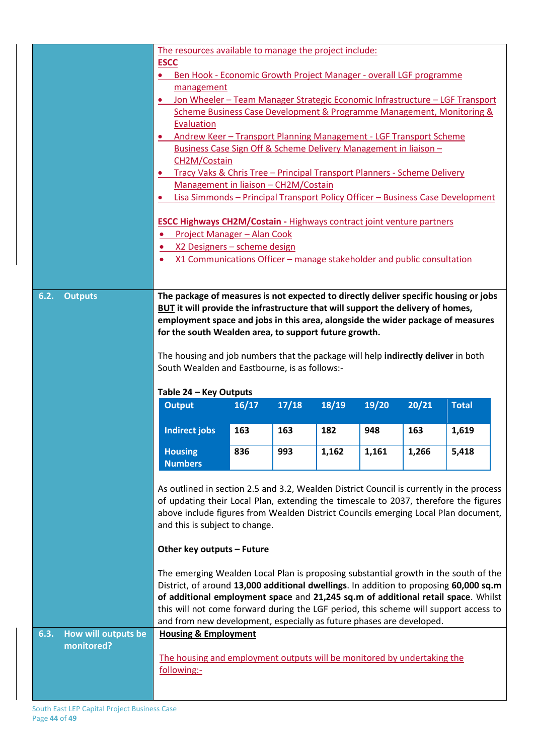The resources available to manage the project include:

**ESCC**

- Ben Hook - Economic Growth Project Manager - overall LGF programme management
- Jon Wheeler – Team Manager Strategic Economic Infrastructure – LGF Transport Scheme Business Case Development & Programme Management, Monitoring & Evaluation
- Andrew Keer – Transport Planning Management - LGF Transport Scheme Business Case Sign Off & Scheme Delivery Management in liaison – CH2M/Costain
- Tracy Vaks & Chris Tree – Principal Transport Planners - Scheme Delivery Management in liaison – CH2M/Costain
- Lisa Simmonds – Principal Transport Policy Officer – Business Case Development

**ESCC Highways CH2M/Costain -** Highways contract joint venture partners

- Project Manager – Alan Cook
- X2 Designers – scheme design
- X1 Communications Officer – manage stakeholder and public consultation

## 6.2. Outputs

**The package of measures is not expected to directly deliver specific housing or jobs BUT it will provide the infrastructure that will support the delivery of homes, employment space and jobs in this area, alongside the wider package of measures for the south Wealden area, to support future growth.**

The housing and job numbers that the package will help **indirectly deliver** in both South Wealden and Eastbourne, is as follows:-

**Table 24 – Key Outputs**

| Output | 16/17 | 17/18 | 18/19 | 19/20 | 20/21 | Total |
|---|---|---|---|---|---|---|
| Indirect jobs | 163 | 163 | 182 | 948 | 163 | 1,619 |
| Housing Numbers | 836 | 993 | 1,162 | 1,161 | 1,266 | 5,418 |

As outlined in section 2.5 and 3.2, Wealden District Council is currently in the process of updating their Local Plan, extending the timescale to 2037, therefore the figures above include figures from Wealden District Councils emerging Local Plan document, and this is subject to change.

**Other key outputs – Future**

The emerging Wealden Local Plan is proposing substantial growth in the south of the District, of around **13,000 additional dwellings**. In addition to proposing **60,000 sq.m of additional employment space** and **21,245 sq.m of additional retail space**. Whilst this will not come forward during the LGF period, this scheme will support access to and from new development, especially as future phases are developed.

## 6.3. How will outputs be monitored?

**Housing & Employment**

The housing and employment outputs will be monitored by undertaking the following:-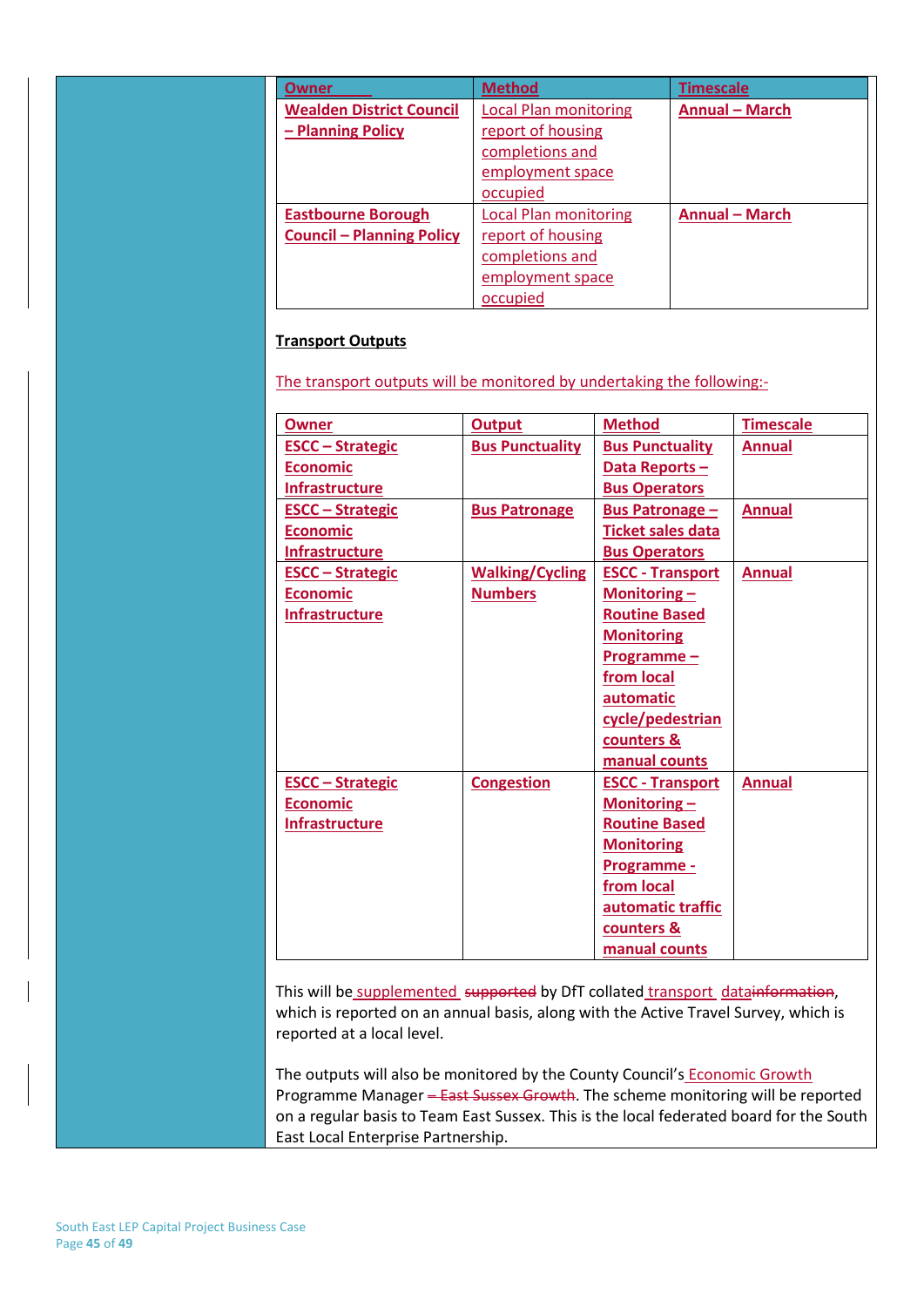| Owner | Method | Timescale |
|---|---|---|
| **Wealden District Council – Planning Policy** | Local Plan monitoring report of housing completions and employment space occupied | **Annual – March** |
| **Eastbourne Borough Council – Planning Policy** | Local Plan monitoring report of housing completions and employment space occupied | **Annual – March** |

**Transport Outputs**

The transport outputs will be monitored by undertaking the following:-

| Owner | Output | Method | Timescale |
|---|---|---|---|
| **ESCC – Strategic Economic Infrastructure** | **Bus Punctuality** | **Bus Punctuality Data Reports – Bus Operators** | **Annual** |
| **ESCC – Strategic Economic Infrastructure** | **Bus Patronage** | **Bus Patronage – Ticket sales data Bus Operators** | **Annual** |
| **ESCC – Strategic Economic Infrastructure** | **Walking/Cycling Numbers** | **ESCC - Transport Monitoring – Routine Based Monitoring Programme – from local automatic cycle/pedestrian counters & manual counts** | **Annual** |
| **ESCC – Strategic Economic Infrastructure** | **Congestion** | **ESCC - Transport Monitoring – Routine Based Monitoring Programme - from local automatic traffic counters & manual counts** | **Annual** |

This will be supplemented ~~supported~~ by DfT collated transport data~~information~~, which is reported on an annual basis, along with the Active Travel Survey, which is reported at a local level.

The outputs will also be monitored by the County Council's Economic Growth Programme Manager ~~– East Sussex Growth~~. The scheme monitoring will be reported on a regular basis to Team East Sussex. This is the local federated board for the South East Local Enterprise Partnership.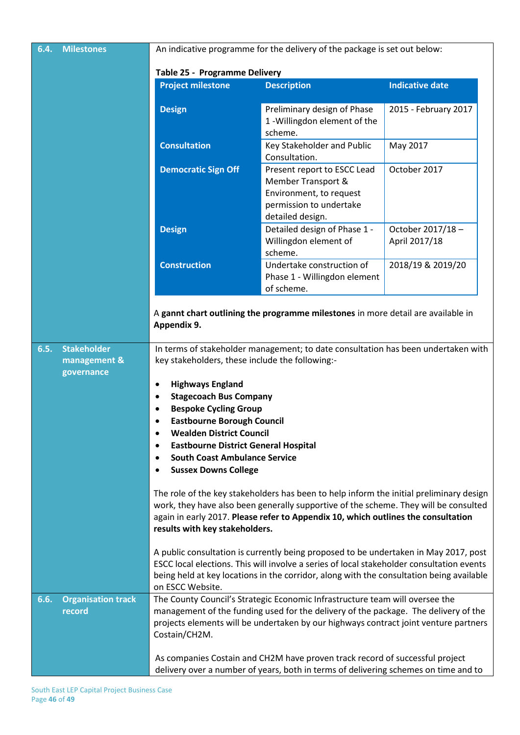## 6.4. Milestones

An indicative programme for the delivery of the package is set out below:

**Table 25 - Programme Delivery**

| Project milestone | Description | Indicative date |
|---|---|---|
| **Design** | Preliminary design of Phase 1 -Willingdon element of the scheme. | 2015 - February 2017 |
| **Consultation** | Key Stakeholder and Public Consultation. | May 2017 |
| **Democratic Sign Off** | Present report to ESCC Lead Member Transport & Environment, to request permission to undertake detailed design. | October 2017 |
| **Design** | Detailed design of Phase 1 - Willingdon element of scheme. | October 2017/18 – April 2017/18 |
| **Construction** | Undertake construction of Phase 1 - Willingdon element of scheme. | 2018/19 & 2019/20 |

A **gannt chart outlining the programme milestones** in more detail are available in **Appendix 9.**

## 6.5. Stakeholder management & governance

In terms of stakeholder management; to date consultation has been undertaken with key stakeholders, these include the following:-

- **Highways England**
- **Stagecoach Bus Company**
- **Bespoke Cycling Group**
- **Eastbourne Borough Council**
- **Wealden District Council**
- **Eastbourne District General Hospital**
- **South Coast Ambulance Service**
- **Sussex Downs College**

The role of the key stakeholders has been to help inform the initial preliminary design work, they have also been generally supportive of the scheme. They will be consulted again in early 2017. **Please refer to Appendix 10, which outlines the consultation results with key stakeholders.**

A public consultation is currently being proposed to be undertaken in May 2017, post ESCC local elections. This will involve a series of local stakeholder consultation events being held at key locations in the corridor, along with the consultation being available on ESCC Website.

## 6.6. Organisation track record

The County Council's Strategic Economic Infrastructure team will oversee the management of the funding used for the delivery of the package. The delivery of the projects elements will be undertaken by our highways contract joint venture partners Costain/CH2M.

As companies Costain and CH2M have proven track record of successful project delivery over a number of years, both in terms of delivering schemes on time and to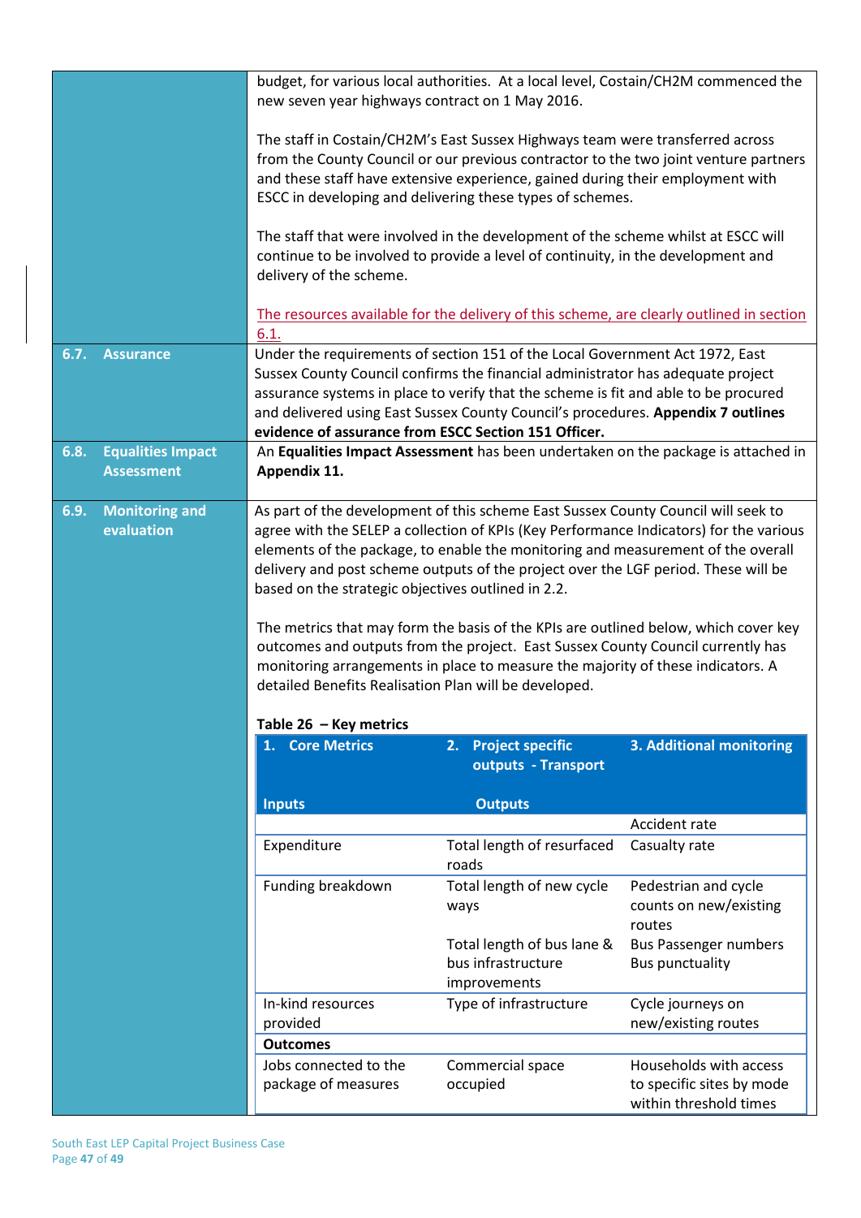budget, for various local authorities. At a local level, Costain/CH2M commenced the new seven year highways contract on 1 May 2016.

The staff in Costain/CH2M's East Sussex Highways team were transferred across from the County Council or our previous contractor to the two joint venture partners and these staff have extensive experience, gained during their employment with ESCC in developing and delivering these types of schemes.

The staff that were involved in the development of the scheme whilst at ESCC will continue to be involved to provide a level of continuity, in the development and delivery of the scheme.

The resources available for the delivery of this scheme, are clearly outlined in section 6.1.

## 6.7. Assurance

Under the requirements of section 151 of the Local Government Act 1972, East Sussex County Council confirms the financial administrator has adequate project assurance systems in place to verify that the scheme is fit and able to be procured and delivered using East Sussex County Council's procedures. **Appendix 7 outlines evidence of assurance from ESCC Section 151 Officer.**

## 6.8. Equalities Impact Assessment

An **Equalities Impact Assessment** has been undertaken on the package is attached in **Appendix 11.**

## 6.9. Monitoring and evaluation

As part of the development of this scheme East Sussex County Council will seek to agree with the SELEP a collection of KPIs (Key Performance Indicators) for the various elements of the package, to enable the monitoring and measurement of the overall delivery and post scheme outputs of the project over the LGF period. These will be based on the strategic objectives outlined in 2.2.

The metrics that may form the basis of the KPIs are outlined below, which cover key outcomes and outputs from the project. East Sussex County Council currently has monitoring arrangements in place to measure the majority of these indicators. A detailed Benefits Realisation Plan will be developed.

**Table 26 – Key metrics**

| 1. Core Metrics | 2. Project specific outputs - Transport | 3. Additional monitoring |
|---|---|---|
| **Inputs** | **Outputs** | |
| | | Accident rate |
| Expenditure | Total length of resurfaced roads | Casualty rate |
| Funding breakdown | Total length of new cycle ways | Pedestrian and cycle counts on new/existing routes |
| | Total length of bus lane & bus infrastructure improvements | Bus Passenger numbers<br>Bus punctuality |
| In-kind resources provided | Type of infrastructure | Cycle journeys on new/existing routes |
| **Outcomes** | | |
| Jobs connected to the package of measures | Commercial space occupied | Households with access to specific sites by mode within threshold times |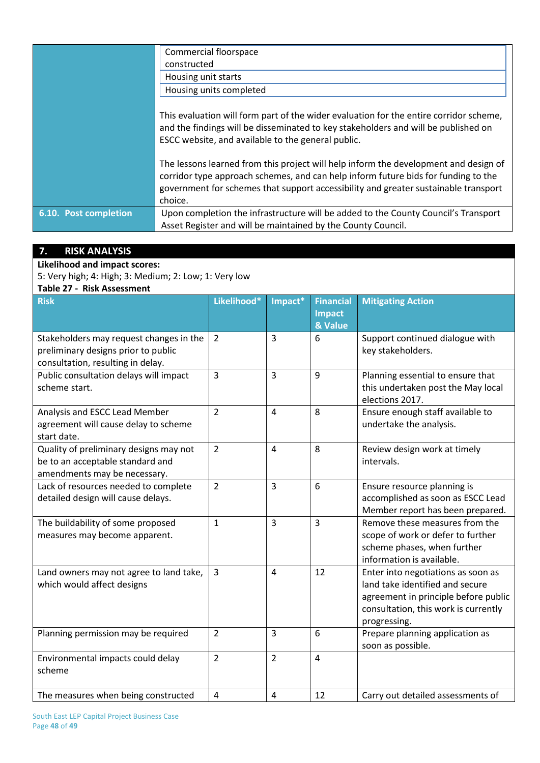| | |
|---|---|
| | Commercial floorspace constructed<br>Housing unit starts<br>Housing units completed<br><br>This evaluation will form part of the wider evaluation for the entire corridor scheme, and the findings will be disseminated to key stakeholders and will be published on ESCC website, and available to the general public.<br><br>The lessons learned from this project will help inform the development and design of corridor type approach schemes, and can help inform future bids for funding to the government for schemes that support accessibility and greater sustainable transport choice. |
| **6.10. Post completion** | Upon completion the infrastructure will be added to the County Council's Transport Asset Register and will be maintained by the County Council. |

## 7. RISK ANALYSIS

**Likelihood and impact scores:**
5: Very high; 4: High; 3: Medium; 2: Low; 1: Very low

**Table 27 - Risk Assessment**

| Risk | Likelihood* | Impact* | Financial Impact & Value | Mitigating Action |
|---|---|---|---|---|
| Stakeholders may request changes in the preliminary designs prior to public consultation, resulting in delay. | 2 | 3 | 6 | Support continued dialogue with key stakeholders. |
| Public consultation delays will impact scheme start. | 3 | 3 | 9 | Planning essential to ensure that this undertaken post the May local elections 2017. |
| Analysis and ESCC Lead Member agreement will cause delay to scheme start date. | 2 | 4 | 8 | Ensure enough staff available to undertake the analysis. |
| Quality of preliminary designs may not be to an acceptable standard and amendments may be necessary. | 2 | 4 | 8 | Review design work at timely intervals. |
| Lack of resources needed to complete detailed design will cause delays. | 2 | 3 | 6 | Ensure resource planning is accomplished as soon as ESCC Lead Member report has been prepared. |
| The buildability of some proposed measures may become apparent. | 1 | 3 | 3 | Remove these measures from the scope of work or defer to further scheme phases, when further information is available. |
| Land owners may not agree to land take, which would affect designs | 3 | 4 | 12 | Enter into negotiations as soon as land take identified and secure agreement in principle before public consultation, this work is currently progressing. |
| Planning permission may be required | 2 | 3 | 6 | Prepare planning application as soon as possible. |
| Environmental impacts could delay scheme | 2 | 2 | 4 | |
| The measures when being constructed | 4 | 4 | 12 | Carry out detailed assessments of |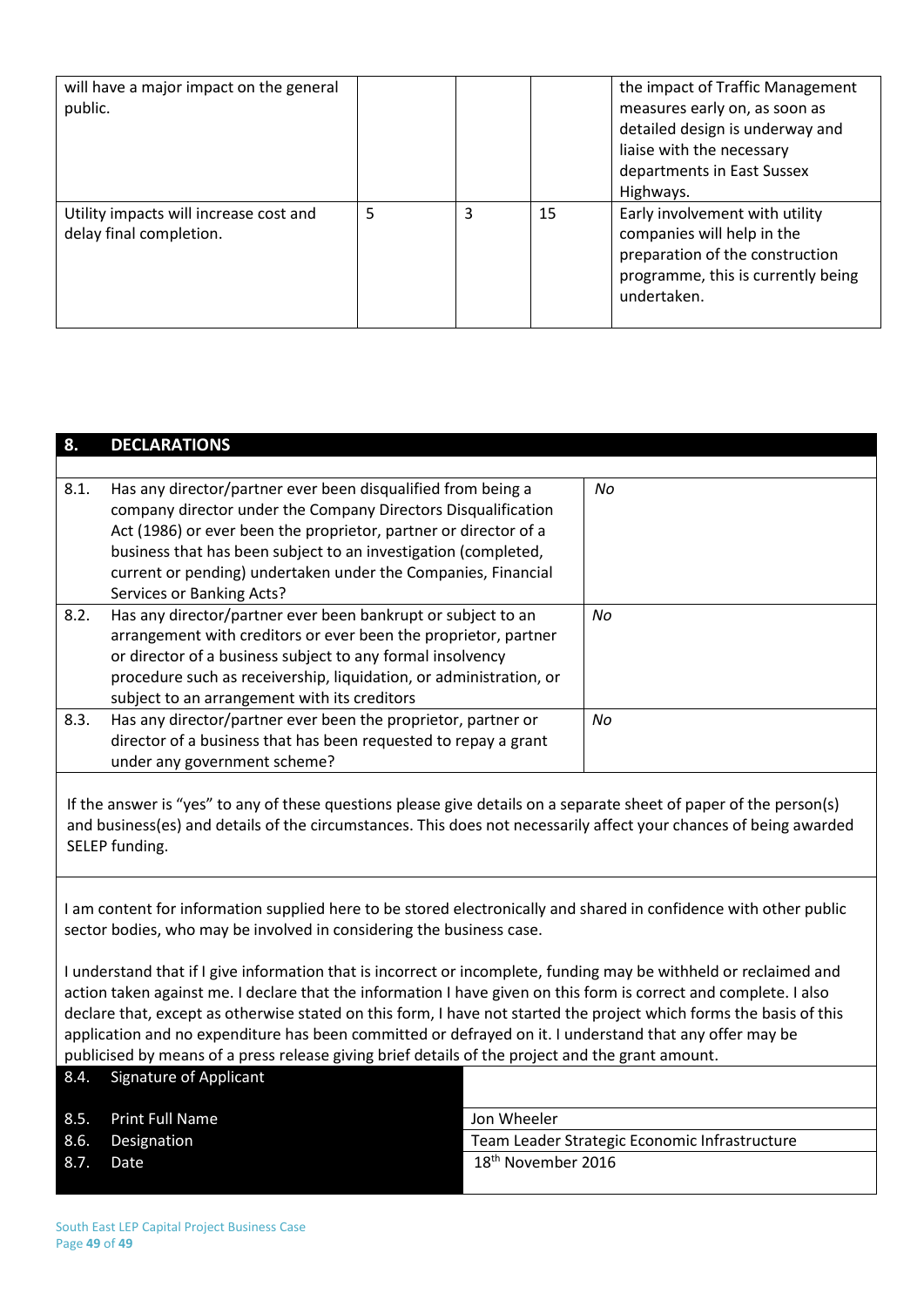| | | | | |
|---|---|---|---|---|
| will have a major impact on the general public. | | | | the impact of Traffic Management measures early on, as soon as detailed design is underway and liaise with the necessary departments in East Sussex Highways. |
| Utility impacts will increase cost and delay final completion. | 5 | 3 | 15 | Early involvement with utility companies will help in the preparation of the construction programme, this is currently being undertaken. |

## 8. DECLARATIONS

| | | |
|---|---|---|
| 8.1. | Has any director/partner ever been disqualified from being a company director under the Company Directors Disqualification Act (1986) or ever been the proprietor, partner or director of a business that has been subject to an investigation (completed, current or pending) undertaken under the Companies, Financial Services or Banking Acts? | *No* |
| 8.2. | Has any director/partner ever been bankrupt or subject to an arrangement with creditors or ever been the proprietor, partner or director of a business subject to any formal insolvency procedure such as receivership, liquidation, or administration, or subject to an arrangement with its creditors | *No* |
| 8.3. | Has any director/partner ever been the proprietor, partner or director of a business that has been requested to repay a grant under any government scheme? | *No* |

If the answer is "yes" to any of these questions please give details on a separate sheet of paper of the person(s) and business(es) and details of the circumstances. This does not necessarily affect your chances of being awarded SELEP funding.

I am content for information supplied here to be stored electronically and shared in confidence with other public sector bodies, who may be involved in considering the business case.

I understand that if I give information that is incorrect or incomplete, funding may be withheld or reclaimed and action taken against me. I declare that the information I have given on this form is correct and complete. I also declare that, except as otherwise stated on this form, I have not started the project which forms the basis of this application and no expenditure has been committed or defrayed on it. I understand that any offer may be publicised by means of a press release giving brief details of the project and the grant amount.

| | | |
|---|---|---|
| 8.4. | Signature of Applicant | |
| 8.5. | Print Full Name | Jon Wheeler |
| 8.6. | Designation | Team Leader Strategic Economic Infrastructure |
| 8.7. | Date | 18th November 2016 |